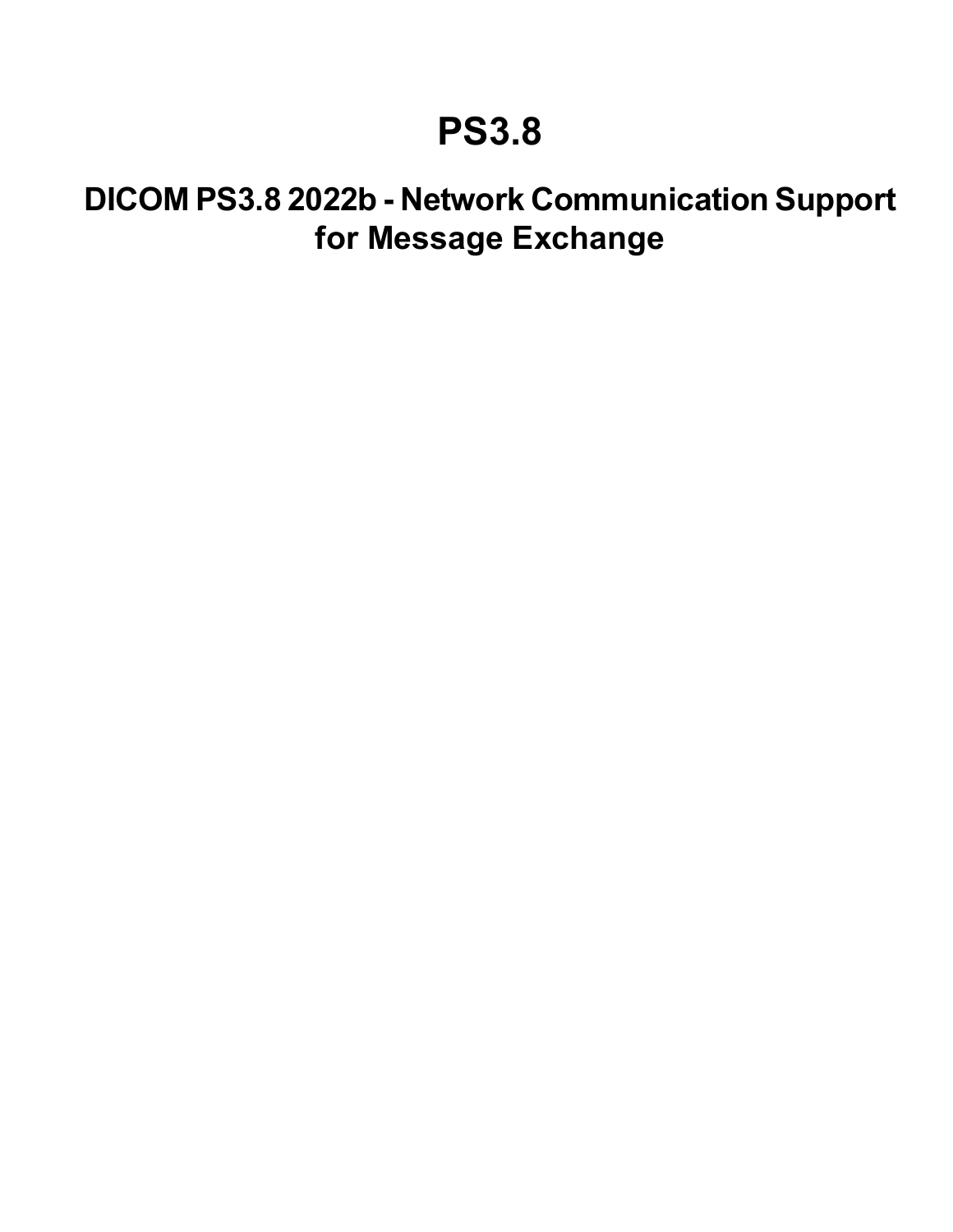# PS3.8

## DICOM PS3.8 2022b - Network Communication Support for Message Exchange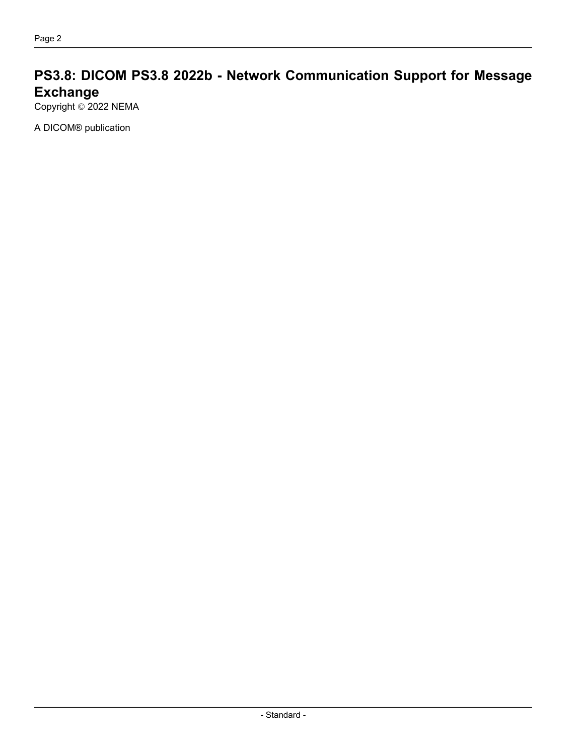# PS3.8: DICOM PS3.8 2022b - Network Communication Support for Message Exchange

Copyright © 2022 NEMA

A DICOM® publication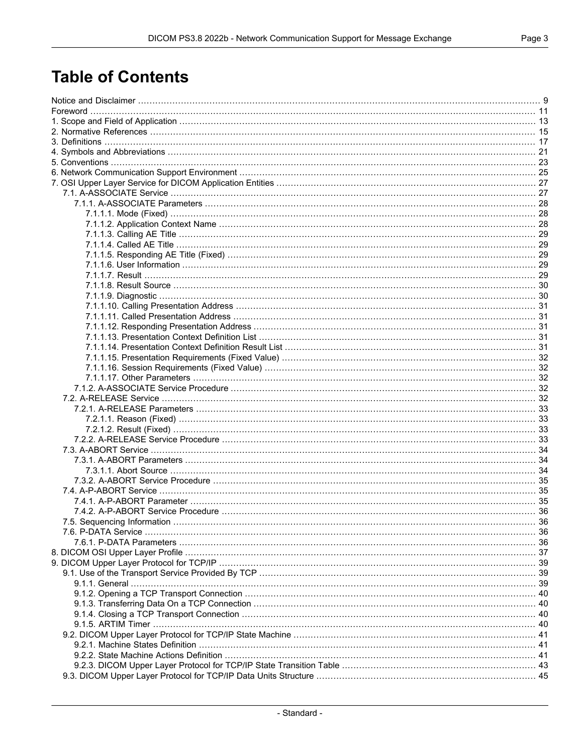# Table of Contents

Notice and Disclaimer ... 9
Foreword ... 11
1. Scope and Field of Application ... 13
2. Normative References ... 15
3. Definitions ... 17
4. Symbols and Abbreviations ... 21
5. Conventions ... 23
6. Network Communication Support Environment ... 25
7. OSI Upper Layer Service for DICOM Application Entities ... 27
    7.1. A-ASSOCIATE Service ... 27
        7.1.1. A-ASSOCIATE Parameters ... 28
            7.1.1.1. Mode (Fixed) ... 28
            7.1.1.2. Application Context Name ... 28
            7.1.1.3. Calling AE Title ... 29
            7.1.1.4. Called AE Title ... 29
            7.1.1.5. Responding AE Title (Fixed) ... 29
            7.1.1.6. User Information ... 29
            7.1.1.7. Result ... 29
            7.1.1.8. Result Source ... 30
            7.1.1.9. Diagnostic ... 30
            7.1.1.10. Calling Presentation Address ... 31
            7.1.1.11. Called Presentation Address ... 31
            7.1.1.12. Responding Presentation Address ... 31
            7.1.1.13. Presentation Context Definition List ... 31
            7.1.1.14. Presentation Context Definition Result List ... 31
            7.1.1.15. Presentation Requirements (Fixed Value) ... 32
            7.1.1.16. Session Requirements (Fixed Value) ... 32
            7.1.1.17. Other Parameters ... 32
        7.1.2. A-ASSOCIATE Service Procedure ... 32
    7.2. A-RELEASE Service ... 32
        7.2.1. A-RELEASE Parameters ... 33
            7.2.1.1. Reason (Fixed) ... 33
            7.2.1.2. Result (Fixed) ... 33
        7.2.2. A-RELEASE Service Procedure ... 33
    7.3. A-ABORT Service ... 34
        7.3.1. A-ABORT Parameters ... 34
            7.3.1.1. Abort Source ... 34
        7.3.2. A-ABORT Service Procedure ... 35
    7.4. A-P-ABORT Service ... 35
        7.4.1. A-P-ABORT Parameter ... 35
        7.4.2. A-P-ABORT Service Procedure ... 36
    7.5. Sequencing Information ... 36
    7.6. P-DATA Service ... 36
        7.6.1. P-DATA Parameters ... 36
8. DICOM OSI Upper Layer Profile ... 37
9. DICOM Upper Layer Protocol for TCP/IP ... 39
    9.1. Use of the Transport Service Provided By TCP ... 39
        9.1.1. General ... 39
        9.1.2. Opening a TCP Transport Connection ... 40
        9.1.3. Transferring Data On a TCP Connection ... 40
        9.1.4. Closing a TCP Transport Connection ... 40
        9.1.5. ARTIM Timer ... 40
    9.2. DICOM Upper Layer Protocol for TCP/IP State Machine ... 41
        9.2.1. Machine States Definition ... 41
        9.2.2. State Machine Actions Definition ... 41
        9.2.3. DICOM Upper Layer Protocol for TCP/IP State Transition Table ... 43
    9.3. DICOM Upper Layer Protocol for TCP/IP Data Units Structure ... 45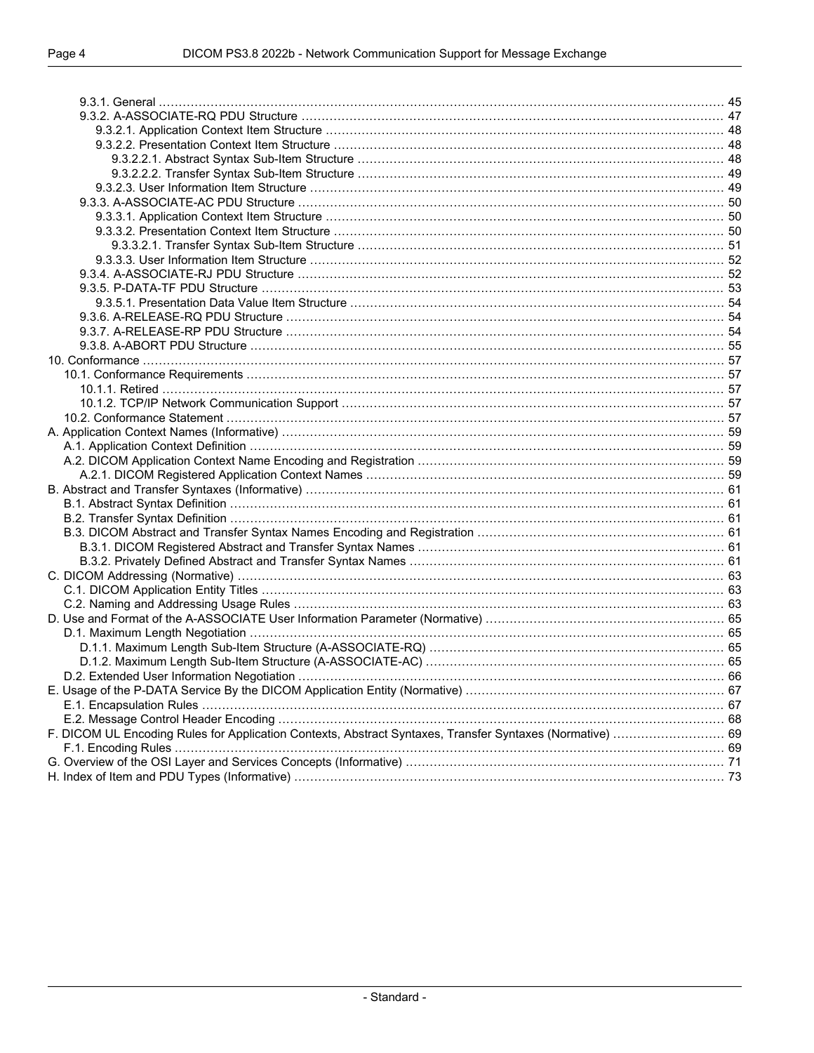9.3.1. General ........................................................................................................................................ 45
9.3.2. A-ASSOCIATE-RQ PDU Structure ..................................................................................................... 47
9.3.2.1. Application Context Item Structure ............................................................................................ 48
9.3.2.2. Presentation Context Item Structure .......................................................................................... 48
9.3.2.2.1. Abstract Syntax Sub-Item Structure .................................................................................... 48
9.3.2.2.2. Transfer Syntax Sub-Item Structure .................................................................................... 49
9.3.2.3. User Information Item Structure ................................................................................................ 49
9.3.3. A-ASSOCIATE-AC PDU Structure ..................................................................................................... 50
9.3.3.1. Application Context Item Structure ............................................................................................ 50
9.3.3.2. Presentation Context Item Structure .......................................................................................... 50
9.3.3.2.1. Transfer Syntax Sub-Item Structure .................................................................................... 51
9.3.3.3. User Information Item Structure ................................................................................................ 52
9.3.4. A-ASSOCIATE-RJ PDU Structure ...................................................................................................... 52
9.3.5. P-DATA-TF PDU Structure ................................................................................................................ 53
9.3.5.1. Presentation Data Value Item Structure ..................................................................................... 54
9.3.6. A-RELEASE-RQ PDU Structure ......................................................................................................... 54
9.3.7. A-RELEASE-RP PDU Structure ......................................................................................................... 54
9.3.8. A-ABORT PDU Structure ................................................................................................................... 55
10. Conformance ....................................................................................................................................... 57
10.1. Conformance Requirements ............................................................................................................... 57
10.1.1. Retired ............................................................................................................................................ 57
10.1.2. TCP/IP Network Communication Support ........................................................................................ 57
10.2. Conformance Statement ..................................................................................................................... 57
A. Application Context Names (Informative) ................................................................................................ 59
A.1. Application Context Definition ............................................................................................................... 59
A.2. DICOM Application Context Name Encoding and Registration .............................................................. 59
A.2.1. DICOM Registered Application Context Names ................................................................................. 59
B. Abstract and Transfer Syntaxes (Informative) .......................................................................................... 61
B.1. Abstract Syntax Definition .................................................................................................................... 61
B.2. Transfer Syntax Definition .................................................................................................................... 61
B.3. DICOM Abstract and Transfer Syntax Names Encoding and Registration ............................................... 61
B.3.1. DICOM Registered Abstract and Transfer Syntax Names ................................................................... 61
B.3.2. Privately Defined Abstract and Transfer Syntax Names ...................................................................... 61
C. DICOM Addressing (Normative) ............................................................................................................. 63
C.1. DICOM Application Entity Titles ............................................................................................................ 63
C.2. Naming and Addressing Usage Rules ................................................................................................... 63
D. Use and Format of the A-ASSOCIATE User Information Parameter (Normative) ........................................ 65
D.1. Maximum Length Negotiation ............................................................................................................... 65
D.1.1. Maximum Length Sub-Item Structure (A-ASSOCIATE-RQ) ................................................................. 65
D.1.2. Maximum Length Sub-Item Structure (A-ASSOCIATE-AC) .................................................................. 65
D.2. Extended User Information Negotiation ................................................................................................. 66
E. Usage of the P-DATA Service By the DICOM Application Entity (Normative) ............................................. 67
E.1. Encapsulation Rules ............................................................................................................................ 67
E.2. Message Control Header Encoding ....................................................................................................... 68
F. DICOM UL Encoding Rules for Application Contexts, Abstract Syntaxes, Transfer Syntaxes (Normative) ....... 69
F.1. Encoding Rules .................................................................................................................................... 69
G. Overview of the OSI Layer and Services Concepts (Informative) ............................................................... 71
H. Index of Item and PDU Types (Informative) ............................................................................................. 73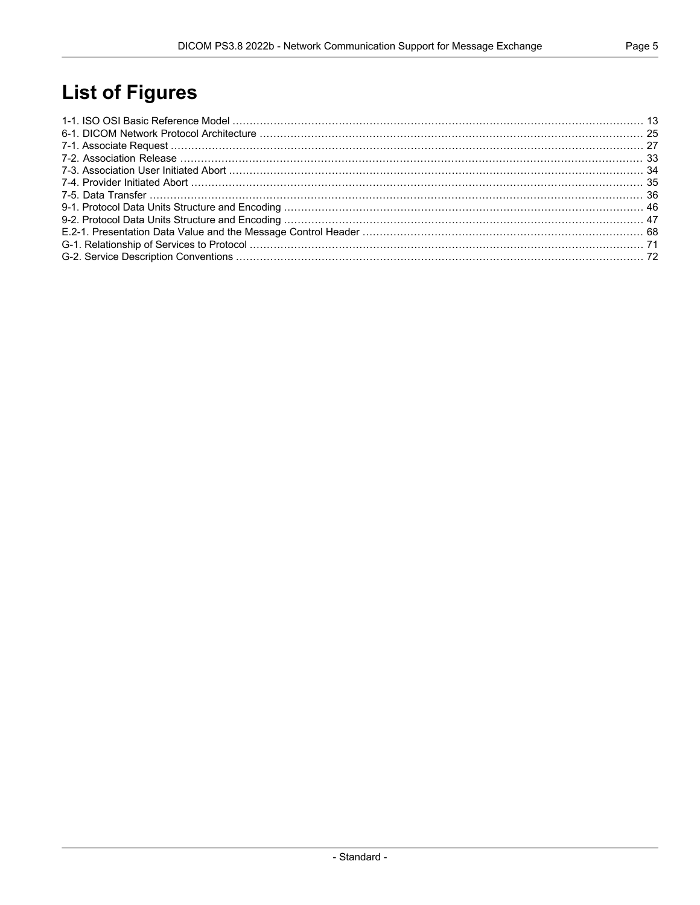# List of Figures

1-1. ISO OSI Basic Reference Model ........ 13
6-1. DICOM Network Protocol Architecture ........ 25
7-1. Associate Request ........ 27
7-2. Association Release ........ 33
7-3. Association User Initiated Abort ........ 34
7-4. Provider Initiated Abort ........ 35
7-5. Data Transfer ........ 36
9-1. Protocol Data Units Structure and Encoding ........ 46
9-2. Protocol Data Units Structure and Encoding ........ 47
E.2-1. Presentation Data Value and the Message Control Header ........ 68
G-1. Relationship of Services to Protocol ........ 71
G-2. Service Description Conventions ........ 72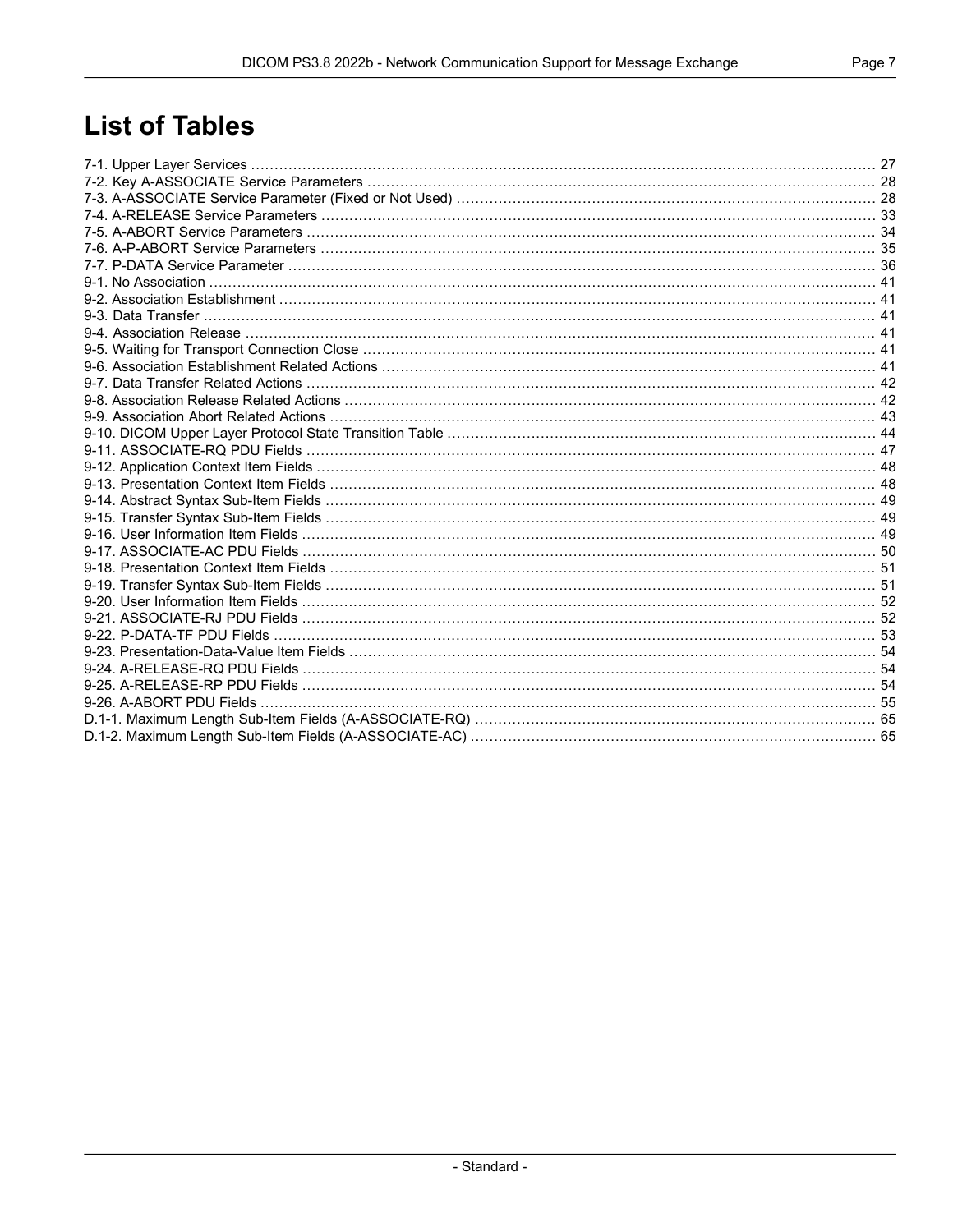# List of Tables

7-1. Upper Layer Services ........................................................................................................................ 27
7-2. Key A-ASSOCIATE Service Parameters ............................................................................................ 28
7-3. A-ASSOCIATE Service Parameter (Fixed or Not Used) ......................................................................... 28
7-4. A-RELEASE Service Parameters ...................................................................................................... 33
7-5. A-ABORT Service Parameters ......................................................................................................... 34
7-6. A-P-ABORT Service Parameters ...................................................................................................... 35
7-7. P-DATA Service Parameter ............................................................................................................. 36
9-1. No Association ............................................................................................................................ 41
9-2. Association Establishment ............................................................................................................. 41
9-3. Data Transfer .............................................................................................................................. 41
9-4. Association Release ..................................................................................................................... 41
9-5. Waiting for Transport Connection Close ............................................................................................ 41
9-6. Association Establishment Related Actions ........................................................................................ 41
9-7. Data Transfer Related Actions ........................................................................................................ 42
9-8. Association Release Related Actions ................................................................................................ 42
9-9. Association Abort Related Actions .................................................................................................... 43
9-10. DICOM Upper Layer Protocol State Transition Table ........................................................................... 44
9-11. ASSOCIATE-RQ PDU Fields ......................................................................................................... 47
9-12. Application Context Item Fields ...................................................................................................... 48
9-13. Presentation Context Item Fields .................................................................................................... 48
9-14. Abstract Syntax Sub-Item Fields ..................................................................................................... 49
9-15. Transfer Syntax Sub-Item Fields ..................................................................................................... 49
9-16. User Information Item Fields .......................................................................................................... 49
9-17. ASSOCIATE-AC PDU Fields .......................................................................................................... 50
9-18. Presentation Context Item Fields .................................................................................................... 51
9-19. Transfer Syntax Sub-Item Fields ..................................................................................................... 51
9-20. User Information Item Fields .......................................................................................................... 52
9-21. ASSOCIATE-RJ PDU Fields .......................................................................................................... 52
9-22. P-DATA-TF PDU Fields ................................................................................................................ 53
9-23. Presentation-Data-Value Item Fields ................................................................................................ 54
9-24. A-RELEASE-RQ PDU Fields .......................................................................................................... 54
9-25. A-RELEASE-RP PDU Fields .......................................................................................................... 54
9-26. A-ABORT PDU Fields ................................................................................................................... 55
D.1-1. Maximum Length Sub-Item Fields (A-ASSOCIATE-RQ) ..................................................................... 65
D.1-2. Maximum Length Sub-Item Fields (A-ASSOCIATE-AC) ...................................................................... 65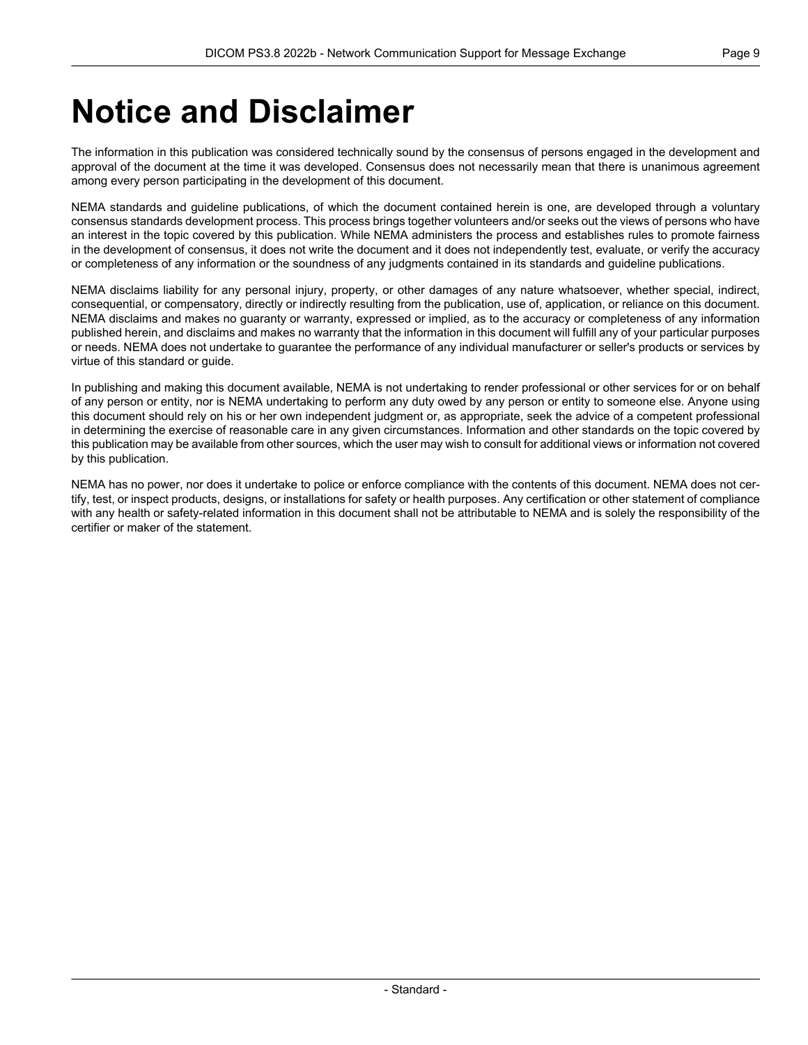# Notice and Disclaimer

The information in this publication was considered technically sound by the consensus of persons engaged in the development and approval of the document at the time it was developed. Consensus does not necessarily mean that there is unanimous agreement among every person participating in the development of this document.

NEMA standards and guideline publications, of which the document contained herein is one, are developed through a voluntary consensus standards development process. This process brings together volunteers and/or seeks out the views of persons who have an interest in the topic covered by this publication. While NEMA administers the process and establishes rules to promote fairness in the development of consensus, it does not write the document and it does not independently test, evaluate, or verify the accuracy or completeness of any information or the soundness of any judgments contained in its standards and guideline publications.

NEMA disclaims liability for any personal injury, property, or other damages of any nature whatsoever, whether special, indirect, consequential, or compensatory, directly or indirectly resulting from the publication, use of, application, or reliance on this document. NEMA disclaims and makes no guaranty or warranty, expressed or implied, as to the accuracy or completeness of any information published herein, and disclaims and makes no warranty that the information in this document will fulfill any of your particular purposes or needs. NEMA does not undertake to guarantee the performance of any individual manufacturer or seller's products or services by virtue of this standard or guide.

In publishing and making this document available, NEMA is not undertaking to render professional or other services for or on behalf of any person or entity, nor is NEMA undertaking to perform any duty owed by any person or entity to someone else. Anyone using this document should rely on his or her own independent judgment or, as appropriate, seek the advice of a competent professional in determining the exercise of reasonable care in any given circumstances. Information and other standards on the topic covered by this publication may be available from other sources, which the user may wish to consult for additional views or information not covered by this publication.

NEMA has no power, nor does it undertake to police or enforce compliance with the contents of this document. NEMA does not certify, test, or inspect products, designs, or installations for safety or health purposes. Any certification or other statement of compliance with any health or safety-related information in this document shall not be attributable to NEMA and is solely the responsibility of the certifier or maker of the statement.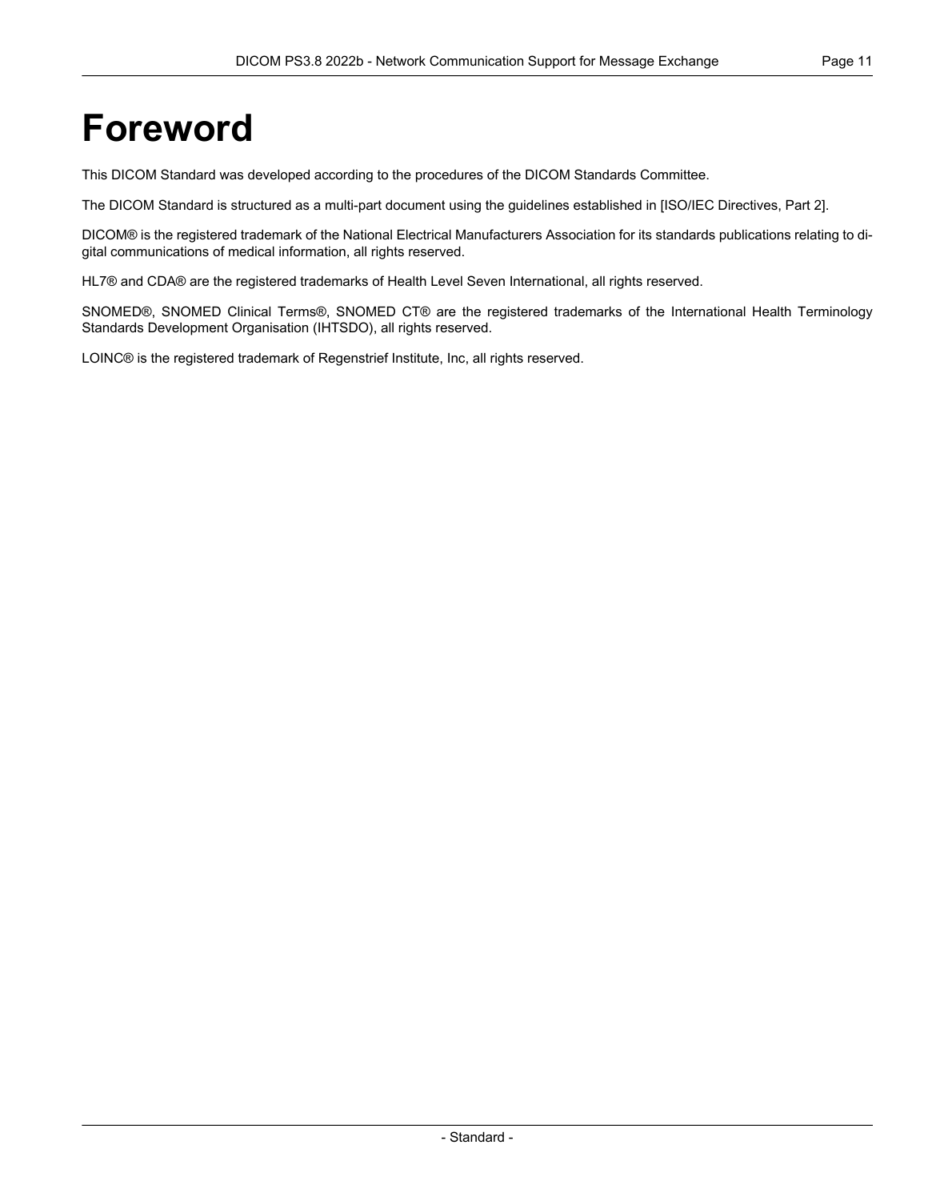# Foreword

This DICOM Standard was developed according to the procedures of the DICOM Standards Committee.

The DICOM Standard is structured as a multi-part document using the guidelines established in [ISO/IEC Directives, Part 2].

DICOM® is the registered trademark of the National Electrical Manufacturers Association for its standards publications relating to digital communications of medical information, all rights reserved.

HL7® and CDA® are the registered trademarks of Health Level Seven International, all rights reserved.

SNOMED®, SNOMED Clinical Terms®, SNOMED CT® are the registered trademarks of the International Health Terminology Standards Development Organisation (IHTSDO), all rights reserved.

LOINC® is the registered trademark of Regenstrief Institute, Inc, all rights reserved.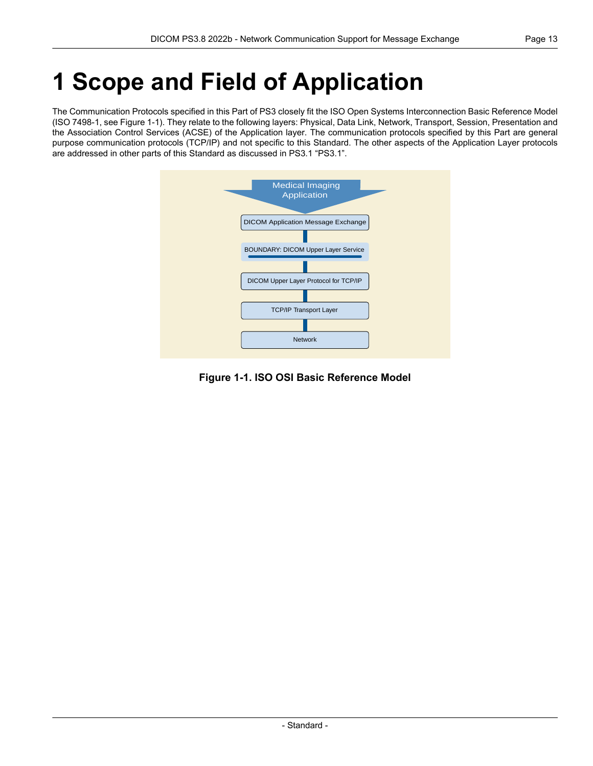# 1 Scope and Field of Application

The Communication Protocols specified in this Part of PS3 closely fit the ISO Open Systems Interconnection Basic Reference Model (ISO 7498-1, see Figure 1-1). They relate to the following layers: Physical, Data Link, Network, Transport, Session, Presentation and the Association Control Services (ACSE) of the Application layer. The communication protocols specified by this Part are general purpose communication protocols (TCP/IP) and not specific to this Standard. The other aspects of the Application Layer protocols are addressed in other parts of this Standard as discussed in PS3.1 “PS3.1”.

Medical Imaging Application

DICOM Application Message Exchange

BOUNDARY: DICOM Upper Layer Service

DICOM Upper Layer Protocol for TCP/IP

TCP/IP Transport Layer

Network

**Figure 1-1. ISO OSI Basic Reference Model**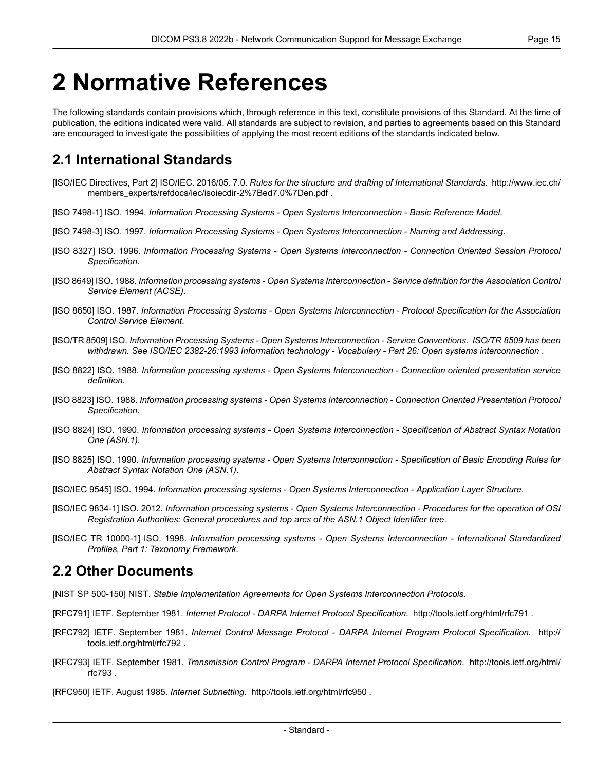# 2 Normative References

The following standards contain provisions which, through reference in this text, constitute provisions of this Standard. At the time of publication, the editions indicated were valid. All standards are subject to revision, and parties to agreements based on this Standard are encouraged to investigate the possibilities of applying the most recent editions of the standards indicated below.

## 2.1 International Standards

[ISO/IEC Directives, Part 2] ISO/IEC. 2016/05. 7.0. *Rules for the structure and drafting of International Standards*. http://www.iec.ch/members_experts/refdocs/iec/isoiecdir-2%7Bed7.0%7Den.pdf .

[ISO 7498-1] ISO. 1994. *Information Processing Systems - Open Systems Interconnection - Basic Reference Model*.

[ISO 7498-3] ISO. 1997. *Information Processing Systems - Open Systems Interconnection - Naming and Addressing*.

[ISO 8327] ISO. 1996. *Information Processing Systems - Open Systems Interconnection - Connection Oriented Session Protocol Specification*.

[ISO 8649] ISO. 1988. *Information processing systems - Open Systems Interconnection - Service definition for the Association Control Service Element (ACSE)*.

[ISO 8650] ISO. 1987. *Information Processing Systems - Open Systems Interconnection - Protocol Specification for the Association Control Service Element*.

[ISO/TR 8509] ISO. *Information Processing Systems - Open Systems Interconnection - Service Conventions. ISO/TR 8509 has been withdrawn. See ISO/IEC 2382-26:1993 Information technology - Vocabulary - Part 26: Open systems interconnection* .

[ISO 8822] ISO. 1988. *Information processing systems - Open Systems Interconnection - Connection oriented presentation service definition*.

[ISO 8823] ISO. 1988. *Information processing systems - Open Systems Interconnection - Connection Oriented Presentation Protocol Specification*.

[ISO 8824] ISO. 1990. *Information processing systems - Open Systems Interconnection - Specification of Abstract Syntax Notation One (ASN.1)*.

[ISO 8825] ISO. 1990. *Information processing systems - Open Systems Interconnection - Specification of Basic Encoding Rules for Abstract Syntax Notation One (ASN.1)*.

[ISO/IEC 9545] ISO. 1994. *Information processing systems - Open Systems Interconnection - Application Layer Structure*.

[ISO/IEC 9834-1] ISO. 2012. *Information processing systems - Open Systems Interconnection - Procedures for the operation of OSI Registration Authorities: General procedures and top arcs of the ASN.1 Object Identifier tree*.

[ISO/IEC TR 10000-1] ISO. 1998. *Information processing systems - Open Systems Interconnection - International Standardized Profiles, Part 1: Taxonomy Framework*.

## 2.2 Other Documents

[NIST SP 500-150] NIST. *Stable Implementation Agreements for Open Systems Interconnection Protocols*.

[RFC791] IETF. September 1981. *Internet Protocol - DARPA Internet Protocol Specification*. http://tools.ietf.org/html/rfc791 .

[RFC792] IETF. September 1981. *Internet Control Message Protocol - DARPA Internet Program Protocol Specification*. http://tools.ietf.org/html/rfc792 .

[RFC793] IETF. September 1981. *Transmission Control Program - DARPA Internet Protocol Specification*. http://tools.ietf.org/html/rfc793 .

[RFC950] IETF. August 1985. *Internet Subnetting*. http://tools.ietf.org/html/rfc950 .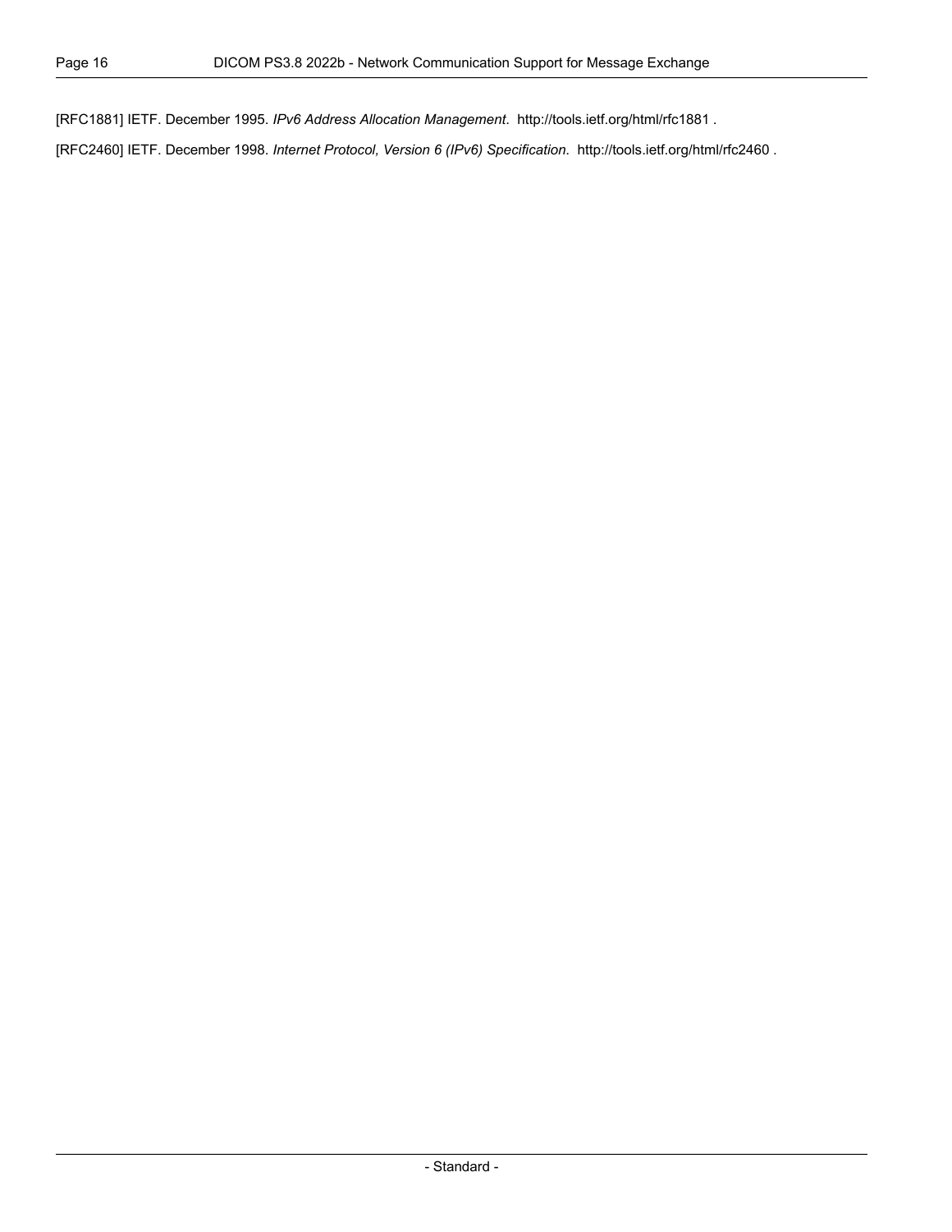[RFC1881] IETF. December 1995. *IPv6 Address Allocation Management*. http://tools.ietf.org/html/rfc1881 .

[RFC2460] IETF. December 1998. *Internet Protocol, Version 6 (IPv6) Specification*. http://tools.ietf.org/html/rfc2460 .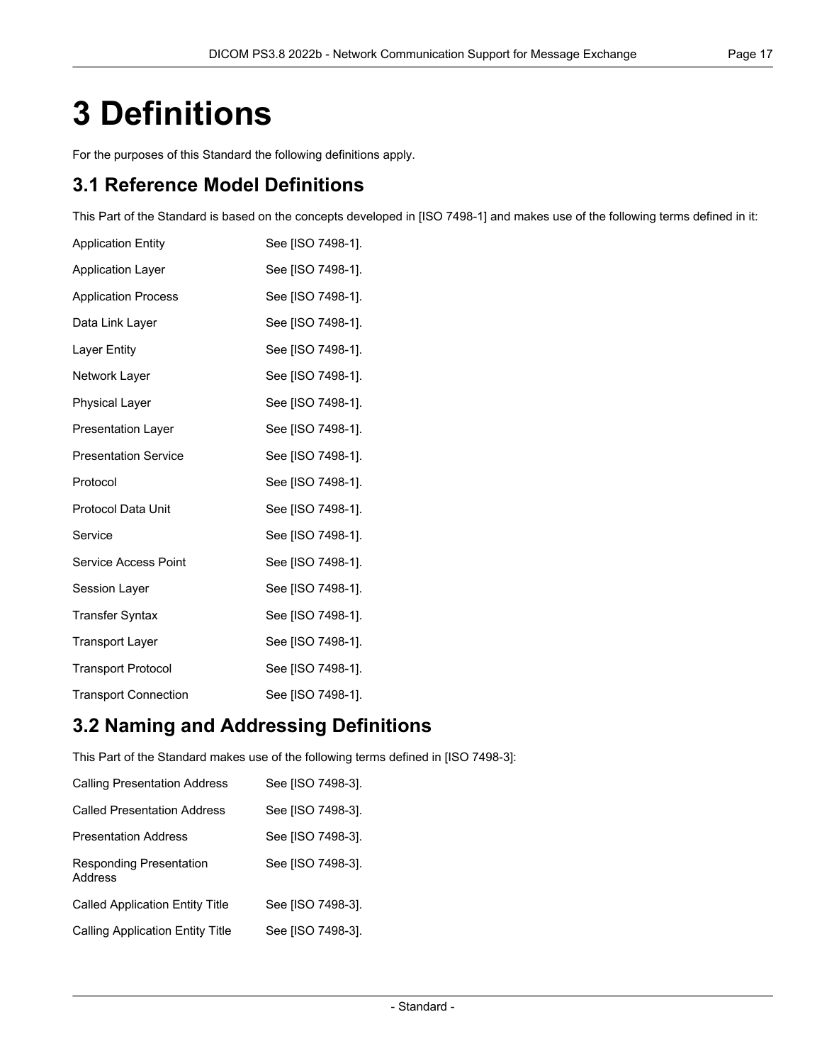# 3 Definitions

For the purposes of this Standard the following definitions apply.

## 3.1 Reference Model Definitions

This Part of the Standard is based on the concepts developed in [ISO 7498-1] and makes use of the following terms defined in it:

| | |
|---|---|
| Application Entity | See [ISO 7498-1]. |
| Application Layer | See [ISO 7498-1]. |
| Application Process | See [ISO 7498-1]. |
| Data Link Layer | See [ISO 7498-1]. |
| Layer Entity | See [ISO 7498-1]. |
| Network Layer | See [ISO 7498-1]. |
| Physical Layer | See [ISO 7498-1]. |
| Presentation Layer | See [ISO 7498-1]. |
| Presentation Service | See [ISO 7498-1]. |
| Protocol | See [ISO 7498-1]. |
| Protocol Data Unit | See [ISO 7498-1]. |
| Service | See [ISO 7498-1]. |
| Service Access Point | See [ISO 7498-1]. |
| Session Layer | See [ISO 7498-1]. |
| Transfer Syntax | See [ISO 7498-1]. |
| Transport Layer | See [ISO 7498-1]. |
| Transport Protocol | See [ISO 7498-1]. |
| Transport Connection | See [ISO 7498-1]. |

## 3.2 Naming and Addressing Definitions

This Part of the Standard makes use of the following terms defined in [ISO 7498-3]:

| | |
|---|---|
| Calling Presentation Address | See [ISO 7498-3]. |
| Called Presentation Address | See [ISO 7498-3]. |
| Presentation Address | See [ISO 7498-3]. |
| Responding Presentation Address | See [ISO 7498-3]. |
| Called Application Entity Title | See [ISO 7498-3]. |
| Calling Application Entity Title | See [ISO 7498-3]. |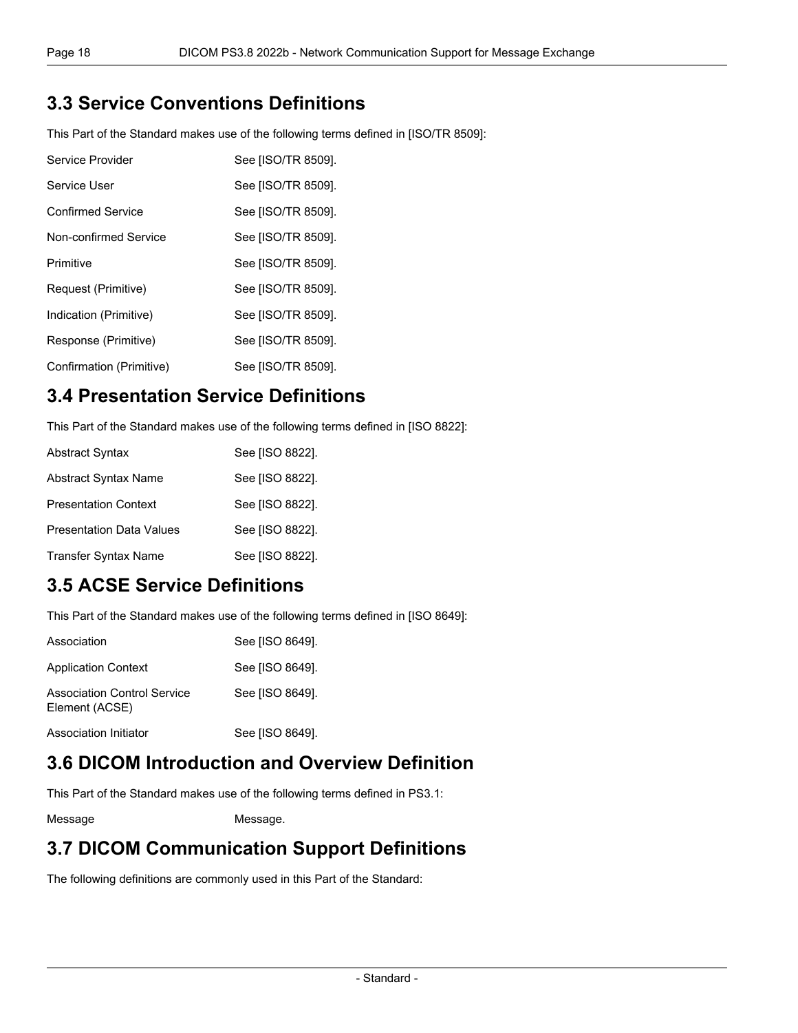## 3.3 Service Conventions Definitions

This Part of the Standard makes use of the following terms defined in [ISO/TR 8509]:

Service Provider See [ISO/TR 8509].

Service User See [ISO/TR 8509].

Confirmed Service See [ISO/TR 8509].

Non-confirmed Service See [ISO/TR 8509].

Primitive See [ISO/TR 8509].

Request (Primitive) See [ISO/TR 8509].

Indication (Primitive) See [ISO/TR 8509].

Response (Primitive) See [ISO/TR 8509].

Confirmation (Primitive) See [ISO/TR 8509].

## 3.4 Presentation Service Definitions

This Part of the Standard makes use of the following terms defined in [ISO 8822]:

Abstract Syntax See [ISO 8822].

Abstract Syntax Name See [ISO 8822].

Presentation Context See [ISO 8822].

Presentation Data Values See [ISO 8822].

Transfer Syntax Name See [ISO 8822].

## 3.5 ACSE Service Definitions

This Part of the Standard makes use of the following terms defined in [ISO 8649]:

Association See [ISO 8649].

Application Context See [ISO 8649].

Association Control Service Element (ACSE) See [ISO 8649].

Association Initiator See [ISO 8649].

## 3.6 DICOM Introduction and Overview Definition

This Part of the Standard makes use of the following terms defined in PS3.1:

Message Message.

## 3.7 DICOM Communication Support Definitions

The following definitions are commonly used in this Part of the Standard: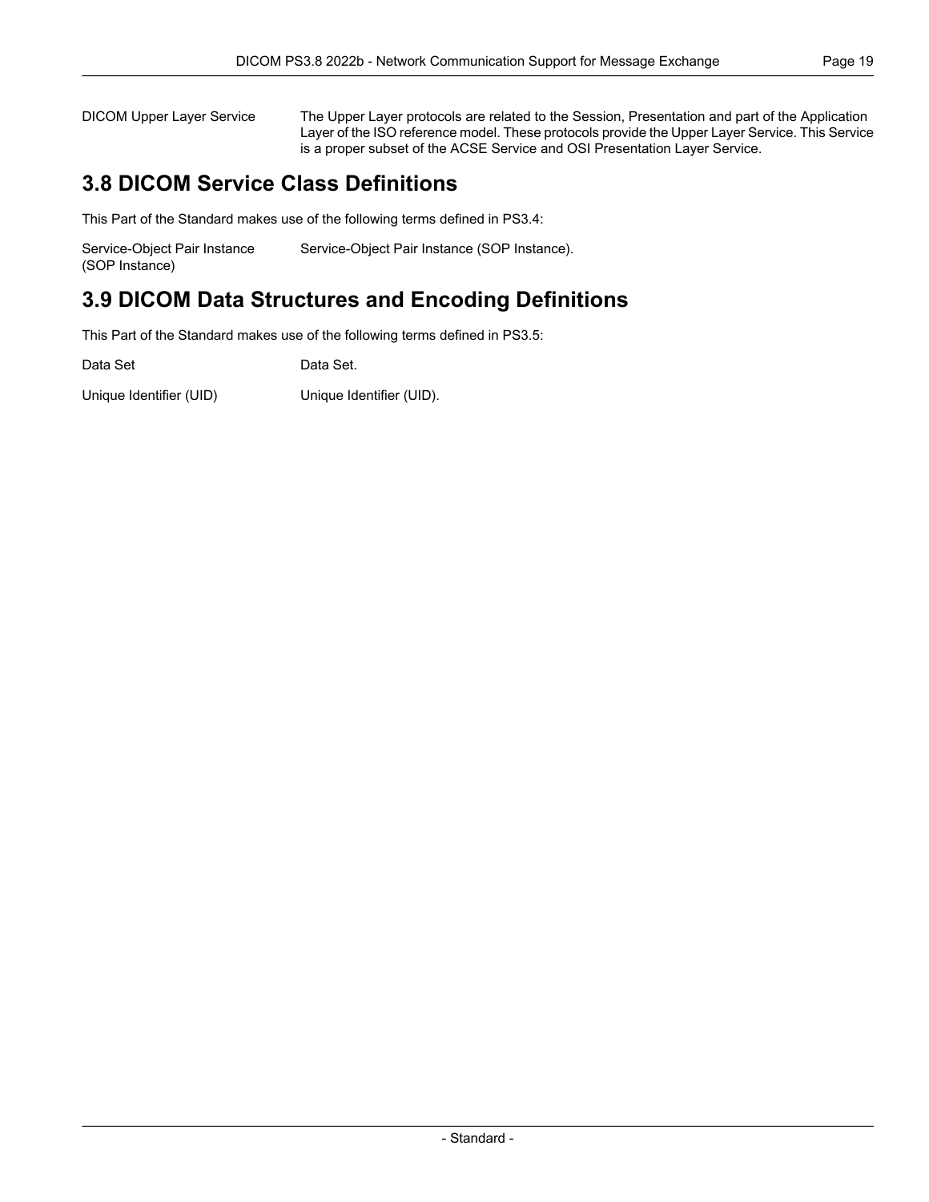DICOM Upper Layer Service: The Upper Layer protocols are related to the Session, Presentation and part of the Application Layer of the ISO reference model. These protocols provide the Upper Layer Service. This Service is a proper subset of the ACSE Service and OSI Presentation Layer Service.

## 3.8 DICOM Service Class Definitions

This Part of the Standard makes use of the following terms defined in PS3.4:

Service-Object Pair Instance (SOP Instance): Service-Object Pair Instance (SOP Instance).

## 3.9 DICOM Data Structures and Encoding Definitions

This Part of the Standard makes use of the following terms defined in PS3.5:

Data Set: Data Set.

Unique Identifier (UID): Unique Identifier (UID).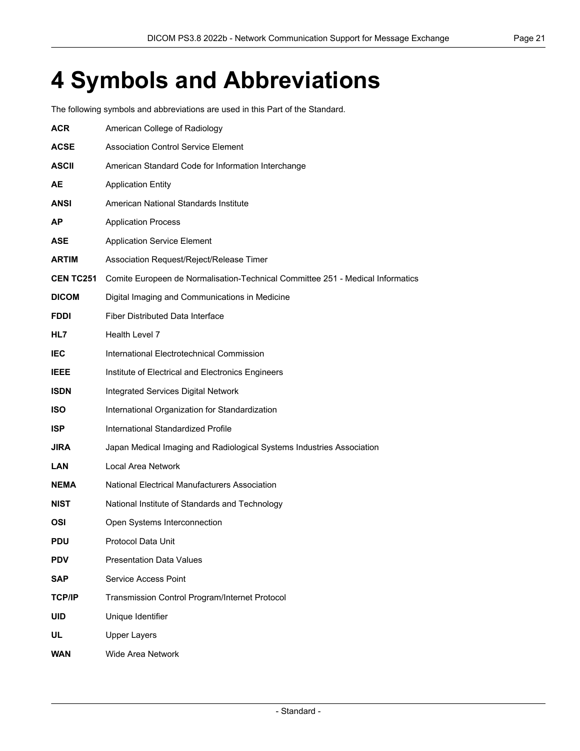# 4 Symbols and Abbreviations

The following symbols and abbreviations are used in this Part of the Standard.

**ACR** American College of Radiology

**ACSE** Association Control Service Element

**ASCII** American Standard Code for Information Interchange

**AE** Application Entity

**ANSI** American National Standards Institute

**AP** Application Process

**ASE** Application Service Element

**ARTIM** Association Request/Reject/Release Timer

**CEN TC251** Comite Europeen de Normalisation-Technical Committee 251 - Medical Informatics

**DICOM** Digital Imaging and Communications in Medicine

**FDDI** Fiber Distributed Data Interface

**HL7** Health Level 7

**IEC** International Electrotechnical Commission

**IEEE** Institute of Electrical and Electronics Engineers

**ISDN** Integrated Services Digital Network

**ISO** International Organization for Standardization

**ISP** International Standardized Profile

**JIRA** Japan Medical Imaging and Radiological Systems Industries Association

**LAN** Local Area Network

**NEMA** National Electrical Manufacturers Association

**NIST** National Institute of Standards and Technology

**OSI** Open Systems Interconnection

**PDU** Protocol Data Unit

**PDV** Presentation Data Values

**SAP** Service Access Point

**TCP/IP** Transmission Control Program/Internet Protocol

**UID** Unique Identifier

**UL** Upper Layers

**WAN** Wide Area Network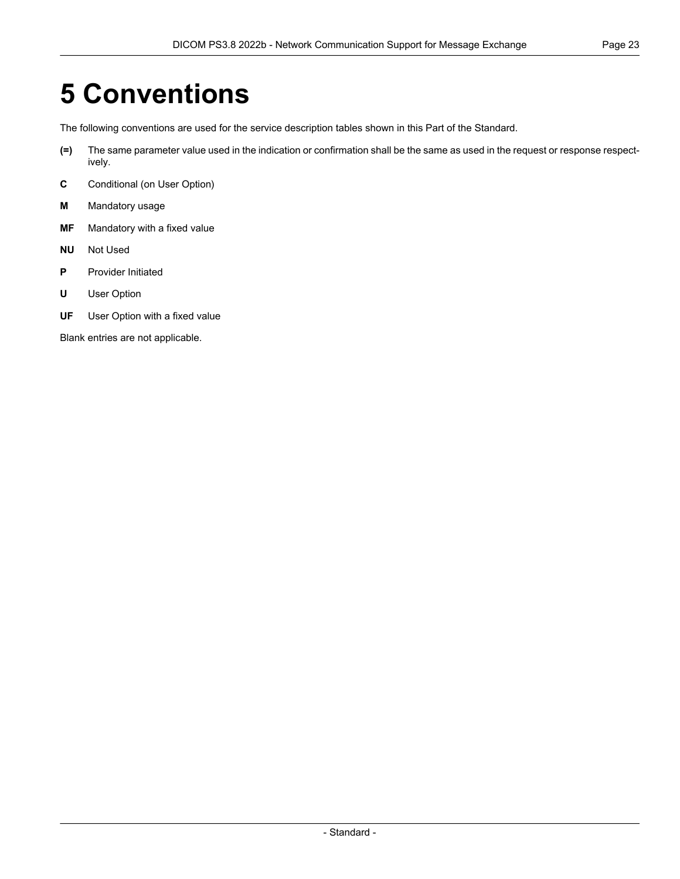# 5 Conventions

The following conventions are used for the service description tables shown in this Part of the Standard.

**(=)** The same parameter value used in the indication or confirmation shall be the same as used in the request or response respectively.

**C** Conditional (on User Option)

**M** Mandatory usage

**MF** Mandatory with a fixed value

**NU** Not Used

**P** Provider Initiated

**U** User Option

**UF** User Option with a fixed value

Blank entries are not applicable.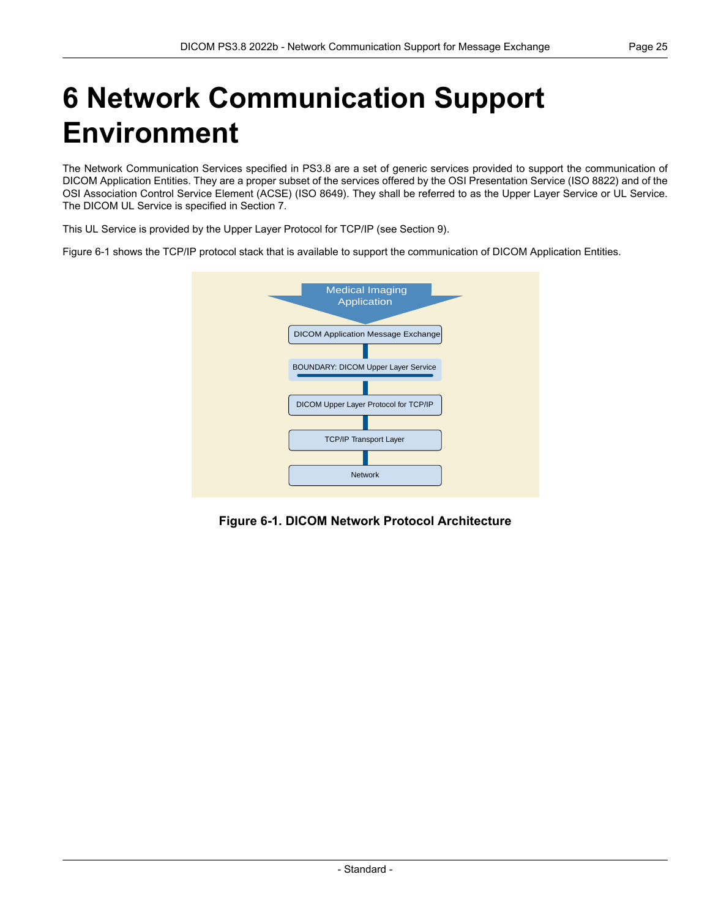# 6 Network Communication Support Environment

The Network Communication Services specified in PS3.8 are a set of generic services provided to support the communication of DICOM Application Entities. They are a proper subset of the services offered by the OSI Presentation Service (ISO 8822) and of the OSI Association Control Service Element (ACSE) (ISO 8649). They shall be referred to as the Upper Layer Service or UL Service. The DICOM UL Service is specified in Section 7.

This UL Service is provided by the Upper Layer Protocol for TCP/IP (see Section 9).

Figure 6-1 shows the TCP/IP protocol stack that is available to support the communication of DICOM Application Entities.

Medical Imaging Application

DICOM Application Message Exchange

BOUNDARY: DICOM Upper Layer Service

DICOM Upper Layer Protocol for TCP/IP

TCP/IP Transport Layer

Network

**Figure 6-1. DICOM Network Protocol Architecture**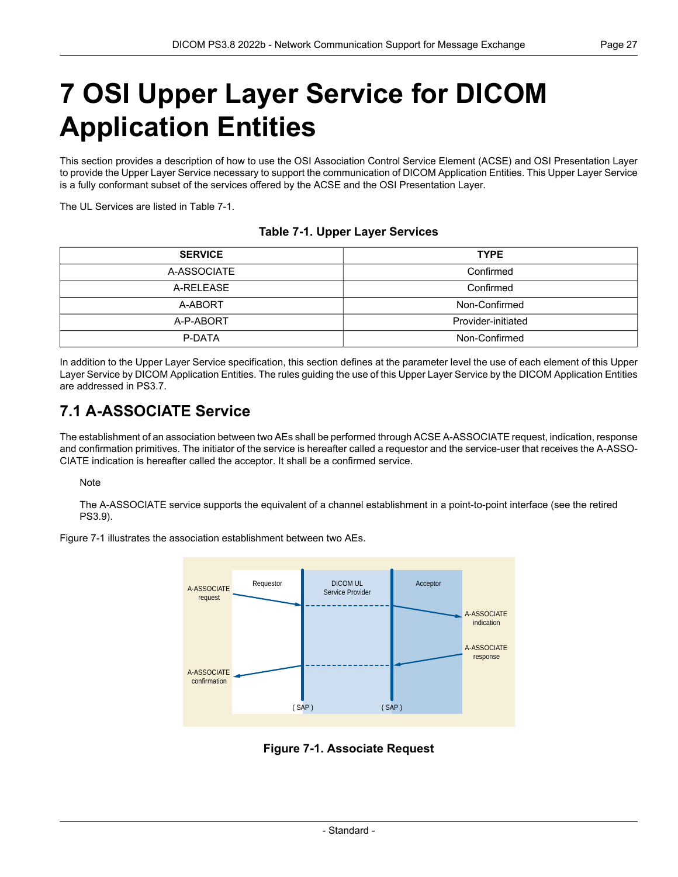# 7 OSI Upper Layer Service for DICOM Application Entities

This section provides a description of how to use the OSI Association Control Service Element (ACSE) and OSI Presentation Layer to provide the Upper Layer Service necessary to support the communication of DICOM Application Entities. This Upper Layer Service is a fully conformant subset of the services offered by the ACSE and the OSI Presentation Layer.

The UL Services are listed in Table 7-1.

**Table 7-1. Upper Layer Services**

| SERVICE | TYPE |
|---|---|
| A-ASSOCIATE | Confirmed |
| A-RELEASE | Confirmed |
| A-ABORT | Non-Confirmed |
| A-P-ABORT | Provider-initiated |
| P-DATA | Non-Confirmed |

In addition to the Upper Layer Service specification, this section defines at the parameter level the use of each element of this Upper Layer Service by DICOM Application Entities. The rules guiding the use of this Upper Layer Service by the DICOM Application Entities are addressed in PS3.7.

## 7.1 A-ASSOCIATE Service

The establishment of an association between two AEs shall be performed through ACSE A-ASSOCIATE request, indication, response and confirmation primitives. The initiator of the service is hereafter called a requestor and the service-user that receives the A-ASSOCIATE indication is hereafter called the acceptor. It shall be a confirmed service.

> Note
>
> The A-ASSOCIATE service supports the equivalent of a channel establishment in a point-to-point interface (see the retired PS3.9).

Figure 7-1 illustrates the association establishment between two AEs.

**Figure 7-1. Associate Request**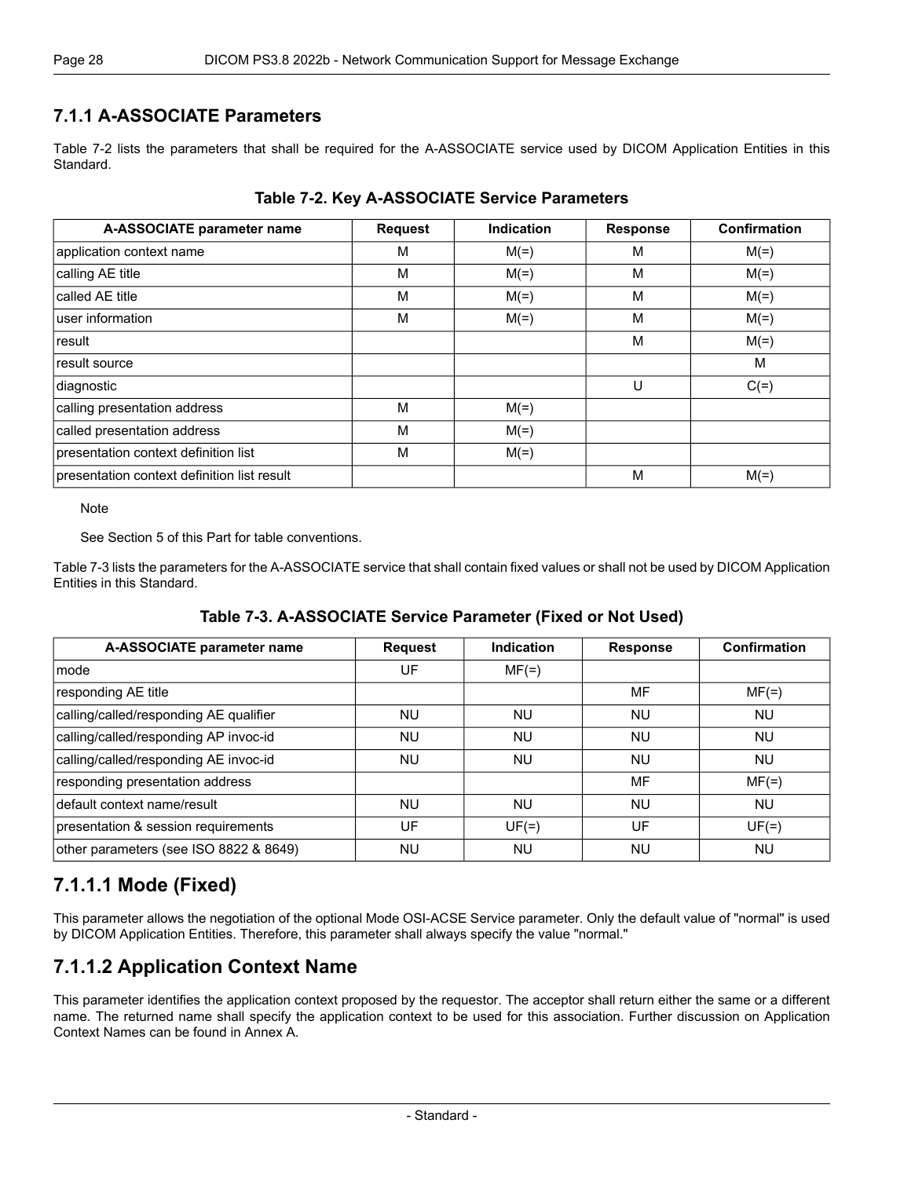### 7.1.1 A-ASSOCIATE Parameters

Table 7-2 lists the parameters that shall be required for the A-ASSOCIATE service used by DICOM Application Entities in this Standard.

**Table 7-2. Key A-ASSOCIATE Service Parameters**

| A-ASSOCIATE parameter name | Request | Indication | Response | Confirmation |
|---|---|---|---|---|
| application context name | M | M(=) | M | M(=) |
| calling AE title | M | M(=) | M | M(=) |
| called AE title | M | M(=) | M | M(=) |
| user information | M | M(=) | M | M(=) |
| result | | | M | M(=) |
| result source | | | | M |
| diagnostic | | | U | C(=) |
| calling presentation address | M | M(=) | | |
| called presentation address | M | M(=) | | |
| presentation context definition list | M | M(=) | | |
| presentation context definition list result | | | M | M(=) |

Note

See Section 5 of this Part for table conventions.

Table 7-3 lists the parameters for the A-ASSOCIATE service that shall contain fixed values or shall not be used by DICOM Application Entities in this Standard.

**Table 7-3. A-ASSOCIATE Service Parameter (Fixed or Not Used)**

| A-ASSOCIATE parameter name | Request | Indication | Response | Confirmation |
|---|---|---|---|---|
| mode | UF | MF(=) | | |
| responding AE title | | | MF | MF(=) |
| calling/called/responding AE qualifier | NU | NU | NU | NU |
| calling/called/responding AP invoc-id | NU | NU | NU | NU |
| calling/called/responding AE invoc-id | NU | NU | NU | NU |
| responding presentation address | | | MF | MF(=) |
| default context name/result | NU | NU | NU | NU |
| presentation & session requirements | UF | UF(=) | UF | UF(=) |
| other parameters (see ISO 8822 & 8649) | NU | NU | NU | NU |

## 7.1.1.1 Mode (Fixed)

This parameter allows the negotiation of the optional Mode OSI-ACSE Service parameter. Only the default value of "normal" is used by DICOM Application Entities. Therefore, this parameter shall always specify the value "normal."

## 7.1.1.2 Application Context Name

This parameter identifies the application context proposed by the requestor. The acceptor shall return either the same or a different name. The returned name shall specify the application context to be used for this association. Further discussion on Application Context Names can be found in Annex A.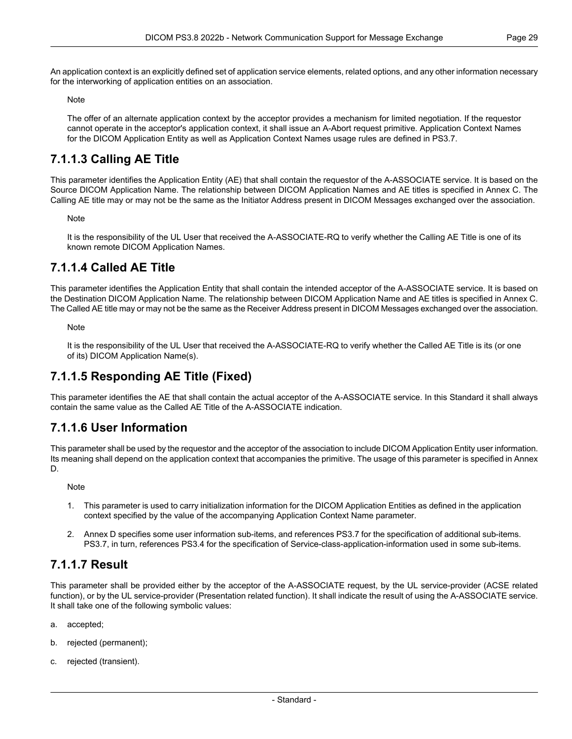An application context is an explicitly defined set of application service elements, related options, and any other information necessary for the interworking of application entities on an association.

Note

The offer of an alternate application context by the acceptor provides a mechanism for limited negotiation. If the requestor cannot operate in the acceptor's application context, it shall issue an A-Abort request primitive. Application Context Names for the DICOM Application Entity as well as Application Context Names usage rules are defined in PS3.7.

### 7.1.1.3 Calling AE Title

This parameter identifies the Application Entity (AE) that shall contain the requestor of the A-ASSOCIATE service. It is based on the Source DICOM Application Name. The relationship between DICOM Application Names and AE titles is specified in Annex C. The Calling AE title may or may not be the same as the Initiator Address present in DICOM Messages exchanged over the association.

Note

It is the responsibility of the UL User that received the A-ASSOCIATE-RQ to verify whether the Calling AE Title is one of its known remote DICOM Application Names.

### 7.1.1.4 Called AE Title

This parameter identifies the Application Entity that shall contain the intended acceptor of the A-ASSOCIATE service. It is based on the Destination DICOM Application Name. The relationship between DICOM Application Name and AE titles is specified in Annex C. The Called AE title may or may not be the same as the Receiver Address present in DICOM Messages exchanged over the association.

Note

It is the responsibility of the UL User that received the A-ASSOCIATE-RQ to verify whether the Called AE Title is its (or one of its) DICOM Application Name(s).

### 7.1.1.5 Responding AE Title (Fixed)

This parameter identifies the AE that shall contain the actual acceptor of the A-ASSOCIATE service. In this Standard it shall always contain the same value as the Called AE Title of the A-ASSOCIATE indication.

### 7.1.1.6 User Information

This parameter shall be used by the requestor and the acceptor of the association to include DICOM Application Entity user information. Its meaning shall depend on the application context that accompanies the primitive. The usage of this parameter is specified in Annex D.

Note

1. This parameter is used to carry initialization information for the DICOM Application Entities as defined in the application context specified by the value of the accompanying Application Context Name parameter.
2. Annex D specifies some user information sub-items, and references PS3.7 for the specification of additional sub-items. PS3.7, in turn, references PS3.4 for the specification of Service-class-application-information used in some sub-items.

### 7.1.1.7 Result

This parameter shall be provided either by the acceptor of the A-ASSOCIATE request, by the UL service-provider (ACSE related function), or by the UL service-provider (Presentation related function). It shall indicate the result of using the A-ASSOCIATE service. It shall take one of the following symbolic values:

a. accepted;

b. rejected (permanent);

c. rejected (transient).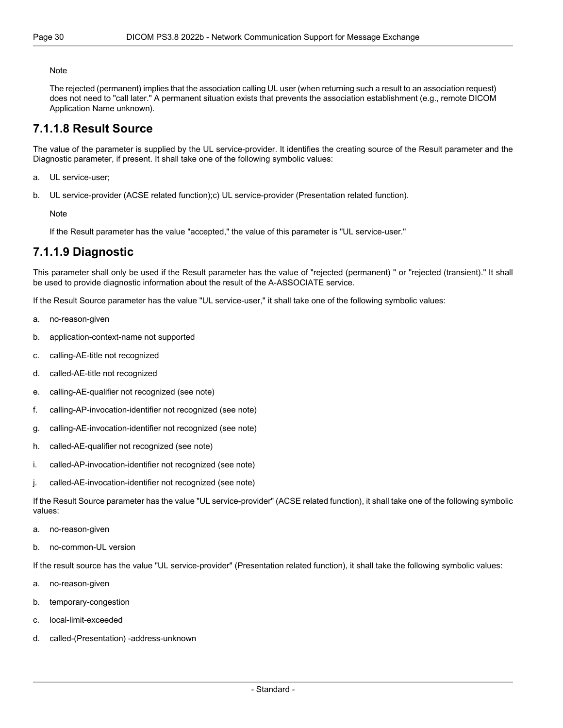Note

The rejected (permanent) implies that the association calling UL user (when returning such a result to an association request) does not need to "call later." A permanent situation exists that prevents the association establishment (e.g., remote DICOM Application Name unknown).

### 7.1.1.8 Result Source

The value of the parameter is supplied by the UL service-provider. It identifies the creating source of the Result parameter and the Diagnostic parameter, if present. It shall take one of the following symbolic values:

a. UL service-user;

b. UL service-provider (ACSE related function);c) UL service-provider (Presentation related function).

Note

If the Result parameter has the value "accepted," the value of this parameter is "UL service-user."

### 7.1.1.9 Diagnostic

This parameter shall only be used if the Result parameter has the value of "rejected (permanent) " or "rejected (transient)." It shall be used to provide diagnostic information about the result of the A-ASSOCIATE service.

If the Result Source parameter has the value "UL service-user," it shall take one of the following symbolic values:

a. no-reason-given

b. application-context-name not supported

c. calling-AE-title not recognized

d. called-AE-title not recognized

e. calling-AE-qualifier not recognized (see note)

f. calling-AP-invocation-identifier not recognized (see note)

g. calling-AE-invocation-identifier not recognized (see note)

h. called-AE-qualifier not recognized (see note)

i. called-AP-invocation-identifier not recognized (see note)

j. called-AE-invocation-identifier not recognized (see note)

If the Result Source parameter has the value "UL service-provider" (ACSE related function), it shall take one of the following symbolic values:

a. no-reason-given

b. no-common-UL version

If the result source has the value "UL service-provider" (Presentation related function), it shall take the following symbolic values:

a. no-reason-given

b. temporary-congestion

c. local-limit-exceeded

d. called-(Presentation) -address-unknown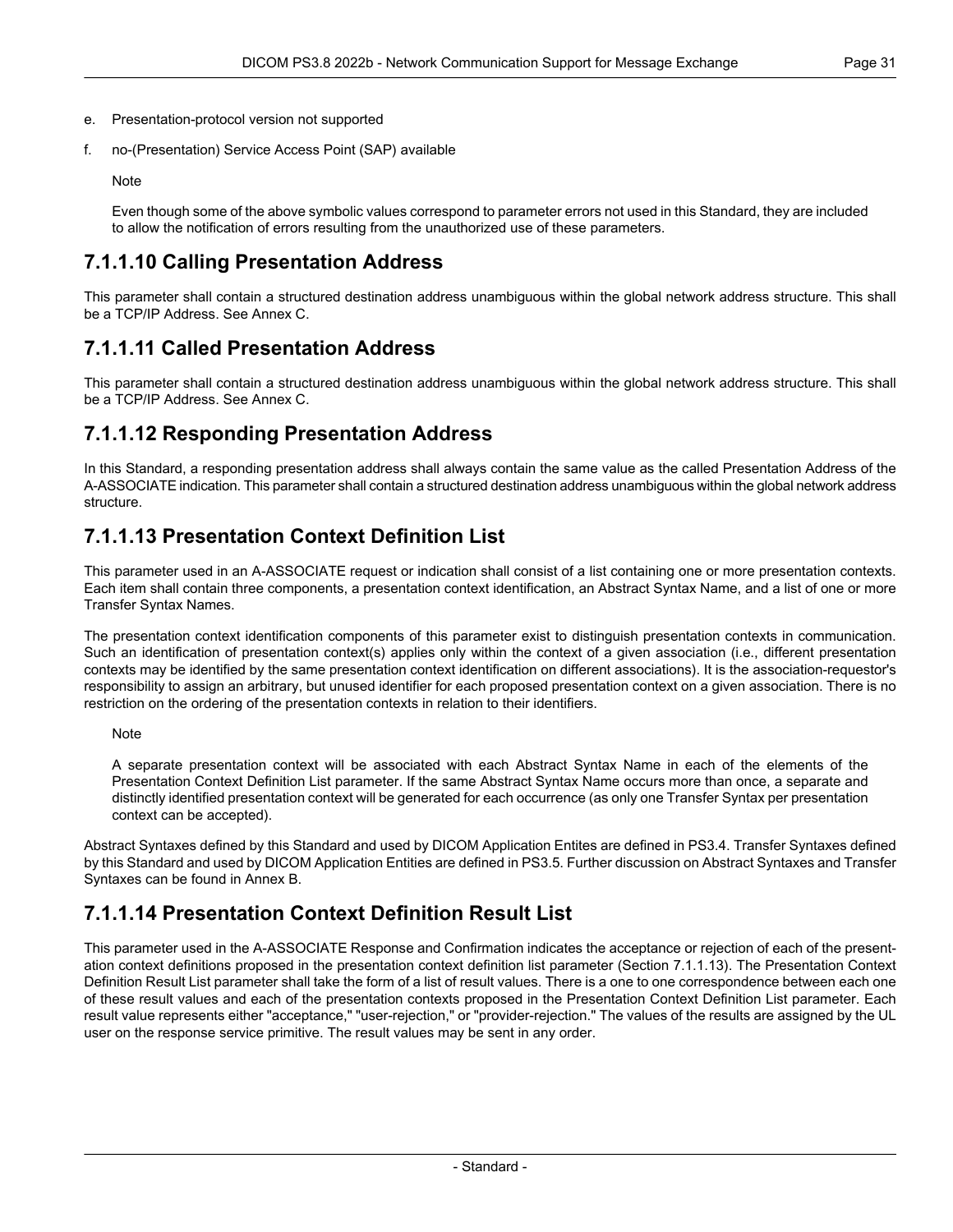e. Presentation-protocol version not supported

f. no-(Presentation) Service Access Point (SAP) available

Note

Even though some of the above symbolic values correspond to parameter errors not used in this Standard, they are included to allow the notification of errors resulting from the unauthorized use of these parameters.

## 7.1.1.10 Calling Presentation Address

This parameter shall contain a structured destination address unambiguous within the global network address structure. This shall be a TCP/IP Address. See Annex C.

## 7.1.1.11 Called Presentation Address

This parameter shall contain a structured destination address unambiguous within the global network address structure. This shall be a TCP/IP Address. See Annex C.

## 7.1.1.12 Responding Presentation Address

In this Standard, a responding presentation address shall always contain the same value as the called Presentation Address of the A-ASSOCIATE indication. This parameter shall contain a structured destination address unambiguous within the global network address structure.

## 7.1.1.13 Presentation Context Definition List

This parameter used in an A-ASSOCIATE request or indication shall consist of a list containing one or more presentation contexts. Each item shall contain three components, a presentation context identification, an Abstract Syntax Name, and a list of one or more Transfer Syntax Names.

The presentation context identification components of this parameter exist to distinguish presentation contexts in communication. Such an identification of presentation context(s) applies only within the context of a given association (i.e., different presentation contexts may be identified by the same presentation context identification on different associations). It is the association-requestor's responsibility to assign an arbitrary, but unused identifier for each proposed presentation context on a given association. There is no restriction on the ordering of the presentation contexts in relation to their identifiers.

Note

A separate presentation context will be associated with each Abstract Syntax Name in each of the elements of the Presentation Context Definition List parameter. If the same Abstract Syntax Name occurs more than once, a separate and distinctly identified presentation context will be generated for each occurrence (as only one Transfer Syntax per presentation context can be accepted).

Abstract Syntaxes defined by this Standard and used by DICOM Application Entites are defined in PS3.4. Transfer Syntaxes defined by this Standard and used by DICOM Application Entities are defined in PS3.5. Further discussion on Abstract Syntaxes and Transfer Syntaxes can be found in Annex B.

## 7.1.1.14 Presentation Context Definition Result List

This parameter used in the A-ASSOCIATE Response and Confirmation indicates the acceptance or rejection of each of the presentation context definitions proposed in the presentation context definition list parameter (Section 7.1.1.13). The Presentation Context Definition Result List parameter shall take the form of a list of result values. There is a one to one correspondence between each one of these result values and each of the presentation contexts proposed in the Presentation Context Definition List parameter. Each result value represents either "acceptance," "user-rejection," or "provider-rejection." The values of the results are assigned by the UL user on the response service primitive. The result values may be sent in any order.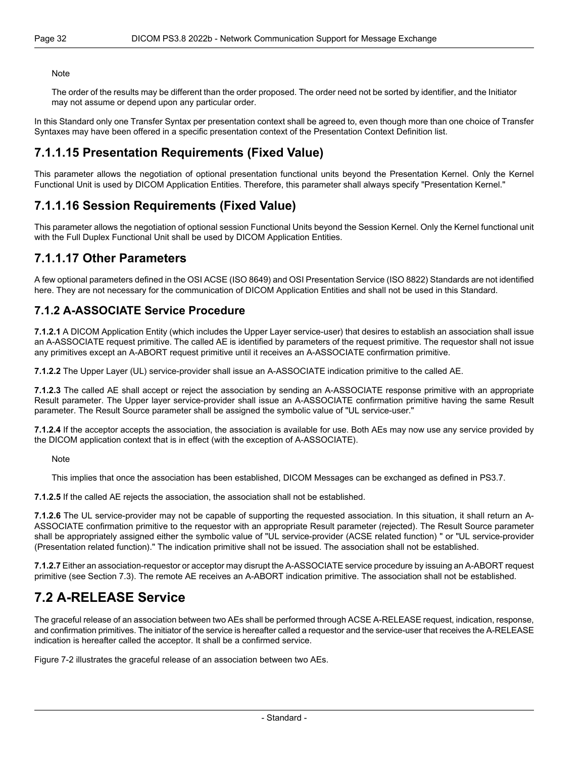Note

The order of the results may be different than the order proposed. The order need not be sorted by identifier, and the Initiator may not assume or depend upon any particular order.

In this Standard only one Transfer Syntax per presentation context shall be agreed to, even though more than one choice of Transfer Syntaxes may have been offered in a specific presentation context of the Presentation Context Definition list.

### 7.1.1.15 Presentation Requirements (Fixed Value)

This parameter allows the negotiation of optional presentation functional units beyond the Presentation Kernel. Only the Kernel Functional Unit is used by DICOM Application Entities. Therefore, this parameter shall always specify "Presentation Kernel."

### 7.1.1.16 Session Requirements (Fixed Value)

This parameter allows the negotiation of optional session Functional Units beyond the Session Kernel. Only the Kernel functional unit with the Full Duplex Functional Unit shall be used by DICOM Application Entities.

### 7.1.1.17 Other Parameters

A few optional parameters defined in the OSI ACSE (ISO 8649) and OSI Presentation Service (ISO 8822) Standards are not identified here. They are not necessary for the communication of DICOM Application Entities and shall not be used in this Standard.

### 7.1.2 A-ASSOCIATE Service Procedure

**7.1.2.1** A DICOM Application Entity (which includes the Upper Layer service-user) that desires to establish an association shall issue an A-ASSOCIATE request primitive. The called AE is identified by parameters of the request primitive. The requestor shall not issue any primitives except an A-ABORT request primitive until it receives an A-ASSOCIATE confirmation primitive.

**7.1.2.2** The Upper Layer (UL) service-provider shall issue an A-ASSOCIATE indication primitive to the called AE.

**7.1.2.3** The called AE shall accept or reject the association by sending an A-ASSOCIATE response primitive with an appropriate Result parameter. The Upper layer service-provider shall issue an A-ASSOCIATE confirmation primitive having the same Result parameter. The Result Source parameter shall be assigned the symbolic value of "UL service-user."

**7.1.2.4** If the acceptor accepts the association, the association is available for use. Both AEs may now use any service provided by the DICOM application context that is in effect (with the exception of A-ASSOCIATE).

Note

This implies that once the association has been established, DICOM Messages can be exchanged as defined in PS3.7.

**7.1.2.5** If the called AE rejects the association, the association shall not be established.

**7.1.2.6** The UL service-provider may not be capable of supporting the requested association. In this situation, it shall return an A-ASSOCIATE confirmation primitive to the requestor with an appropriate Result parameter (rejected). The Result Source parameter shall be appropriately assigned either the symbolic value of "UL service-provider (ACSE related function) " or "UL service-provider (Presentation related function)." The indication primitive shall not be issued. The association shall not be established.

**7.1.2.7** Either an association-requestor or acceptor may disrupt the A-ASSOCIATE service procedure by issuing an A-ABORT request primitive (see Section 7.3). The remote AE receives an A-ABORT indication primitive. The association shall not be established.

## 7.2 A-RELEASE Service

The graceful release of an association between two AEs shall be performed through ACSE A-RELEASE request, indication, response, and confirmation primitives. The initiator of the service is hereafter called a requestor and the service-user that receives the A-RELEASE indication is hereafter called the acceptor. It shall be a confirmed service.

Figure 7-2 illustrates the graceful release of an association between two AEs.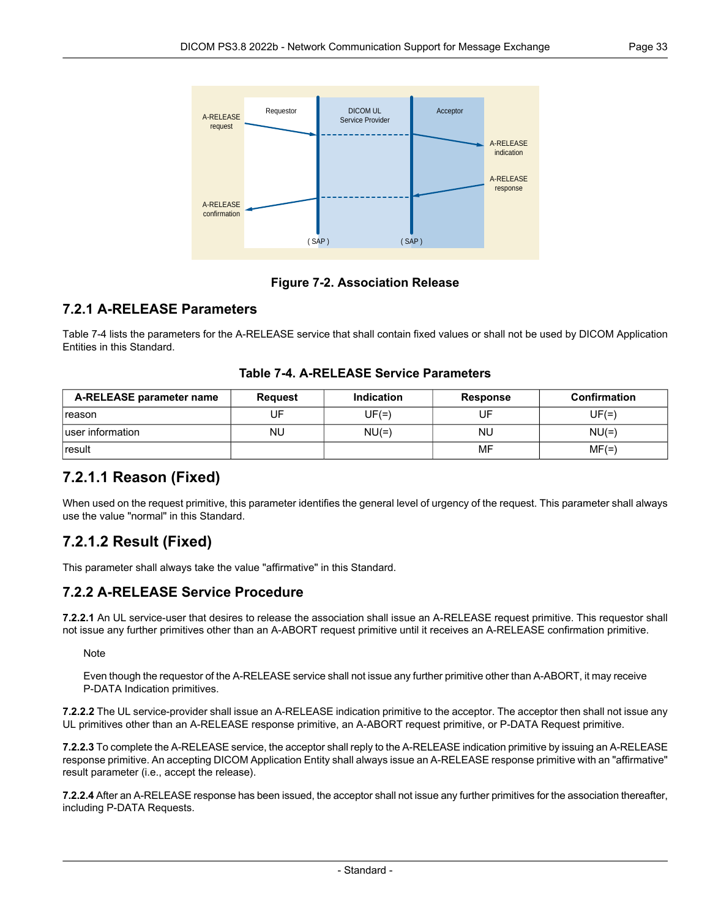Figure 7-2. Association Release

## 7.2.1 A-RELEASE Parameters

Table 7-4 lists the parameters for the A-RELEASE service that shall contain fixed values or shall not be used by DICOM Application Entities in this Standard.

**Table 7-4. A-RELEASE Service Parameters**

| A-RELEASE parameter name | Request | Indication | Response | Confirmation |
|---|---|---|---|---|
| reason | UF | UF(=) | UF | UF(=) |
| user information | NU | NU(=) | NU | NU(=) |
| result | | | MF | MF(=) |

### 7.2.1.1 Reason (Fixed)

When used on the request primitive, this parameter identifies the general level of urgency of the request. This parameter shall always use the value "normal" in this Standard.

### 7.2.1.2 Result (Fixed)

This parameter shall always take the value "affirmative" in this Standard.

## 7.2.2 A-RELEASE Service Procedure

**7.2.2.1** An UL service-user that desires to release the association shall issue an A-RELEASE request primitive. This requestor shall not issue any further primitives other than an A-ABORT request primitive until it receives an A-RELEASE confirmation primitive.

> Note
>
> Even though the requestor of the A-RELEASE service shall not issue any further primitive other than A-ABORT, it may receive P-DATA Indication primitives.

**7.2.2.2** The UL service-provider shall issue an A-RELEASE indication primitive to the acceptor. The acceptor then shall not issue any UL primitives other than an A-RELEASE response primitive, an A-ABORT request primitive, or P-DATA Request primitive.

**7.2.2.3** To complete the A-RELEASE service, the acceptor shall reply to the A-RELEASE indication primitive by issuing an A-RELEASE response primitive. An accepting DICOM Application Entity shall always issue an A-RELEASE response primitive with an "affirmative" result parameter (i.e., accept the release).

**7.2.2.4** After an A-RELEASE response has been issued, the acceptor shall not issue any further primitives for the association thereafter, including P-DATA Requests.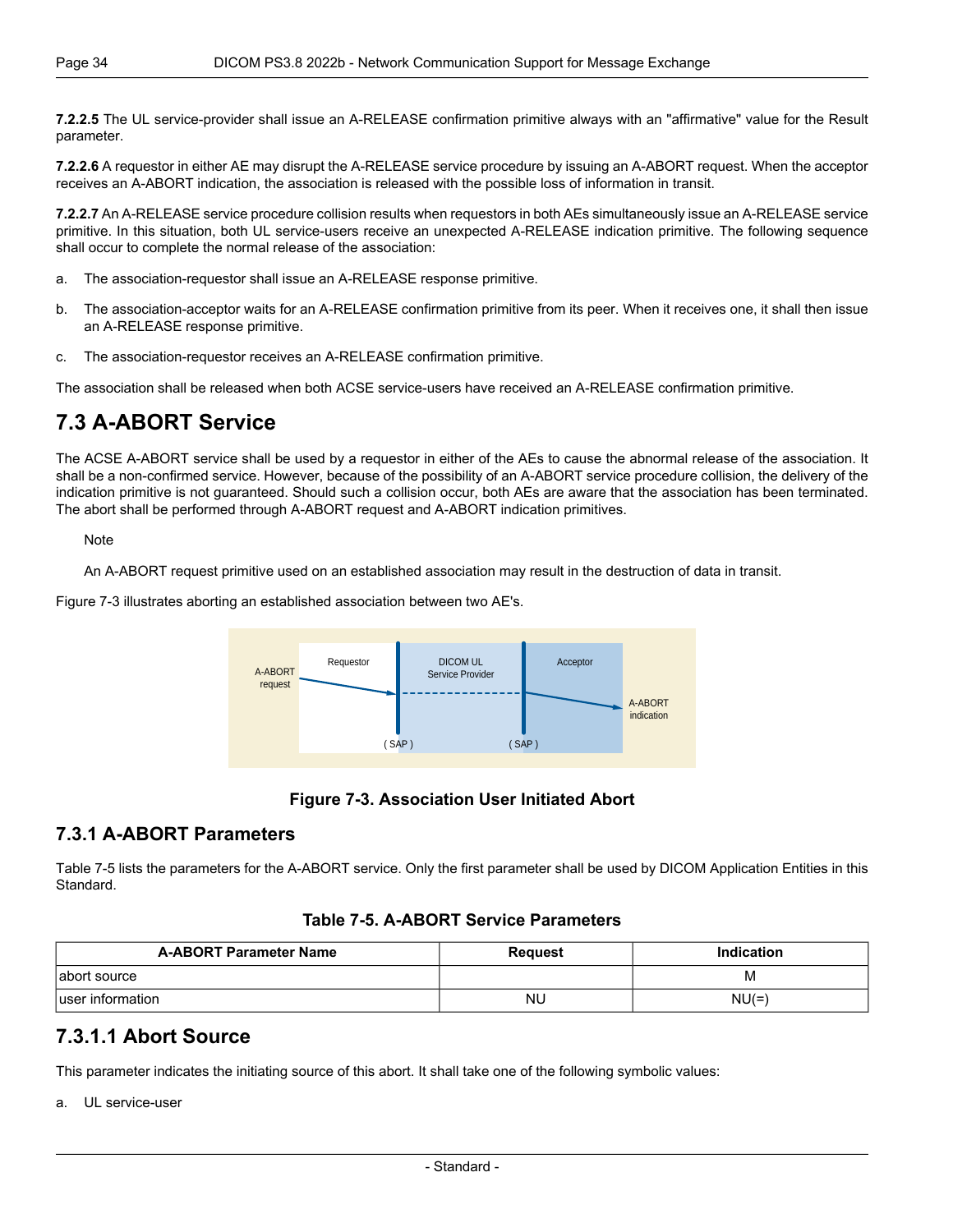**7.2.2.5** The UL service-provider shall issue an A-RELEASE confirmation primitive always with an "affirmative" value for the Result parameter.

**7.2.2.6** A requestor in either AE may disrupt the A-RELEASE service procedure by issuing an A-ABORT request. When the acceptor receives an A-ABORT indication, the association is released with the possible loss of information in transit.

**7.2.2.7** An A-RELEASE service procedure collision results when requestors in both AEs simultaneously issue an A-RELEASE service primitive. In this situation, both UL service-users receive an unexpected A-RELEASE indication primitive. The following sequence shall occur to complete the normal release of the association:

a. The association-requestor shall issue an A-RELEASE response primitive.

b. The association-acceptor waits for an A-RELEASE confirmation primitive from its peer. When it receives one, it shall then issue an A-RELEASE response primitive.

c. The association-requestor receives an A-RELEASE confirmation primitive.

The association shall be released when both ACSE service-users have received an A-RELEASE confirmation primitive.

## 7.3 A-ABORT Service

The ACSE A-ABORT service shall be used by a requestor in either of the AEs to cause the abnormal release of the association. It shall be a non-confirmed service. However, because of the possibility of an A-ABORT service procedure collision, the delivery of the indication primitive is not guaranteed. Should such a collision occur, both AEs are aware that the association has been terminated. The abort shall be performed through A-ABORT request and A-ABORT indication primitives.

> Note
>
> An A-ABORT request primitive used on an established association may result in the destruction of data in transit.

Figure 7-3 illustrates aborting an established association between two AE's.

A-ABORT request | Requestor | DICOM UL Service Provider | Acceptor | A-ABORT indication | ( SAP ) | ( SAP )

**Figure 7-3. Association User Initiated Abort**

### 7.3.1 A-ABORT Parameters

Table 7-5 lists the parameters for the A-ABORT service. Only the first parameter shall be used by DICOM Application Entities in this Standard.

**Table 7-5. A-ABORT Service Parameters**

| A-ABORT Parameter Name | Request | Indication |
|---|---|---|
| abort source | | M |
| user information | NU | NU(=) |

### 7.3.1.1 Abort Source

This parameter indicates the initiating source of this abort. It shall take one of the following symbolic values:

a. UL service-user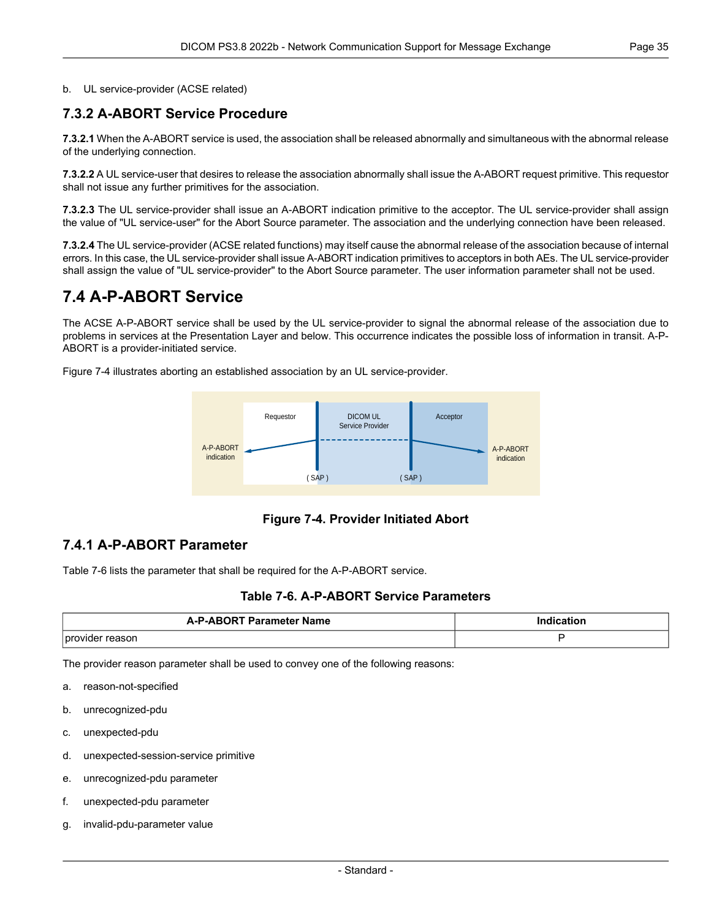b. UL service-provider (ACSE related)

### 7.3.2 A-ABORT Service Procedure

**7.3.2.1** When the A-ABORT service is used, the association shall be released abnormally and simultaneous with the abnormal release of the underlying connection.

**7.3.2.2** A UL service-user that desires to release the association abnormally shall issue the A-ABORT request primitive. This requestor shall not issue any further primitives for the association.

**7.3.2.3** The UL service-provider shall issue an A-ABORT indication primitive to the acceptor. The UL service-provider shall assign the value of "UL service-user" for the Abort Source parameter. The association and the underlying connection have been released.

**7.3.2.4** The UL service-provider (ACSE related functions) may itself cause the abnormal release of the association because of internal errors. In this case, the UL service-provider shall issue A-ABORT indication primitives to acceptors in both AEs. The UL service-provider shall assign the value of "UL service-provider" to the Abort Source parameter. The user information parameter shall not be used.

## 7.4 A-P-ABORT Service

The ACSE A-P-ABORT service shall be used by the UL service-provider to signal the abnormal release of the association due to problems in services at the Presentation Layer and below. This occurrence indicates the possible loss of information in transit. A-P-ABORT is a provider-initiated service.

Figure 7-4 illustrates aborting an established association by an UL service-provider.

**Figure 7-4. Provider Initiated Abort**

### 7.4.1 A-P-ABORT Parameter

Table 7-6 lists the parameter that shall be required for the A-P-ABORT service.

**Table 7-6. A-P-ABORT Service Parameters**

| A-P-ABORT Parameter Name | Indication |
|---|---|
| provider reason | P |

The provider reason parameter shall be used to convey one of the following reasons:

a. reason-not-specified

b. unrecognized-pdu

c. unexpected-pdu

d. unexpected-session-service primitive

e. unrecognized-pdu parameter

f. unexpected-pdu parameter

g. invalid-pdu-parameter value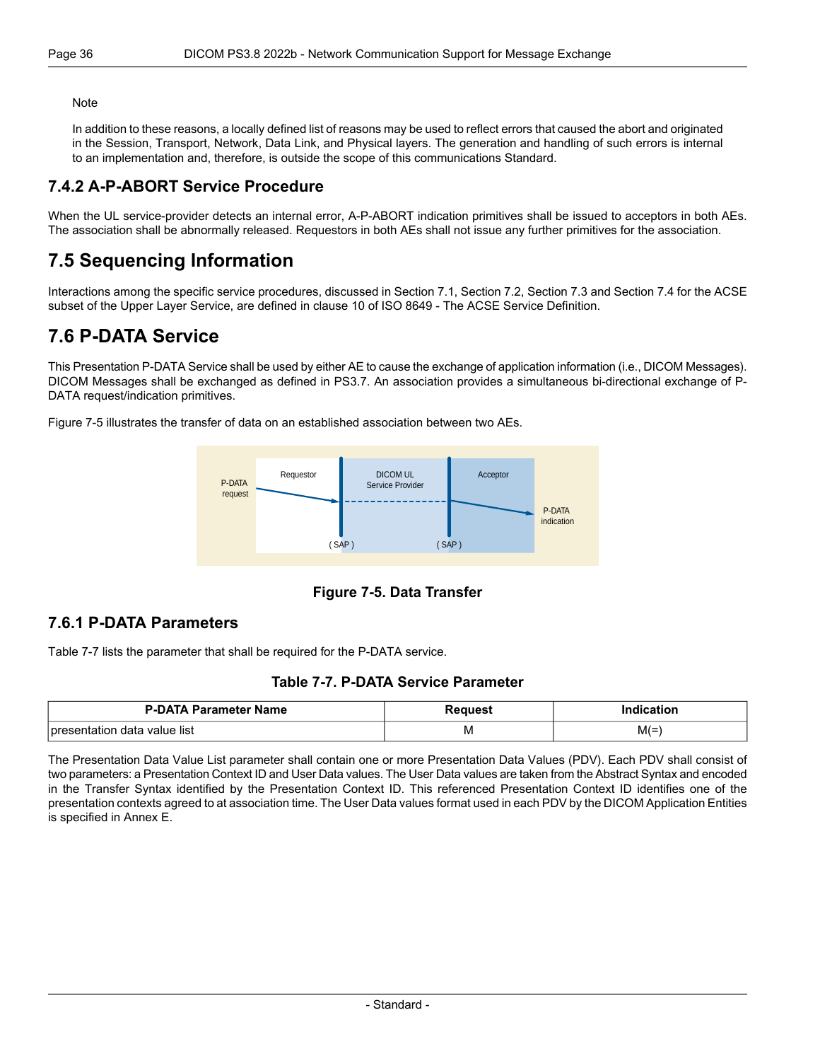Note

In addition to these reasons, a locally defined list of reasons may be used to reflect errors that caused the abort and originated in the Session, Transport, Network, Data Link, and Physical layers. The generation and handling of such errors is internal to an implementation and, therefore, is outside the scope of this communications Standard.

### 7.4.2 A-P-ABORT Service Procedure

When the UL service-provider detects an internal error, A-P-ABORT indication primitives shall be issued to acceptors in both AEs. The association shall be abnormally released. Requestors in both AEs shall not issue any further primitives for the association.

## 7.5 Sequencing Information

Interactions among the specific service procedures, discussed in Section 7.1, Section 7.2, Section 7.3 and Section 7.4 for the ACSE subset of the Upper Layer Service, are defined in clause 10 of ISO 8649 - The ACSE Service Definition.

## 7.6 P-DATA Service

This Presentation P-DATA Service shall be used by either AE to cause the exchange of application information (i.e., DICOM Messages). DICOM Messages shall be exchanged as defined in PS3.7. An association provides a simultaneous bi-directional exchange of P-DATA request/indication primitives.

Figure 7-5 illustrates the transfer of data on an established association between two AEs.

P-DATA request | Requestor | DICOM UL Service Provider | Acceptor | P-DATA indication | ( SAP ) | ( SAP )

**Figure 7-5. Data Transfer**

### 7.6.1 P-DATA Parameters

Table 7-7 lists the parameter that shall be required for the P-DATA service.

**Table 7-7. P-DATA Service Parameter**

| P-DATA Parameter Name | Request | Indication |
|---|---|---|
| presentation data value list | M | M(=) |

The Presentation Data Value List parameter shall contain one or more Presentation Data Values (PDV). Each PDV shall consist of two parameters: a Presentation Context ID and User Data values. The User Data values are taken from the Abstract Syntax and encoded in the Transfer Syntax identified by the Presentation Context ID. This referenced Presentation Context ID identifies one of the presentation contexts agreed to at association time. The User Data values format used in each PDV by the DICOM Application Entities is specified in Annex E.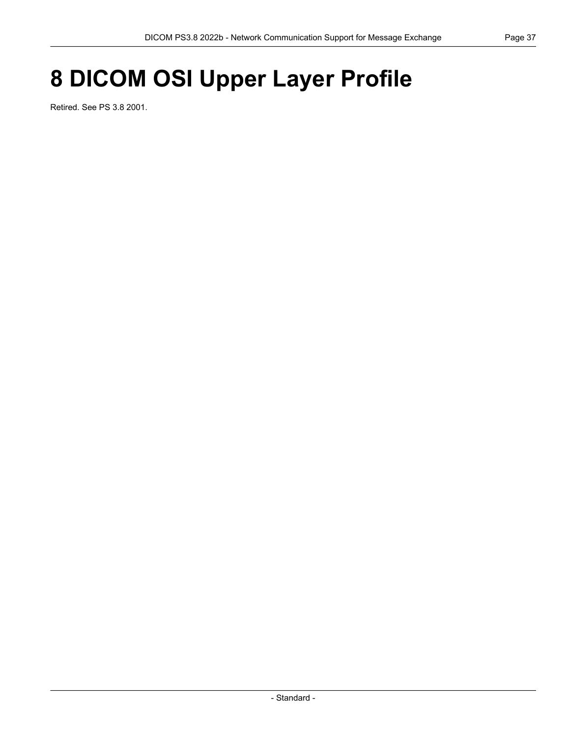# 8 DICOM OSI Upper Layer Profile

Retired. See PS 3.8 2001.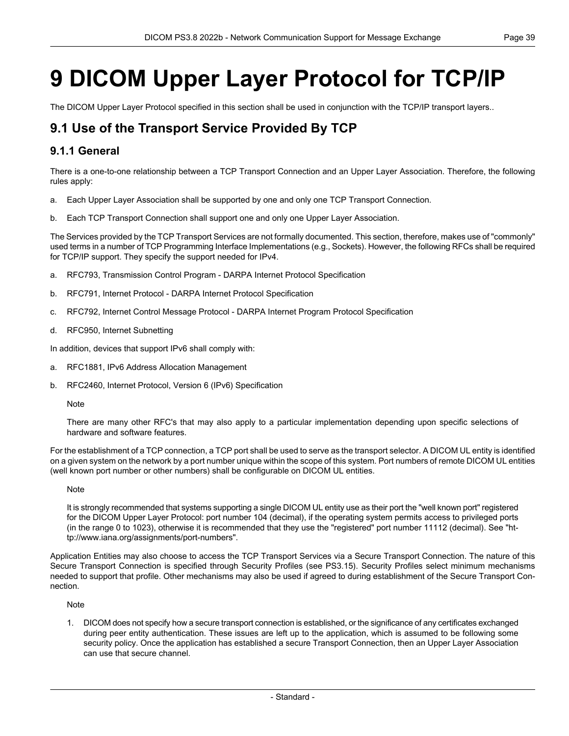# 9 DICOM Upper Layer Protocol for TCP/IP

The DICOM Upper Layer Protocol specified in this section shall be used in conjunction with the TCP/IP transport layers..

## 9.1 Use of the Transport Service Provided By TCP

### 9.1.1 General

There is a one-to-one relationship between a TCP Transport Connection and an Upper Layer Association. Therefore, the following rules apply:

a. Each Upper Layer Association shall be supported by one and only one TCP Transport Connection.

b. Each TCP Transport Connection shall support one and only one Upper Layer Association.

The Services provided by the TCP Transport Services are not formally documented. This section, therefore, makes use of "commonly" used terms in a number of TCP Programming Interface Implementations (e.g., Sockets). However, the following RFCs shall be required for TCP/IP support. They specify the support needed for IPv4.

a. RFC793, Transmission Control Program - DARPA Internet Protocol Specification

b. RFC791, Internet Protocol - DARPA Internet Protocol Specification

c. RFC792, Internet Control Message Protocol - DARPA Internet Program Protocol Specification

d. RFC950, Internet Subnetting

In addition, devices that support IPv6 shall comply with:

a. RFC1881, IPv6 Address Allocation Management

b. RFC2460, Internet Protocol, Version 6 (IPv6) Specification

Note

There are many other RFC's that may also apply to a particular implementation depending upon specific selections of hardware and software features.

For the establishment of a TCP connection, a TCP port shall be used to serve as the transport selector. A DICOM UL entity is identified on a given system on the network by a port number unique within the scope of this system. Port numbers of remote DICOM UL entities (well known port number or other numbers) shall be configurable on DICOM UL entities.

Note

It is strongly recommended that systems supporting a single DICOM UL entity use as their port the "well known port" registered for the DICOM Upper Layer Protocol: port number 104 (decimal), if the operating system permits access to privileged ports (in the range 0 to 1023), otherwise it is recommended that they use the "registered" port number 11112 (decimal). See "http://www.iana.org/assignments/port-numbers".

Application Entities may also choose to access the TCP Transport Services via a Secure Transport Connection. The nature of this Secure Transport Connection is specified through Security Profiles (see PS3.15). Security Profiles select minimum mechanisms needed to support that profile. Other mechanisms may also be used if agreed to during establishment of the Secure Transport Connection.

Note

1. DICOM does not specify how a secure transport connection is established, or the significance of any certificates exchanged during peer entity authentication. These issues are left up to the application, which is assumed to be following some security policy. Once the application has established a secure Transport Connection, then an Upper Layer Association can use that secure channel.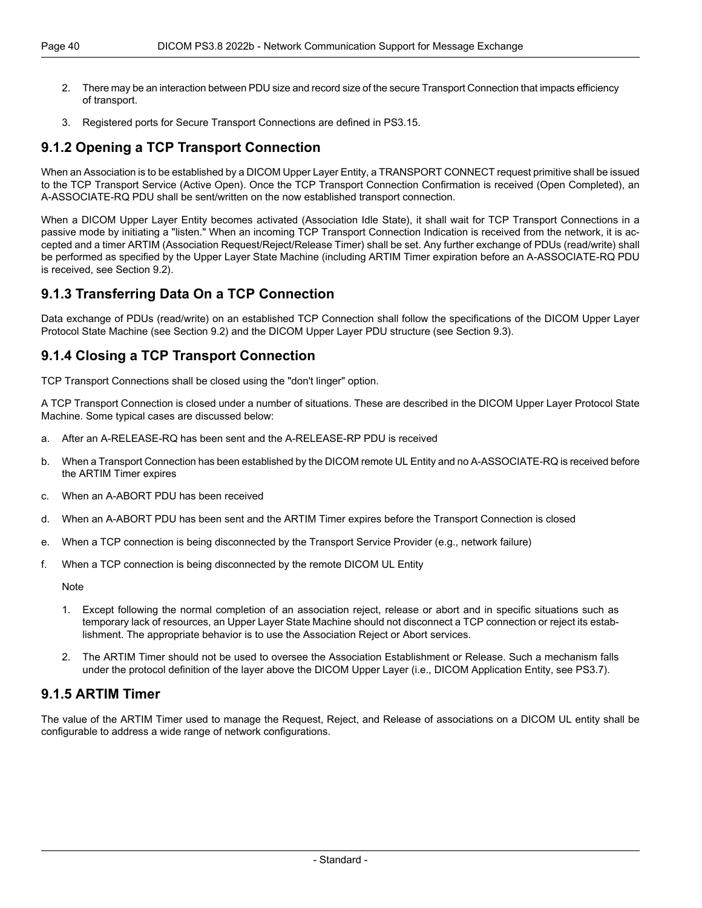2. There may be an interaction between PDU size and record size of the secure Transport Connection that impacts efficiency of transport.

3. Registered ports for Secure Transport Connections are defined in PS3.15.

### 9.1.2 Opening a TCP Transport Connection

When an Association is to be established by a DICOM Upper Layer Entity, a TRANSPORT CONNECT request primitive shall be issued to the TCP Transport Service (Active Open). Once the TCP Transport Connection Confirmation is received (Open Completed), an A-ASSOCIATE-RQ PDU shall be sent/written on the now established transport connection.

When a DICOM Upper Layer Entity becomes activated (Association Idle State), it shall wait for TCP Transport Connections in a passive mode by initiating a "listen." When an incoming TCP Transport Connection Indication is received from the network, it is accepted and a timer ARTIM (Association Request/Reject/Release Timer) shall be set. Any further exchange of PDUs (read/write) shall be performed as specified by the Upper Layer State Machine (including ARTIM Timer expiration before an A-ASSOCIATE-RQ PDU is received, see Section 9.2).

### 9.1.3 Transferring Data On a TCP Connection

Data exchange of PDUs (read/write) on an established TCP Connection shall follow the specifications of the DICOM Upper Layer Protocol State Machine (see Section 9.2) and the DICOM Upper Layer PDU structure (see Section 9.3).

### 9.1.4 Closing a TCP Transport Connection

TCP Transport Connections shall be closed using the "don't linger" option.

A TCP Transport Connection is closed under a number of situations. These are described in the DICOM Upper Layer Protocol State Machine. Some typical cases are discussed below:

a. After an A-RELEASE-RQ has been sent and the A-RELEASE-RP PDU is received

b. When a Transport Connection has been established by the DICOM remote UL Entity and no A-ASSOCIATE-RQ is received before the ARTIM Timer expires

c. When an A-ABORT PDU has been received

d. When an A-ABORT PDU has been sent and the ARTIM Timer expires before the Transport Connection is closed

e. When a TCP connection is being disconnected by the Transport Service Provider (e.g., network failure)

f. When a TCP connection is being disconnected by the remote DICOM UL Entity

Note

1. Except following the normal completion of an association reject, release or abort and in specific situations such as temporary lack of resources, an Upper Layer State Machine should not disconnect a TCP connection or reject its establishment. The appropriate behavior is to use the Association Reject or Abort services.

2. The ARTIM Timer should not be used to oversee the Association Establishment or Release. Such a mechanism falls under the protocol definition of the layer above the DICOM Upper Layer (i.e., DICOM Application Entity, see PS3.7).

### 9.1.5 ARTIM Timer

The value of the ARTIM Timer used to manage the Request, Reject, and Release of associations on a DICOM UL entity shall be configurable to address a wide range of network configurations.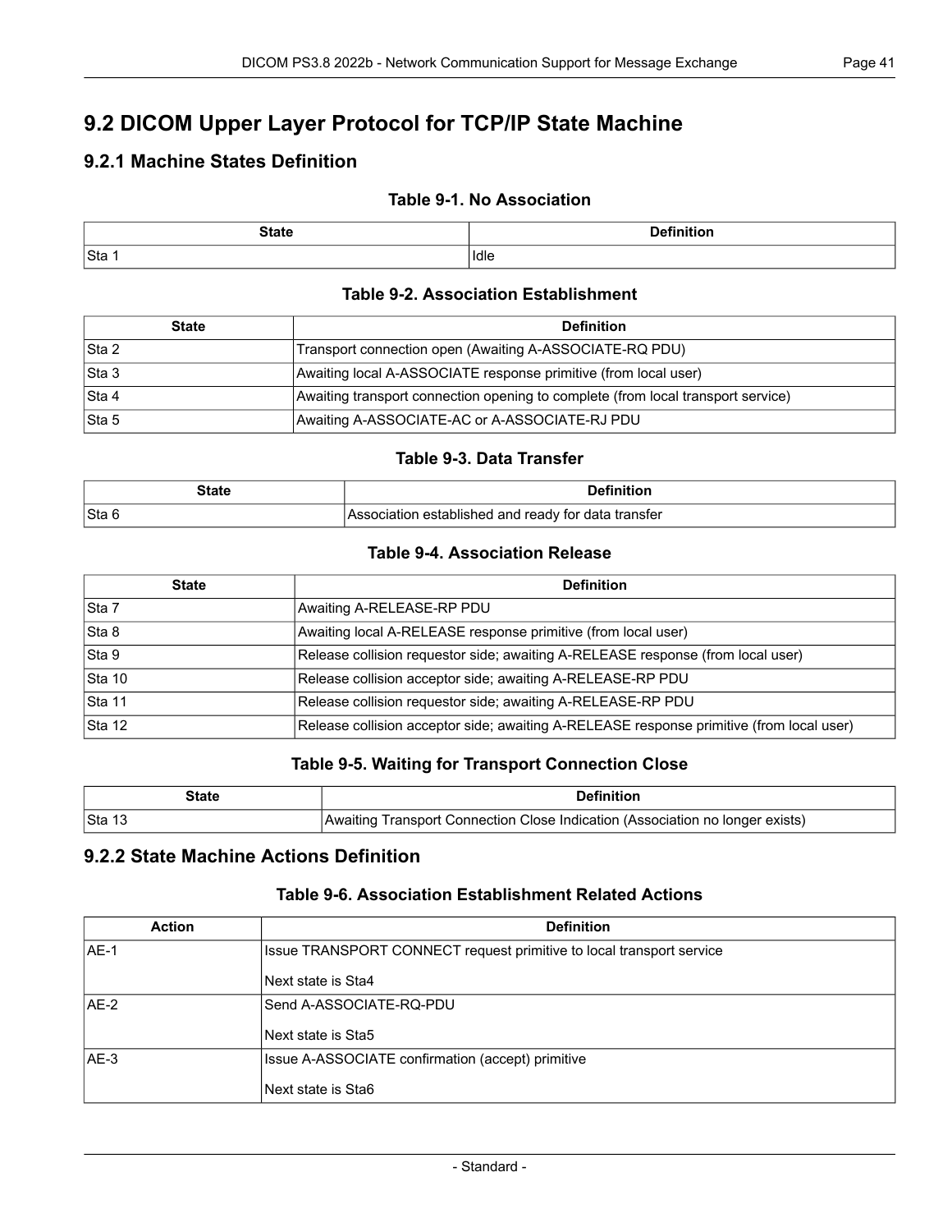## 9.2 DICOM Upper Layer Protocol for TCP/IP State Machine

### 9.2.1 Machine States Definition

**Table 9-1. No Association**

| State | Definition |
|---|---|
| Sta 1 | Idle |

**Table 9-2. Association Establishment**

| State | Definition |
|---|---|
| Sta 2 | Transport connection open (Awaiting A-ASSOCIATE-RQ PDU) |
| Sta 3 | Awaiting local A-ASSOCIATE response primitive (from local user) |
| Sta 4 | Awaiting transport connection opening to complete (from local transport service) |
| Sta 5 | Awaiting A-ASSOCIATE-AC or A-ASSOCIATE-RJ PDU |

**Table 9-3. Data Transfer**

| State | Definition |
|---|---|
| Sta 6 | Association established and ready for data transfer |

**Table 9-4. Association Release**

| State | Definition |
|---|---|
| Sta 7 | Awaiting A-RELEASE-RP PDU |
| Sta 8 | Awaiting local A-RELEASE response primitive (from local user) |
| Sta 9 | Release collision requestor side; awaiting A-RELEASE response (from local user) |
| Sta 10 | Release collision acceptor side; awaiting A-RELEASE-RP PDU |
| Sta 11 | Release collision requestor side; awaiting A-RELEASE-RP PDU |
| Sta 12 | Release collision acceptor side; awaiting A-RELEASE response primitive (from local user) |

**Table 9-5. Waiting for Transport Connection Close**

| State | Definition |
|---|---|
| Sta 13 | Awaiting Transport Connection Close Indication (Association no longer exists) |

### 9.2.2 State Machine Actions Definition

**Table 9-6. Association Establishment Related Actions**

| Action | Definition |
|---|---|
| AE-1 | Issue TRANSPORT CONNECT request primitive to local transport service<br><br>Next state is Sta4 |
| AE-2 | Send A-ASSOCIATE-RQ-PDU<br><br>Next state is Sta5 |
| AE-3 | Issue A-ASSOCIATE confirmation (accept) primitive<br><br>Next state is Sta6 |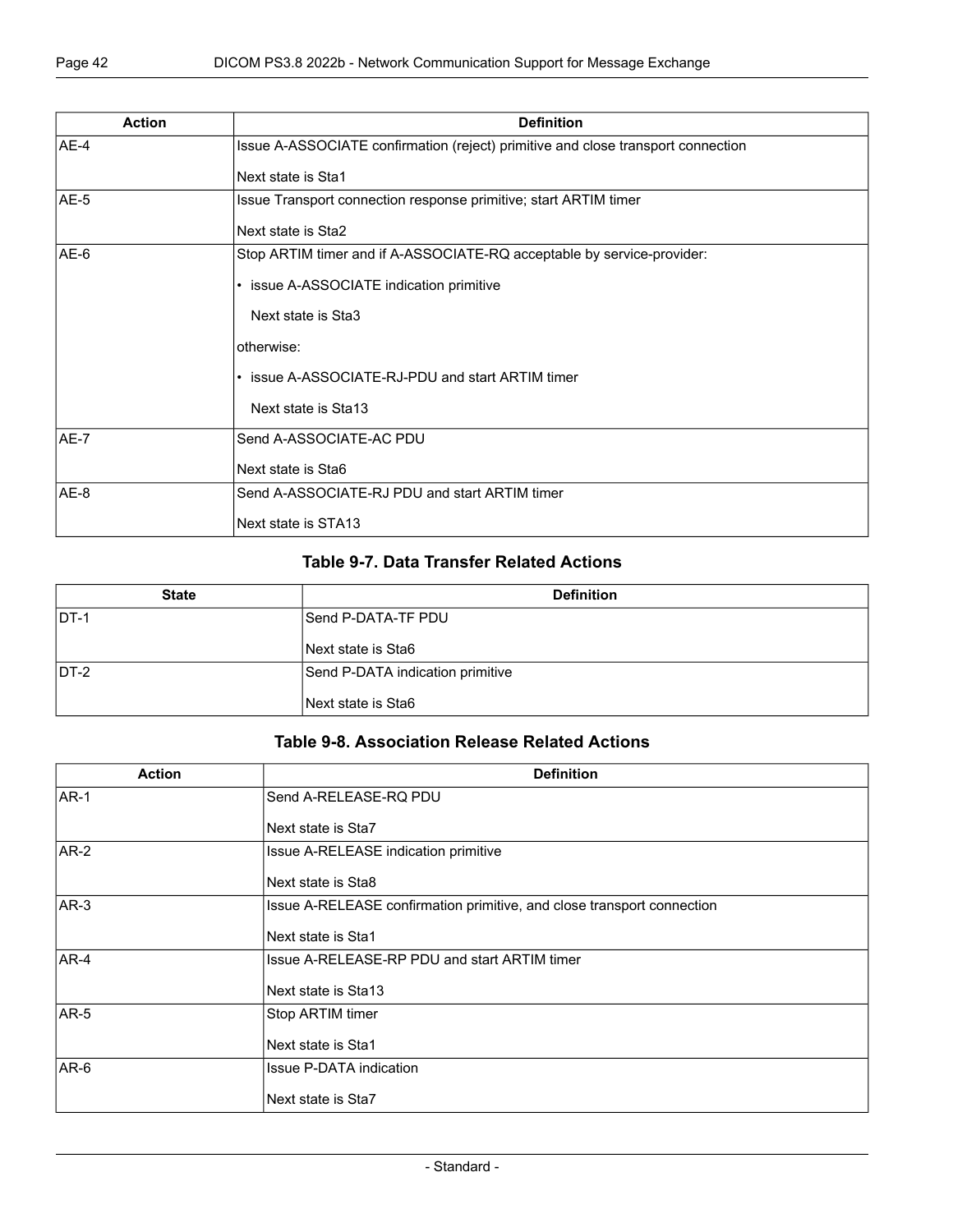| Action | Definition |
| --- | --- |
| AE-4 | Issue A-ASSOCIATE confirmation (reject) primitive and close transport connection<br><br>Next state is Sta1 |
| AE-5 | Issue Transport connection response primitive; start ARTIM timer<br><br>Next state is Sta2 |
| AE-6 | Stop ARTIM timer and if A-ASSOCIATE-RQ acceptable by service-provider:<br><br>• issue A-ASSOCIATE indication primitive<br><br>Next state is Sta3<br><br>otherwise:<br><br>• issue A-ASSOCIATE-RJ-PDU and start ARTIM timer<br><br>Next state is Sta13 |
| AE-7 | Send A-ASSOCIATE-AC PDU<br><br>Next state is Sta6 |
| AE-8 | Send A-ASSOCIATE-RJ PDU and start ARTIM timer<br><br>Next state is STA13 |

### Table 9-7. Data Transfer Related Actions

| State | Definition |
| --- | --- |
| DT-1 | Send P-DATA-TF PDU<br><br>Next state is Sta6 |
| DT-2 | Send P-DATA indication primitive<br><br>Next state is Sta6 |

### Table 9-8. Association Release Related Actions

| Action | Definition |
| --- | --- |
| AR-1 | Send A-RELEASE-RQ PDU<br><br>Next state is Sta7 |
| AR-2 | Issue A-RELEASE indication primitive<br><br>Next state is Sta8 |
| AR-3 | Issue A-RELEASE confirmation primitive, and close transport connection<br><br>Next state is Sta1 |
| AR-4 | Issue A-RELEASE-RP PDU and start ARTIM timer<br><br>Next state is Sta13 |
| AR-5 | Stop ARTIM timer<br><br>Next state is Sta1 |
| AR-6 | Issue P-DATA indication<br><br>Next state is Sta7 |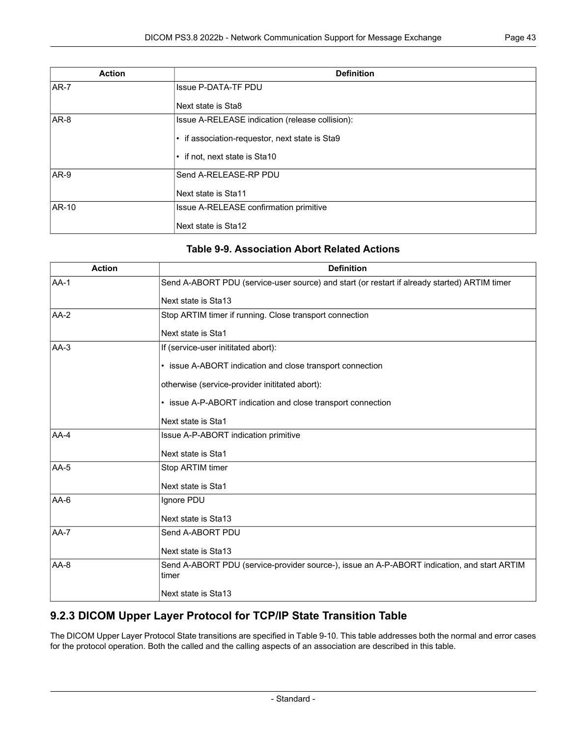| Action | Definition |
|---|---|
| AR-7 | Issue P-DATA-TF PDU<br><br>Next state is Sta8 |
| AR-8 | Issue A-RELEASE indication (release collision):<br><br>• if association-requestor, next state is Sta9<br><br>• if not, next state is Sta10 |
| AR-9 | Send A-RELEASE-RP PDU<br><br>Next state is Sta11 |
| AR-10 | Issue A-RELEASE confirmation primitive<br><br>Next state is Sta12 |

**Table 9-9. Association Abort Related Actions**

| Action | Definition |
|---|---|
| AA-1 | Send A-ABORT PDU (service-user source) and start (or restart if already started) ARTIM timer<br><br>Next state is Sta13 |
| AA-2 | Stop ARTIM timer if running. Close transport connection<br><br>Next state is Sta1 |
| AA-3 | If (service-user inititated abort):<br><br>• issue A-ABORT indication and close transport connection<br><br>otherwise (service-provider inititated abort):<br><br>• issue A-P-ABORT indication and close transport connection<br><br>Next state is Sta1 |
| AA-4 | Issue A-P-ABORT indication primitive<br><br>Next state is Sta1 |
| AA-5 | Stop ARTIM timer<br><br>Next state is Sta1 |
| AA-6 | Ignore PDU<br><br>Next state is Sta13 |
| AA-7 | Send A-ABORT PDU<br><br>Next state is Sta13 |
| AA-8 | Send A-ABORT PDU (service-provider source-), issue an A-P-ABORT indication, and start ARTIM timer<br><br>Next state is Sta13 |

## 9.2.3 DICOM Upper Layer Protocol for TCP/IP State Transition Table

The DICOM Upper Layer Protocol State transitions are specified in Table 9-10. This table addresses both the normal and error cases for the protocol operation. Both the called and the calling aspects of an association are described in this table.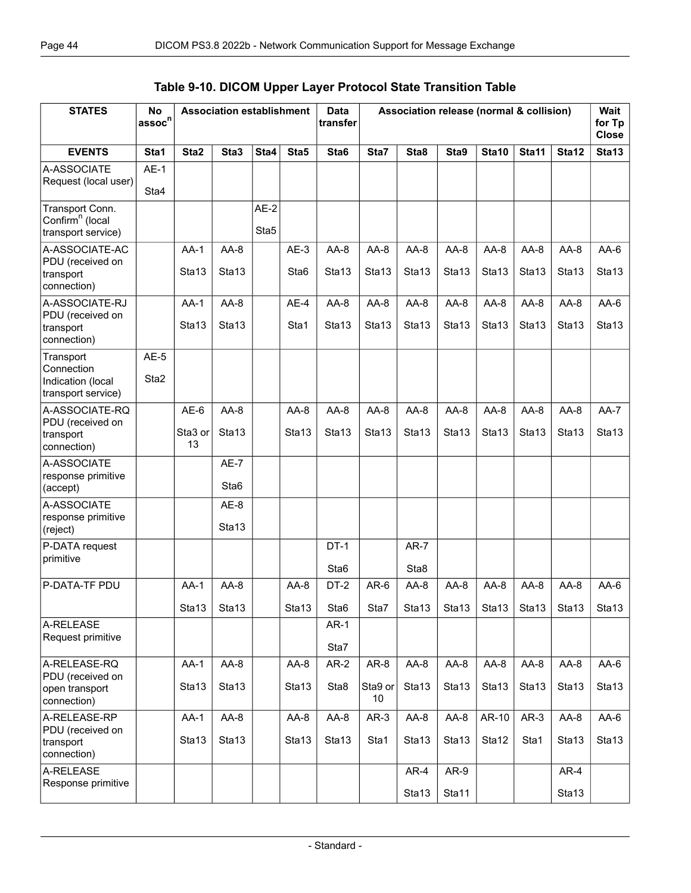**Table 9-10. DICOM Upper Layer Protocol State Transition Table**

| STATES | No assoc[n] | Association establishment | | | | Data transfer | Association release (normal & collision) | | | | | | Wait for Tp Close |
|---|---|---|---|---|---|---|---|---|---|---|---|---|---|
| **EVENTS** | **Sta1** | **Sta2** | **Sta3** | **Sta4** | **Sta5** | **Sta6** | **Sta7** | **Sta8** | **Sta9** | **Sta10** | **Sta11** | **Sta12** | **Sta13** |
| A-ASSOCIATE Request (local user) | AE-1 Sta4 | | | | | | | | | | | | |
| Transport Conn. Confirm[n] (local transport service) | | | | AE-2 Sta5 | | | | | | | | | |
| A-ASSOCIATE-AC PDU (received on transport connection) | | AA-1 Sta13 | AA-8 Sta13 | | AE-3 Sta6 | AA-8 Sta13 | AA-8 Sta13 | AA-8 Sta13 | AA-8 Sta13 | AA-8 Sta13 | AA-8 Sta13 | AA-8 Sta13 | AA-6 Sta13 |
| A-ASSOCIATE-RJ PDU (received on transport connection) | | AA-1 Sta13 | AA-8 Sta13 | | AE-4 Sta1 | AA-8 Sta13 | AA-8 Sta13 | AA-8 Sta13 | AA-8 Sta13 | AA-8 Sta13 | AA-8 Sta13 | AA-8 Sta13 | AA-6 Sta13 |
| Transport Connection Indication (local transport service) | AE-5 Sta2 | | | | | | | | | | | | |
| A-ASSOCIATE-RQ PDU (received on transport connection) | | AE-6 Sta3 or 13 | AA-8 Sta13 | | AA-8 Sta13 | AA-8 Sta13 | AA-8 Sta13 | AA-8 Sta13 | AA-8 Sta13 | AA-8 Sta13 | AA-8 Sta13 | AA-8 Sta13 | AA-7 Sta13 |
| A-ASSOCIATE response primitive (accept) | | | AE-7 Sta6 | | | | | | | | | | |
| A-ASSOCIATE response primitive (reject) | | | AE-8 Sta13 | | | | | | | | | | |
| P-DATA request primitive | | | | | | DT-1 Sta6 | | AR-7 Sta8 | | | | | |
| P-DATA-TF PDU | | AA-1 Sta13 | AA-8 Sta13 | | AA-8 Sta13 | DT-2 Sta6 | AR-6 Sta7 | AA-8 Sta13 | AA-8 Sta13 | AA-8 Sta13 | AA-8 Sta13 | AA-8 Sta13 | AA-6 Sta13 |
| A-RELEASE Request primitive | | | | | | AR-1 Sta7 | | | | | | | |
| A-RELEASE-RQ PDU (received on open transport connection) | | AA-1 Sta13 | AA-8 Sta13 | | AA-8 Sta13 | AR-2 Sta8 | AR-8 Sta9 or 10 | AA-8 Sta13 | AA-8 Sta13 | AA-8 Sta13 | AA-8 Sta13 | AA-8 Sta13 | AA-6 Sta13 |
| A-RELEASE-RP PDU (received on transport connection) | | AA-1 Sta13 | AA-8 Sta13 | | AA-8 Sta13 | AA-8 Sta13 | AR-3 Sta1 | AA-8 Sta13 | AA-8 Sta13 | AR-10 Sta12 | AR-3 Sta1 | AA-8 Sta13 | AA-6 Sta13 |
| A-RELEASE Response primitive | | | | | | | | AR-4 Sta13 | AR-9 Sta11 | | | AR-4 Sta13 | |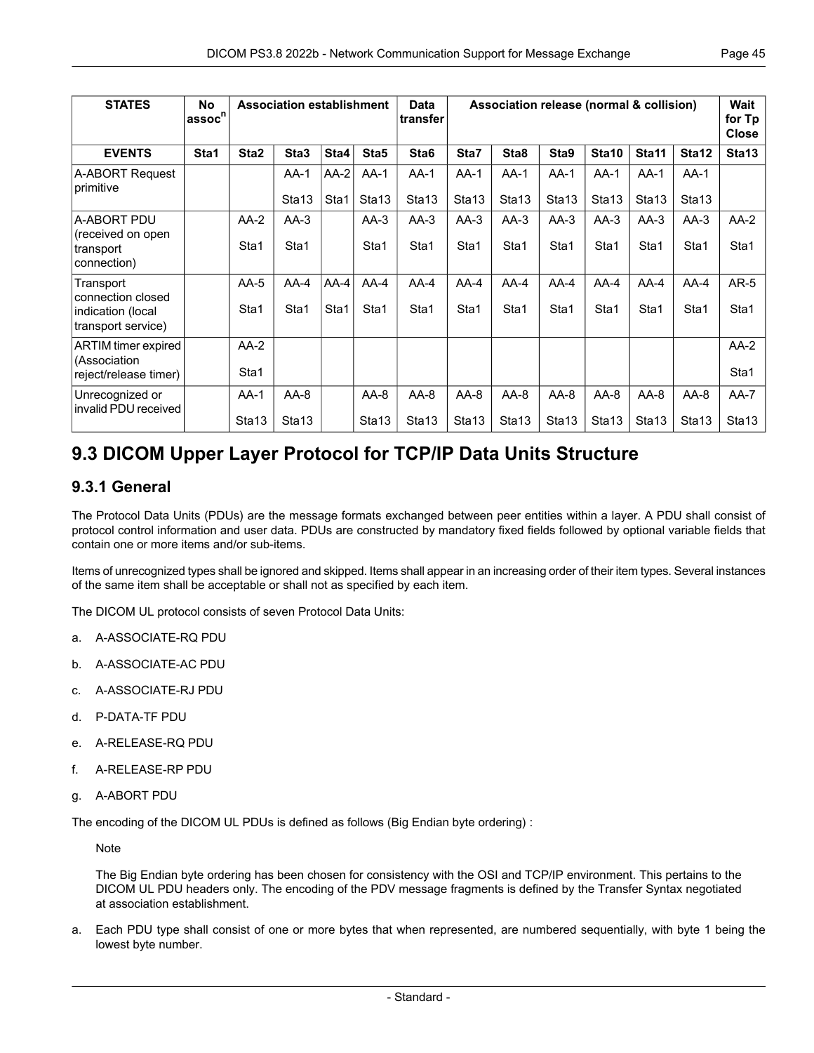| STATES | No assoc[n] | Association establishment | | | | Data transfer | Association release (normal & collision) | | | | | | Wait for Tp Close |
|---|---|---|---|---|---|---|---|---|---|---|---|---|---|
| **EVENTS** | **Sta1** | **Sta2** | **Sta3** | **Sta4** | **Sta5** | **Sta6** | **Sta7** | **Sta8** | **Sta9** | **Sta10** | **Sta11** | **Sta12** | **Sta13** |
| A-ABORT Request primitive | | | AA-1 Sta13 | AA-2 Sta1 | AA-1 Sta13 | AA-1 Sta13 | AA-1 Sta13 | AA-1 Sta13 | AA-1 Sta13 | AA-1 Sta13 | AA-1 Sta13 | AA-1 Sta13 | |
| A-ABORT PDU (received on open transport connection) | | AA-2 Sta1 | AA-3 Sta1 | | AA-3 Sta1 | AA-3 Sta1 | AA-3 Sta1 | AA-3 Sta1 | AA-3 Sta1 | AA-3 Sta1 | AA-3 Sta1 | AA-3 Sta1 | AA-2 Sta1 |
| Transport connection closed indication (local transport service) | | AA-5 Sta1 | AA-4 Sta1 | AA-4 Sta1 | AA-4 Sta1 | AA-4 Sta1 | AA-4 Sta1 | AA-4 Sta1 | AA-4 Sta1 | AA-4 Sta1 | AA-4 Sta1 | AA-4 Sta1 | AR-5 Sta1 |
| ARTIM timer expired (Association reject/release timer) | | AA-2 Sta1 | | | | | | | | | | | AA-2 Sta1 |
| Unrecognized or invalid PDU received | | AA-1 Sta13 | AA-8 Sta13 | | AA-8 Sta13 | AA-8 Sta13 | AA-8 Sta13 | AA-8 Sta13 | AA-8 Sta13 | AA-8 Sta13 | AA-8 Sta13 | AA-8 Sta13 | AA-7 Sta13 |

# 9.3 DICOM Upper Layer Protocol for TCP/IP Data Units Structure

## 9.3.1 General

The Protocol Data Units (PDUs) are the message formats exchanged between peer entities within a layer. A PDU shall consist of protocol control information and user data. PDUs are constructed by mandatory fixed fields followed by optional variable fields that contain one or more items and/or sub-items.

Items of unrecognized types shall be ignored and skipped. Items shall appear in an increasing order of their item types. Several instances of the same item shall be acceptable or shall not as specified by each item.

The DICOM UL protocol consists of seven Protocol Data Units:

a. A-ASSOCIATE-RQ PDU

b. A-ASSOCIATE-AC PDU

c. A-ASSOCIATE-RJ PDU

d. P-DATA-TF PDU

e. A-RELEASE-RQ PDU

f. A-RELEASE-RP PDU

g. A-ABORT PDU

The encoding of the DICOM UL PDUs is defined as follows (Big Endian byte ordering) :

Note

The Big Endian byte ordering has been chosen for consistency with the OSI and TCP/IP environment. This pertains to the DICOM UL PDU headers only. The encoding of the PDV message fragments is defined by the Transfer Syntax negotiated at association establishment.

a. Each PDU type shall consist of one or more bytes that when represented, are numbered sequentially, with byte 1 being the lowest byte number.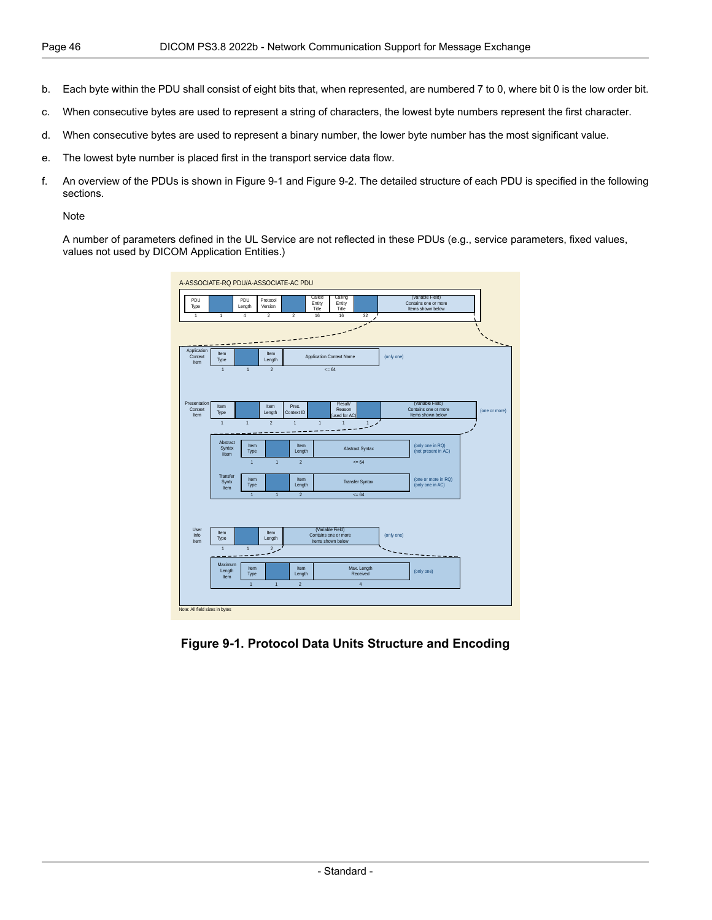b. Each byte within the PDU shall consist of eight bits that, when represented, are numbered 7 to 0, where bit 0 is the low order bit.

c. When consecutive bytes are used to represent a string of characters, the lowest byte numbers represent the first character.

d. When consecutive bytes are used to represent a binary number, the lower byte number has the most significant value.

e. The lowest byte number is placed first in the transport service data flow.

f. An overview of the PDUs is shown in Figure 9-1 and Figure 9-2. The detailed structure of each PDU is specified in the following sections.

Note

A number of parameters defined in the UL Service are not reflected in these PDUs (e.g., service parameters, fixed values, values not used by DICOM Application Entities.)

**Figure 9-1. Protocol Data Units Structure and Encoding**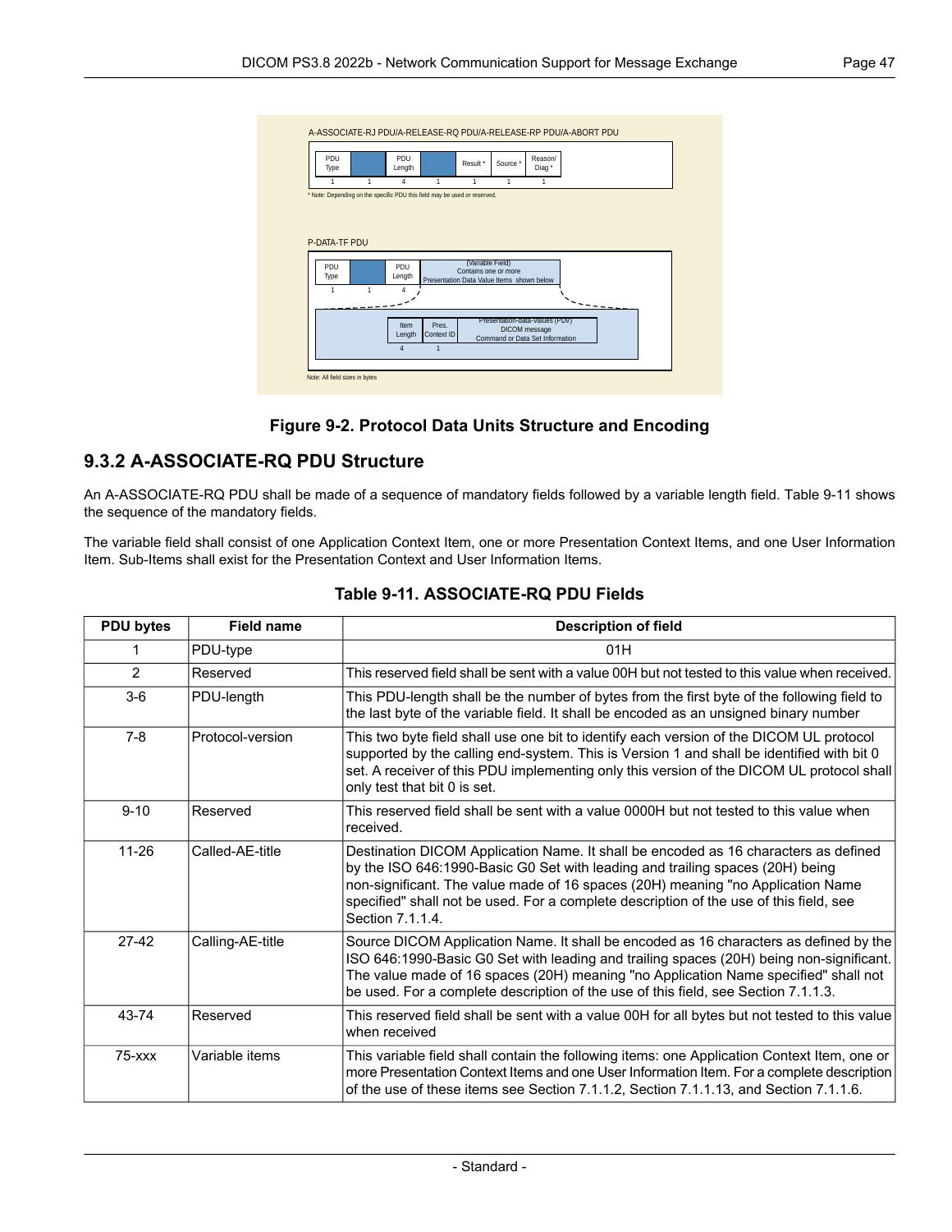A-ASSOCIATE-RJ PDU/A-RELEASE-RQ PDU/A-RELEASE-RP PDU/A-ABORT PDU

| PDU Type | | PDU Length | | Result * | Source * | Reason/ Diag * |
|---|---|---|---|---|---|---|
| 1 | 1 | 4 | 1 | 1 | 1 | 1 |

\* Note: Depending on the specific PDU this field may be used or reserved.

P-DATA-TF PDU

| PDU Type | | PDU Length | (Variable Field) Contains one or more Presentation Data Value Items shown below |
|---|---|---|---|
| 1 | 1 | 4 | |

| Item Length | Pres. Context ID | Presentation-data-values (PDV) DICOM message Command or Data Set Information |
|---|---|---|
| 4 | 1 | |

Note: All field sizes in bytes

**Figure 9-2. Protocol Data Units Structure and Encoding**

## 9.3.2 A-ASSOCIATE-RQ PDU Structure

An A-ASSOCIATE-RQ PDU shall be made of a sequence of mandatory fields followed by a variable length field. Table 9-11 shows the sequence of the mandatory fields.

The variable field shall consist of one Application Context Item, one or more Presentation Context Items, and one User Information Item. Sub-Items shall exist for the Presentation Context and User Information Items.

**Table 9-11. ASSOCIATE-RQ PDU Fields**

| PDU bytes | Field name | Description of field |
|---|---|---|
| 1 | PDU-type | 01H |
| 2 | Reserved | This reserved field shall be sent with a value 00H but not tested to this value when received. |
| 3-6 | PDU-length | This PDU-length shall be the number of bytes from the first byte of the following field to the last byte of the variable field. It shall be encoded as an unsigned binary number |
| 7-8 | Protocol-version | This two byte field shall use one bit to identify each version of the DICOM UL protocol supported by the calling end-system. This is Version 1 and shall be identified with bit 0 set. A receiver of this PDU implementing only this version of the DICOM UL protocol shall only test that bit 0 is set. |
| 9-10 | Reserved | This reserved field shall be sent with a value 0000H but not tested to this value when received. |
| 11-26 | Called-AE-title | Destination DICOM Application Name. It shall be encoded as 16 characters as defined by the ISO 646:1990-Basic G0 Set with leading and trailing spaces (20H) being non-significant. The value made of 16 spaces (20H) meaning "no Application Name specified" shall not be used. For a complete description of the use of this field, see Section 7.1.1.4. |
| 27-42 | Calling-AE-title | Source DICOM Application Name. It shall be encoded as 16 characters as defined by the ISO 646:1990-Basic G0 Set with leading and trailing spaces (20H) being non-significant. The value made of 16 spaces (20H) meaning "no Application Name specified" shall not be used. For a complete description of the use of this field, see Section 7.1.1.3. |
| 43-74 | Reserved | This reserved field shall be sent with a value 00H for all bytes but not tested to this value when received |
| 75-xxx | Variable items | This variable field shall contain the following items: one Application Context Item, one or more Presentation Context Items and one User Information Item. For a complete description of the use of these items see Section 7.1.1.2, Section 7.1.1.13, and Section 7.1.1.6. |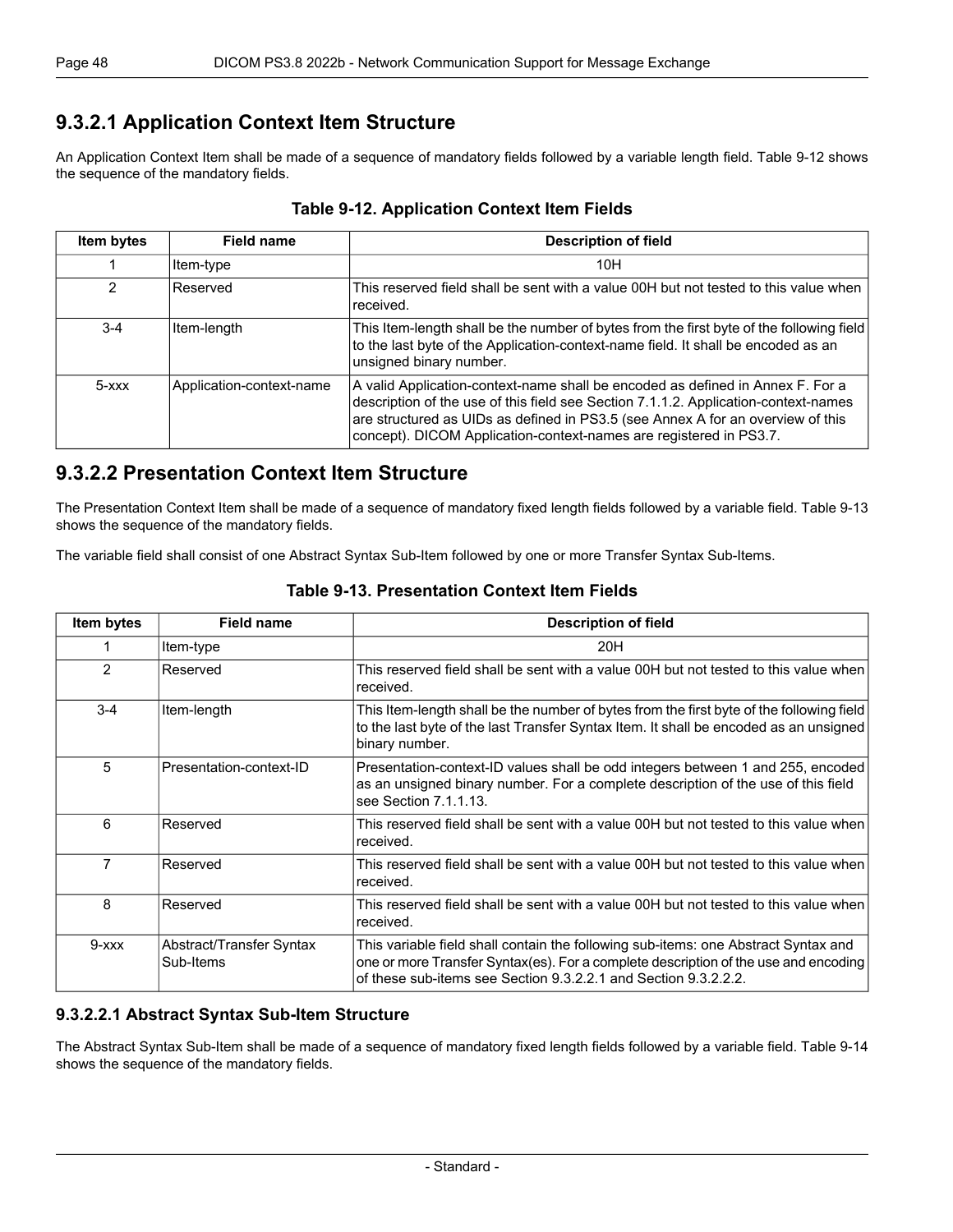### 9.3.2.1 Application Context Item Structure

An Application Context Item shall be made of a sequence of mandatory fields followed by a variable length field. Table 9-12 shows the sequence of the mandatory fields.

**Table 9-12. Application Context Item Fields**

| Item bytes | Field name | Description of field |
|---|---|---|
| 1 | Item-type | 10H |
| 2 | Reserved | This reserved field shall be sent with a value 00H but not tested to this value when received. |
| 3-4 | Item-length | This Item-length shall be the number of bytes from the first byte of the following field to the last byte of the Application-context-name field. It shall be encoded as an unsigned binary number. |
| 5-xxx | Application-context-name | A valid Application-context-name shall be encoded as defined in Annex F. For a description of the use of this field see Section 7.1.1.2. Application-context-names are structured as UIDs as defined in PS3.5 (see Annex A for an overview of this concept). DICOM Application-context-names are registered in PS3.7. |

### 9.3.2.2 Presentation Context Item Structure

The Presentation Context Item shall be made of a sequence of mandatory fixed length fields followed by a variable field. Table 9-13 shows the sequence of the mandatory fields.

The variable field shall consist of one Abstract Syntax Sub-Item followed by one or more Transfer Syntax Sub-Items.

**Table 9-13. Presentation Context Item Fields**

| Item bytes | Field name | Description of field |
|---|---|---|
| 1 | Item-type | 20H |
| 2 | Reserved | This reserved field shall be sent with a value 00H but not tested to this value when received. |
| 3-4 | Item-length | This Item-length shall be the number of bytes from the first byte of the following field to the last byte of the last Transfer Syntax Item. It shall be encoded as an unsigned binary number. |
| 5 | Presentation-context-ID | Presentation-context-ID values shall be odd integers between 1 and 255, encoded as an unsigned binary number. For a complete description of the use of this field see Section 7.1.1.13. |
| 6 | Reserved | This reserved field shall be sent with a value 00H but not tested to this value when received. |
| 7 | Reserved | This reserved field shall be sent with a value 00H but not tested to this value when received. |
| 8 | Reserved | This reserved field shall be sent with a value 00H but not tested to this value when received. |
| 9-xxx | Abstract/Transfer Syntax Sub-Items | This variable field shall contain the following sub-items: one Abstract Syntax and one or more Transfer Syntax(es). For a complete description of the use and encoding of these sub-items see Section 9.3.2.2.1 and Section 9.3.2.2.2. |

#### 9.3.2.2.1 Abstract Syntax Sub-Item Structure

The Abstract Syntax Sub-Item shall be made of a sequence of mandatory fixed length fields followed by a variable field. Table 9-14 shows the sequence of the mandatory fields.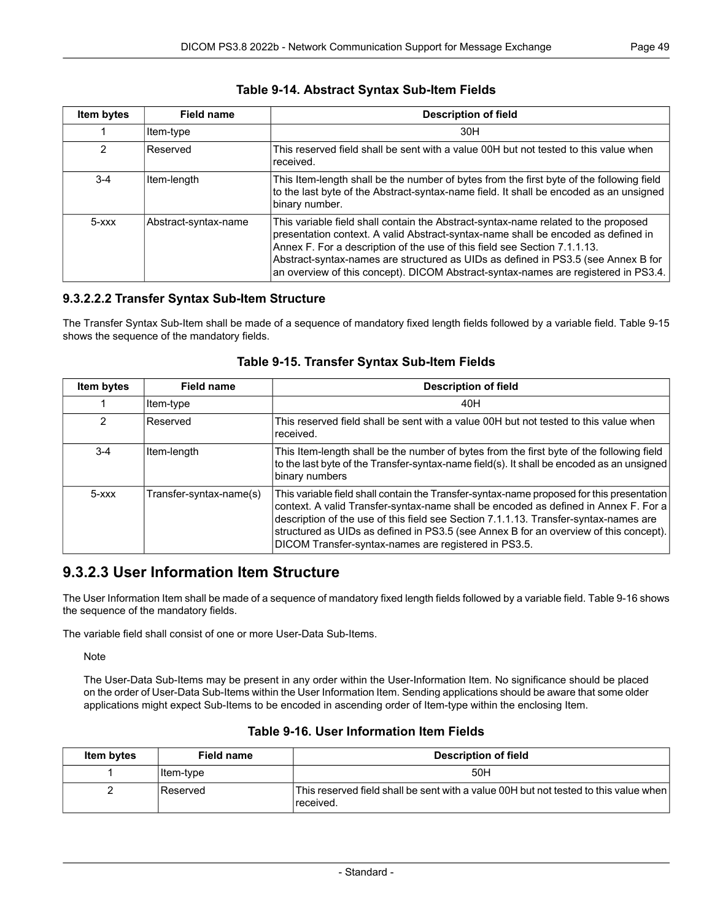**Table 9-14. Abstract Syntax Sub-Item Fields**

| Item bytes | Field name | Description of field |
|---|---|---|
| 1 | Item-type | 30H |
| 2 | Reserved | This reserved field shall be sent with a value 00H but not tested to this value when received. |
| 3-4 | Item-length | This Item-length shall be the number of bytes from the first byte of the following field to the last byte of the Abstract-syntax-name field. It shall be encoded as an unsigned binary number. |
| 5-xxx | Abstract-syntax-name | This variable field shall contain the Abstract-syntax-name related to the proposed presentation context. A valid Abstract-syntax-name shall be encoded as defined in Annex F. For a description of the use of this field see Section 7.1.1.13. Abstract-syntax-names are structured as UIDs as defined in PS3.5 (see Annex B for an overview of this concept). DICOM Abstract-syntax-names are registered in PS3.4. |

### 9.3.2.2.2 Transfer Syntax Sub-Item Structure

The Transfer Syntax Sub-Item shall be made of a sequence of mandatory fixed length fields followed by a variable field. Table 9-15 shows the sequence of the mandatory fields.

**Table 9-15. Transfer Syntax Sub-Item Fields**

| Item bytes | Field name | Description of field |
|---|---|---|
| 1 | Item-type | 40H |
| 2 | Reserved | This reserved field shall be sent with a value 00H but not tested to this value when received. |
| 3-4 | Item-length | This Item-length shall be the number of bytes from the first byte of the following field to the last byte of the Transfer-syntax-name field(s). It shall be encoded as an unsigned binary numbers |
| 5-xxx | Transfer-syntax-name(s) | This variable field shall contain the Transfer-syntax-name proposed for this presentation context. A valid Transfer-syntax-name shall be encoded as defined in Annex F. For a description of the use of this field see Section 7.1.1.13. Transfer-syntax-names are structured as UIDs as defined in PS3.5 (see Annex B for an overview of this concept). DICOM Transfer-syntax-names are registered in PS3.5. |

## 9.3.2.3 User Information Item Structure

The User Information Item shall be made of a sequence of mandatory fixed length fields followed by a variable field. Table 9-16 shows the sequence of the mandatory fields.

The variable field shall consist of one or more User-Data Sub-Items.

Note

The User-Data Sub-Items may be present in any order within the User-Information Item. No significance should be placed on the order of User-Data Sub-Items within the User Information Item. Sending applications should be aware that some older applications might expect Sub-Items to be encoded in ascending order of Item-type within the enclosing Item.

**Table 9-16. User Information Item Fields**

| Item bytes | Field name | Description of field |
|---|---|---|
| 1 | Item-type | 50H |
| 2 | Reserved | This reserved field shall be sent with a value 00H but not tested to this value when received. |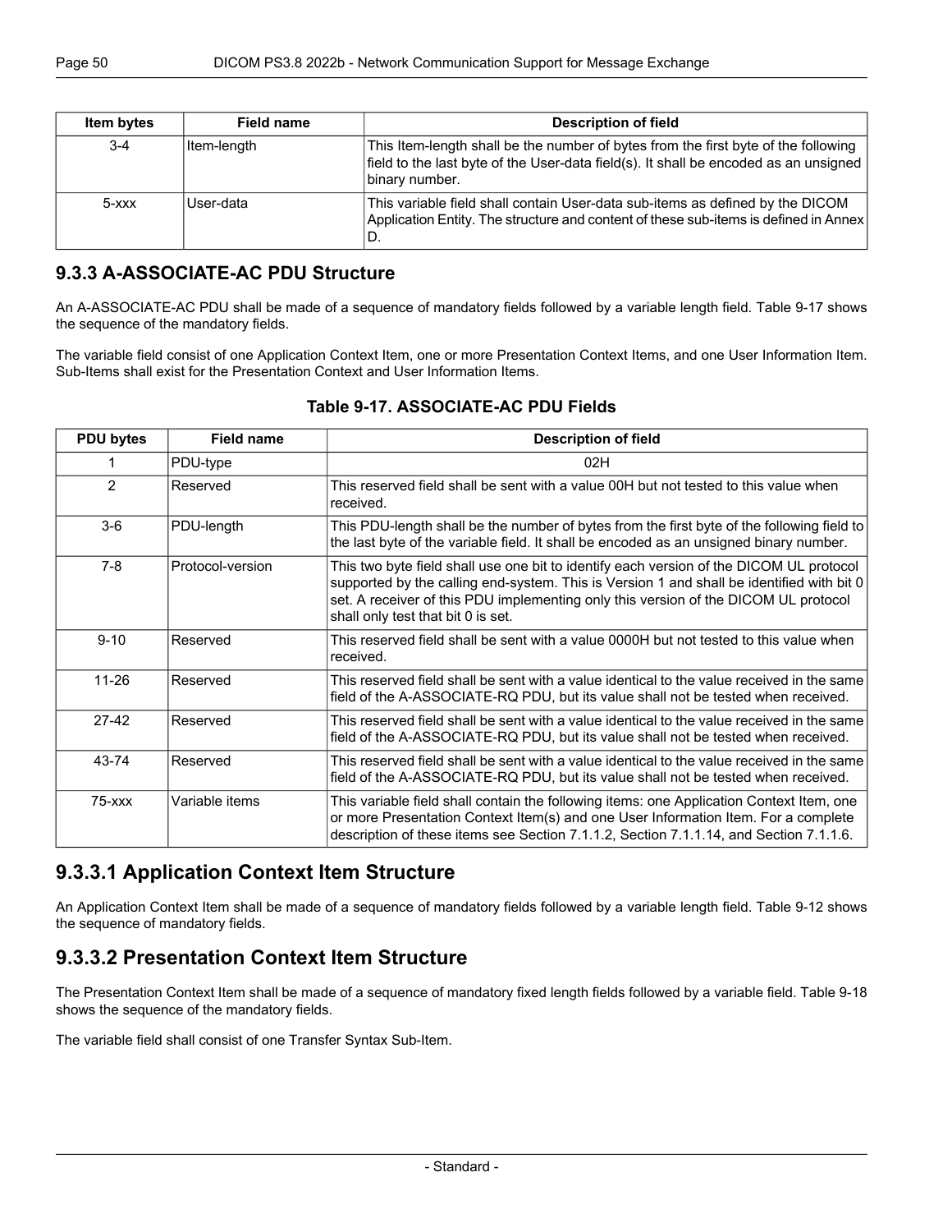| Item bytes | Field name | Description of field |
| --- | --- | --- |
| 3-4 | Item-length | This Item-length shall be the number of bytes from the first byte of the following field to the last byte of the User-data field(s). It shall be encoded as an unsigned binary number. |
| 5-xxx | User-data | This variable field shall contain User-data sub-items as defined by the DICOM Application Entity. The structure and content of these sub-items is defined in Annex D. |

### 9.3.3 A-ASSOCIATE-AC PDU Structure

An A-ASSOCIATE-AC PDU shall be made of a sequence of mandatory fields followed by a variable length field. Table 9-17 shows the sequence of the mandatory fields.

The variable field consist of one Application Context Item, one or more Presentation Context Items, and one User Information Item. Sub-Items shall exist for the Presentation Context and User Information Items.

**Table 9-17. ASSOCIATE-AC PDU Fields**

| PDU bytes | Field name | Description of field |
| --- | --- | --- |
| 1 | PDU-type | 02H |
| 2 | Reserved | This reserved field shall be sent with a value 00H but not tested to this value when received. |
| 3-6 | PDU-length | This PDU-length shall be the number of bytes from the first byte of the following field to the last byte of the variable field. It shall be encoded as an unsigned binary number. |
| 7-8 | Protocol-version | This two byte field shall use one bit to identify each version of the DICOM UL protocol supported by the calling end-system. This is Version 1 and shall be identified with bit 0 set. A receiver of this PDU implementing only this version of the DICOM UL protocol shall only test that bit 0 is set. |
| 9-10 | Reserved | This reserved field shall be sent with a value 0000H but not tested to this value when received. |
| 11-26 | Reserved | This reserved field shall be sent with a value identical to the value received in the same field of the A-ASSOCIATE-RQ PDU, but its value shall not be tested when received. |
| 27-42 | Reserved | This reserved field shall be sent with a value identical to the value received in the same field of the A-ASSOCIATE-RQ PDU, but its value shall not be tested when received. |
| 43-74 | Reserved | This reserved field shall be sent with a value identical to the value received in the same field of the A-ASSOCIATE-RQ PDU, but its value shall not be tested when received. |
| 75-xxx | Variable items | This variable field shall contain the following items: one Application Context Item, one or more Presentation Context Item(s) and one User Information Item. For a complete description of these items see Section 7.1.1.2, Section 7.1.1.14, and Section 7.1.1.6. |

### 9.3.3.1 Application Context Item Structure

An Application Context Item shall be made of a sequence of mandatory fields followed by a variable length field. Table 9-12 shows the sequence of mandatory fields.

### 9.3.3.2 Presentation Context Item Structure

The Presentation Context Item shall be made of a sequence of mandatory fixed length fields followed by a variable field. Table 9-18 shows the sequence of the mandatory fields.

The variable field shall consist of one Transfer Syntax Sub-Item.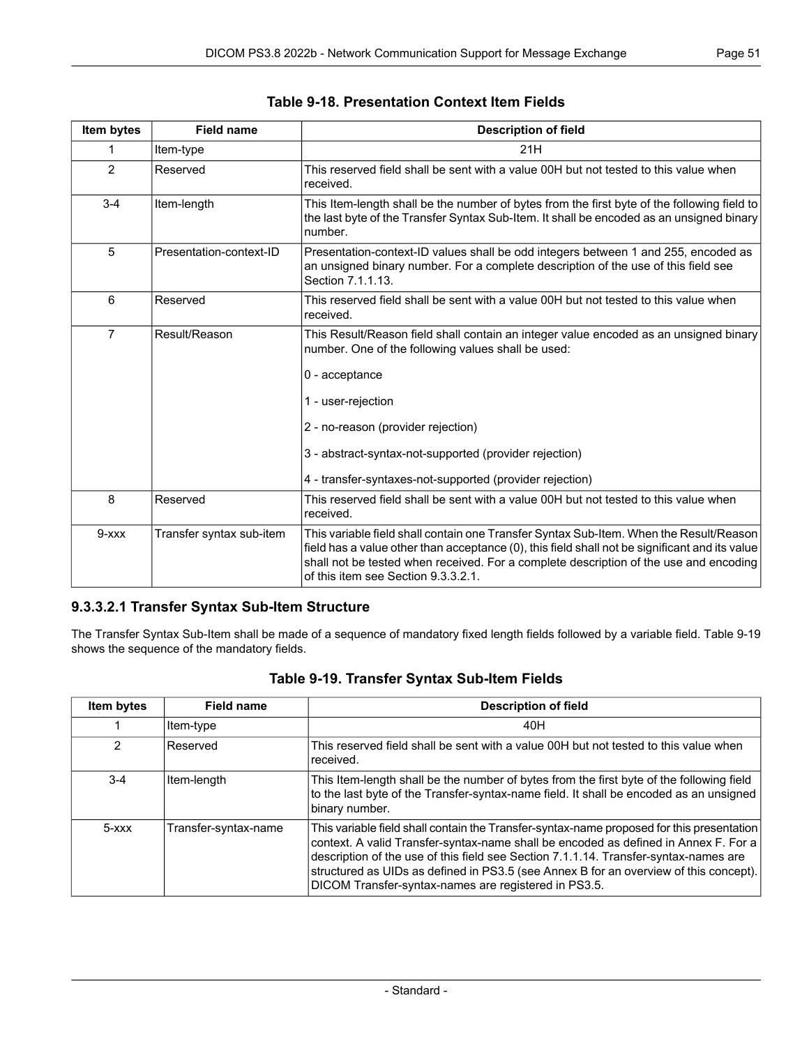**Table 9-18. Presentation Context Item Fields**

| Item bytes | Field name | Description of field |
|---|---|---|
| 1 | Item-type | 21H |
| 2 | Reserved | This reserved field shall be sent with a value 00H but not tested to this value when received. |
| 3-4 | Item-length | This Item-length shall be the number of bytes from the first byte of the following field to the last byte of the Transfer Syntax Sub-Item. It shall be encoded as an unsigned binary number. |
| 5 | Presentation-context-ID | Presentation-context-ID values shall be odd integers between 1 and 255, encoded as an unsigned binary number. For a complete description of the use of this field see Section 7.1.1.13. |
| 6 | Reserved | This reserved field shall be sent with a value 00H but not tested to this value when received. |
| 7 | Result/Reason | This Result/Reason field shall contain an integer value encoded as an unsigned binary number. One of the following values shall be used:<br><br>0 - acceptance<br><br>1 - user-rejection<br><br>2 - no-reason (provider rejection)<br><br>3 - abstract-syntax-not-supported (provider rejection)<br><br>4 - transfer-syntaxes-not-supported (provider rejection) |
| 8 | Reserved | This reserved field shall be sent with a value 00H but not tested to this value when received. |
| 9-xxx | Transfer syntax sub-item | This variable field shall contain one Transfer Syntax Sub-Item. When the Result/Reason field has a value other than acceptance (0), this field shall not be significant and its value shall not be tested when received. For a complete description of the use and encoding of this item see Section 9.3.3.2.1. |

### 9.3.3.2.1 Transfer Syntax Sub-Item Structure

The Transfer Syntax Sub-Item shall be made of a sequence of mandatory fixed length fields followed by a variable field. Table 9-19 shows the sequence of the mandatory fields.

**Table 9-19. Transfer Syntax Sub-Item Fields**

| Item bytes | Field name | Description of field |
|---|---|---|
| 1 | Item-type | 40H |
| 2 | Reserved | This reserved field shall be sent with a value 00H but not tested to this value when received. |
| 3-4 | Item-length | This Item-length shall be the number of bytes from the first byte of the following field to the last byte of the Transfer-syntax-name field. It shall be encoded as an unsigned binary number. |
| 5-xxx | Transfer-syntax-name | This variable field shall contain the Transfer-syntax-name proposed for this presentation context. A valid Transfer-syntax-name shall be encoded as defined in Annex F. For a description of the use of this field see Section 7.1.1.14. Transfer-syntax-names are structured as UIDs as defined in PS3.5 (see Annex B for an overview of this concept). DICOM Transfer-syntax-names are registered in PS3.5. |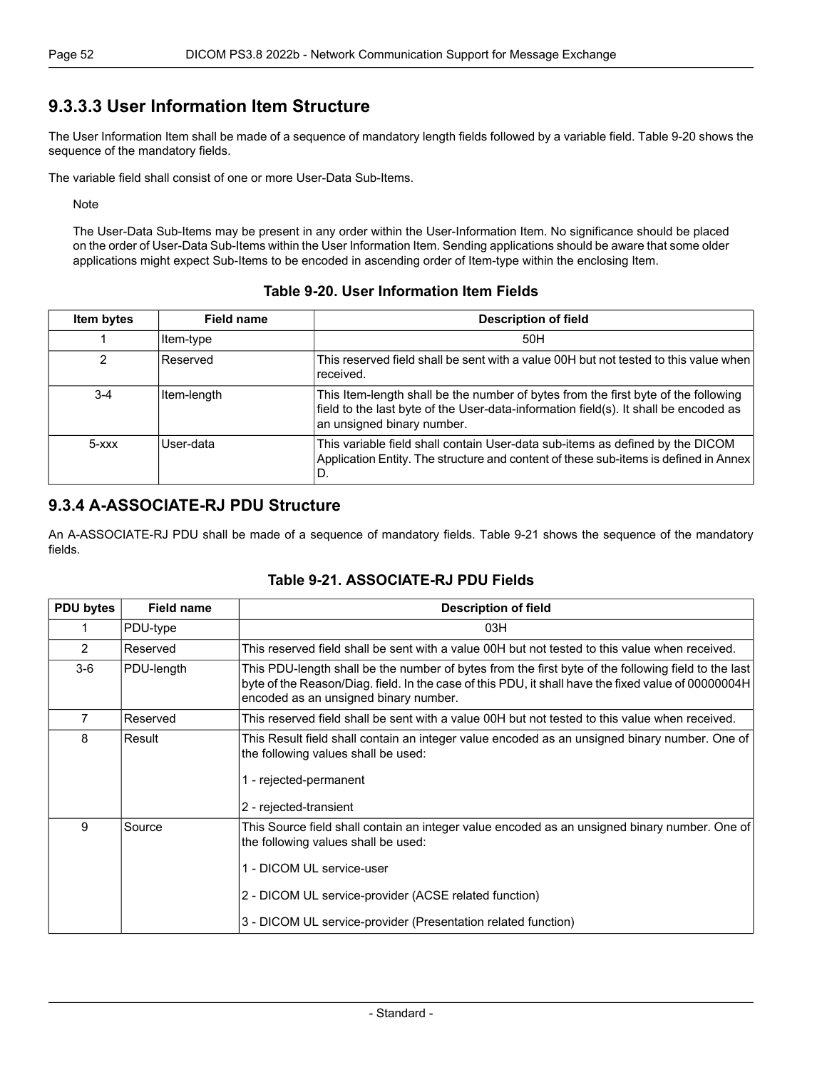### 9.3.3.3 User Information Item Structure

The User Information Item shall be made of a sequence of mandatory length fields followed by a variable field. Table 9-20 shows the sequence of the mandatory fields.

The variable field shall consist of one or more User-Data Sub-Items.

Note

The User-Data Sub-Items may be present in any order within the User-Information Item. No significance should be placed on the order of User-Data Sub-Items within the User Information Item. Sending applications should be aware that some older applications might expect Sub-Items to be encoded in ascending order of Item-type within the enclosing Item.

**Table 9-20. User Information Item Fields**

| Item bytes | Field name | Description of field |
|---|---|---|
| 1 | Item-type | 50H |
| 2 | Reserved | This reserved field shall be sent with a value 00H but not tested to this value when received. |
| 3-4 | Item-length | This Item-length shall be the number of bytes from the first byte of the following field to the last byte of the User-data-information field(s). It shall be encoded as an unsigned binary number. |
| 5-xxx | User-data | This variable field shall contain User-data sub-items as defined by the DICOM Application Entity. The structure and content of these sub-items is defined in Annex D. |

## 9.3.4 A-ASSOCIATE-RJ PDU Structure

An A-ASSOCIATE-RJ PDU shall be made of a sequence of mandatory fields. Table 9-21 shows the sequence of the mandatory fields.

**Table 9-21. ASSOCIATE-RJ PDU Fields**

| PDU bytes | Field name | Description of field |
|---|---|---|
| 1 | PDU-type | 03H |
| 2 | Reserved | This reserved field shall be sent with a value 00H but not tested to this value when received. |
| 3-6 | PDU-length | This PDU-length shall be the number of bytes from the first byte of the following field to the last byte of the Reason/Diag. field. In the case of this PDU, it shall have the fixed value of 00000004H encoded as an unsigned binary number. |
| 7 | Reserved | This reserved field shall be sent with a value 00H but not tested to this value when received. |
| 8 | Result | This Result field shall contain an integer value encoded as an unsigned binary number. One of the following values shall be used:<br><br>1 - rejected-permanent<br><br>2 - rejected-transient |
| 9 | Source | This Source field shall contain an integer value encoded as an unsigned binary number. One of the following values shall be used:<br><br>1 - DICOM UL service-user<br><br>2 - DICOM UL service-provider (ACSE related function)<br><br>3 - DICOM UL service-provider (Presentation related function) |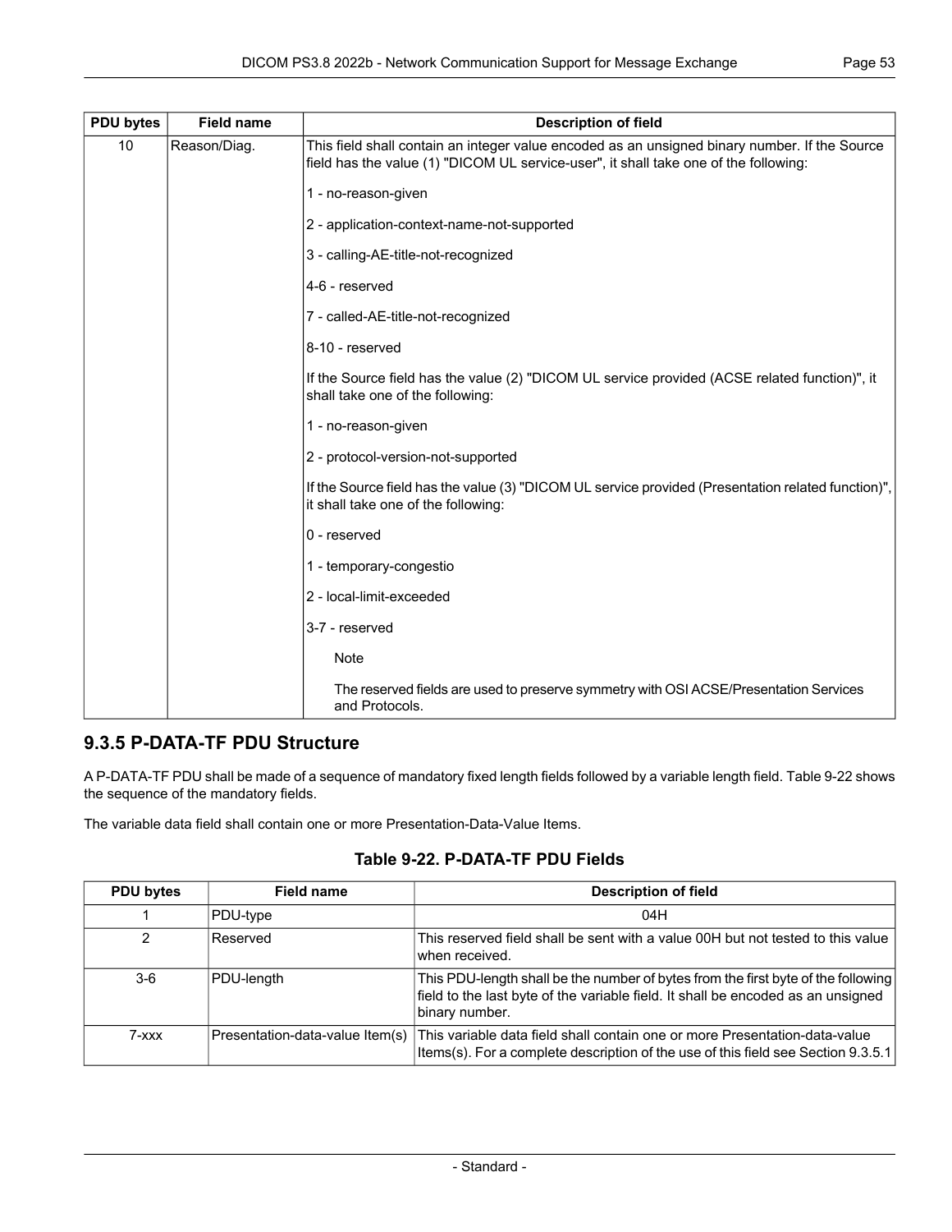| PDU bytes | Field name | Description of field |
|---|---|---|
| 10 | Reason/Diag. | This field shall contain an integer value encoded as an unsigned binary number. If the Source field has the value (1) "DICOM UL service-user", it shall take one of the following:<br><br>1 - no-reason-given<br><br>2 - application-context-name-not-supported<br><br>3 - calling-AE-title-not-recognized<br><br>4-6 - reserved<br><br>7 - called-AE-title-not-recognized<br><br>8-10 - reserved<br><br>If the Source field has the value (2) "DICOM UL service provided (ACSE related function)", it shall take one of the following:<br><br>1 - no-reason-given<br><br>2 - protocol-version-not-supported<br><br>If the Source field has the value (3) "DICOM UL service provided (Presentation related function)", it shall take one of the following:<br><br>0 - reserved<br><br>1 - temporary-congestio<br><br>2 - local-limit-exceeded<br><br>3-7 - reserved<br><br>Note<br><br>The reserved fields are used to preserve symmetry with OSI ACSE/Presentation Services and Protocols. |

### 9.3.5 P-DATA-TF PDU Structure

A P-DATA-TF PDU shall be made of a sequence of mandatory fixed length fields followed by a variable length field. Table 9-22 shows the sequence of the mandatory fields.

The variable data field shall contain one or more Presentation-Data-Value Items.

**Table 9-22. P-DATA-TF PDU Fields**

| PDU bytes | Field name | Description of field |
|---|---|---|
| 1 | PDU-type | 04H |
| 2 | Reserved | This reserved field shall be sent with a value 00H but not tested to this value when received. |
| 3-6 | PDU-length | This PDU-length shall be the number of bytes from the first byte of the following field to the last byte of the variable field. It shall be encoded as an unsigned binary number. |
| 7-xxx | Presentation-data-value Item(s) | This variable data field shall contain one or more Presentation-data-value Items(s). For a complete description of the use of this field see Section 9.3.5.1 |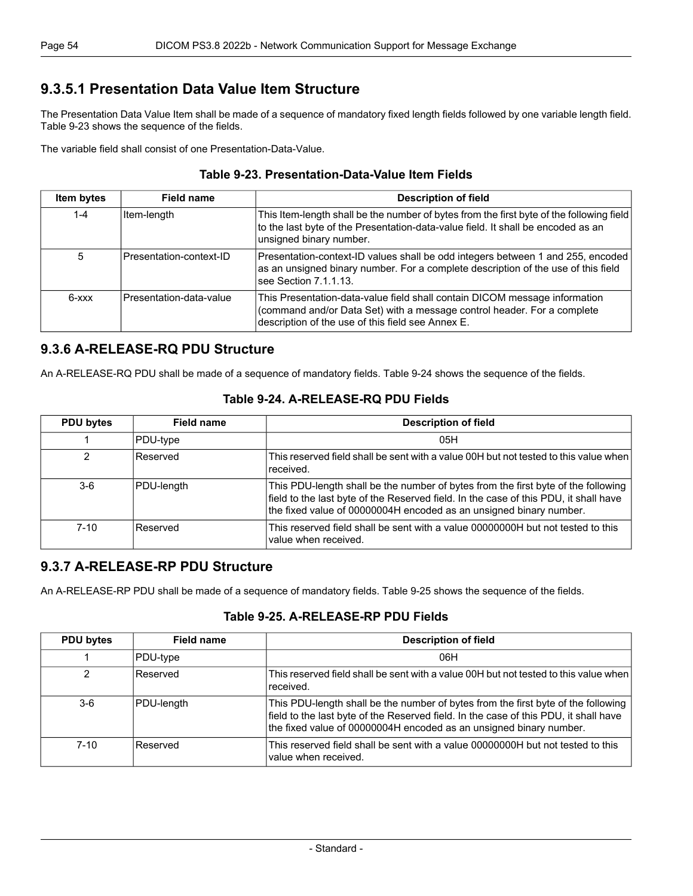### 9.3.5.1 Presentation Data Value Item Structure

The Presentation Data Value Item shall be made of a sequence of mandatory fixed length fields followed by one variable length field. Table 9-23 shows the sequence of the fields.

The variable field shall consist of one Presentation-Data-Value.

**Table 9-23. Presentation-Data-Value Item Fields**

| Item bytes | Field name | Description of field |
|---|---|---|
| 1-4 | Item-length | This Item-length shall be the number of bytes from the first byte of the following field to the last byte of the Presentation-data-value field. It shall be encoded as an unsigned binary number. |
| 5 | Presentation-context-ID | Presentation-context-ID values shall be odd integers between 1 and 255, encoded as an unsigned binary number. For a complete description of the use of this field see Section 7.1.1.13. |
| 6-xxx | Presentation-data-value | This Presentation-data-value field shall contain DICOM message information (command and/or Data Set) with a message control header. For a complete description of the use of this field see Annex E. |

## 9.3.6 A-RELEASE-RQ PDU Structure

An A-RELEASE-RQ PDU shall be made of a sequence of mandatory fields. Table 9-24 shows the sequence of the fields.

**Table 9-24. A-RELEASE-RQ PDU Fields**

| PDU bytes | Field name | Description of field |
|---|---|---|
| 1 | PDU-type | 05H |
| 2 | Reserved | This reserved field shall be sent with a value 00H but not tested to this value when received. |
| 3-6 | PDU-length | This PDU-length shall be the number of bytes from the first byte of the following field to the last byte of the Reserved field. In the case of this PDU, it shall have the fixed value of 00000004H encoded as an unsigned binary number. |
| 7-10 | Reserved | This reserved field shall be sent with a value 00000000H but not tested to this value when received. |

## 9.3.7 A-RELEASE-RP PDU Structure

An A-RELEASE-RP PDU shall be made of a sequence of mandatory fields. Table 9-25 shows the sequence of the fields.

**Table 9-25. A-RELEASE-RP PDU Fields**

| PDU bytes | Field name | Description of field |
|---|---|---|
| 1 | PDU-type | 06H |
| 2 | Reserved | This reserved field shall be sent with a value 00H but not tested to this value when received. |
| 3-6 | PDU-length | This PDU-length shall be the number of bytes from the first byte of the following field to the last byte of the Reserved field. In the case of this PDU, it shall have the fixed value of 00000004H encoded as an unsigned binary number. |
| 7-10 | Reserved | This reserved field shall be sent with a value 00000000H but not tested to this value when received. |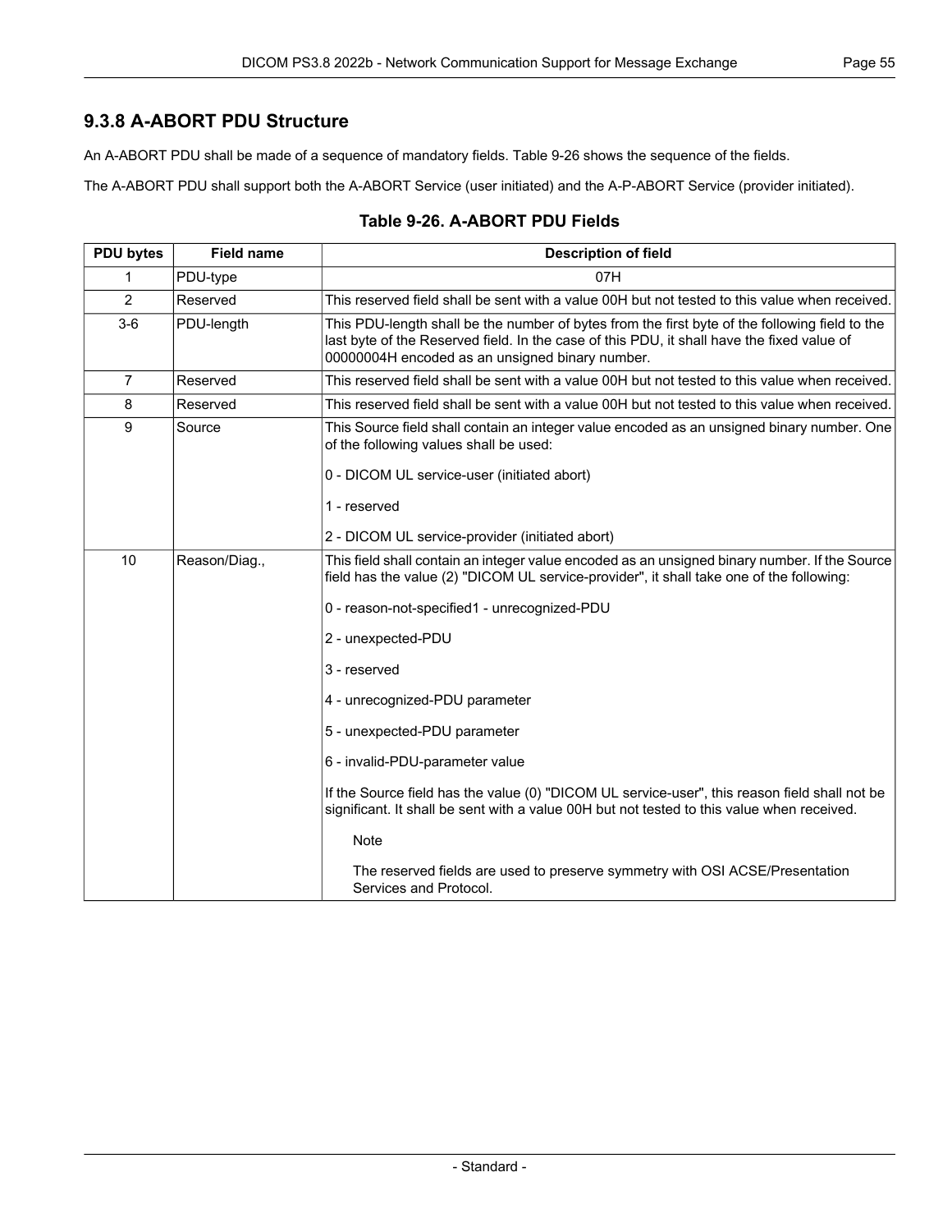### 9.3.8 A-ABORT PDU Structure

An A-ABORT PDU shall be made of a sequence of mandatory fields. Table 9-26 shows the sequence of the fields.

The A-ABORT PDU shall support both the A-ABORT Service (user initiated) and the A-P-ABORT Service (provider initiated).

**Table 9-26. A-ABORT PDU Fields**

| PDU bytes | Field name | Description of field |
|---|---|---|
| 1 | PDU-type | 07H |
| 2 | Reserved | This reserved field shall be sent with a value 00H but not tested to this value when received. |
| 3-6 | PDU-length | This PDU-length shall be the number of bytes from the first byte of the following field to the last byte of the Reserved field. In the case of this PDU, it shall have the fixed value of 00000004H encoded as an unsigned binary number. |
| 7 | Reserved | This reserved field shall be sent with a value 00H but not tested to this value when received. |
| 8 | Reserved | This reserved field shall be sent with a value 00H but not tested to this value when received. |
| 9 | Source | This Source field shall contain an integer value encoded as an unsigned binary number. One of the following values shall be used:<br><br>0 - DICOM UL service-user (initiated abort)<br><br>1 - reserved<br><br>2 - DICOM UL service-provider (initiated abort) |
| 10 | Reason/Diag., | This field shall contain an integer value encoded as an unsigned binary number. If the Source field has the value (2) "DICOM UL service-provider", it shall take one of the following:<br><br>0 - reason-not-specified1 - unrecognized-PDU<br><br>2 - unexpected-PDU<br><br>3 - reserved<br><br>4 - unrecognized-PDU parameter<br><br>5 - unexpected-PDU parameter<br><br>6 - invalid-PDU-parameter value<br><br>If the Source field has the value (0) "DICOM UL service-user", this reason field shall not be significant. It shall be sent with a value 00H but not tested to this value when received.<br><br>Note<br><br>The reserved fields are used to preserve symmetry with OSI ACSE/Presentation Services and Protocol. |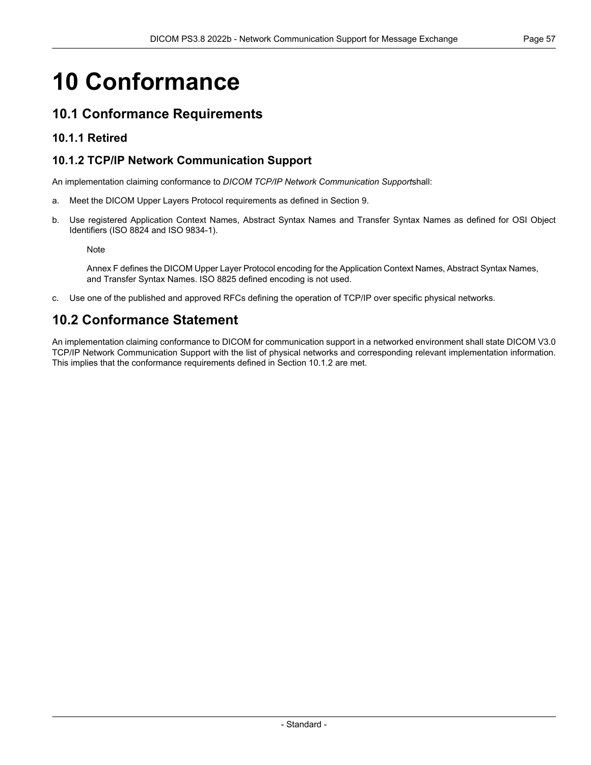# 10 Conformance

## 10.1 Conformance Requirements

### 10.1.1 Retired

### 10.1.2 TCP/IP Network Communication Support

An implementation claiming conformance to *DICOM TCP/IP Network Communication Support*shall:

a. Meet the DICOM Upper Layers Protocol requirements as defined in Section 9.

b. Use registered Application Context Names, Abstract Syntax Names and Transfer Syntax Names as defined for OSI Object Identifiers (ISO 8824 and ISO 9834-1).

> Note
>
> Annex F defines the DICOM Upper Layer Protocol encoding for the Application Context Names, Abstract Syntax Names, and Transfer Syntax Names. ISO 8825 defined encoding is not used.

c. Use one of the published and approved RFCs defining the operation of TCP/IP over specific physical networks.

## 10.2 Conformance Statement

An implementation claiming conformance to DICOM for communication support in a networked environment shall state DICOM V3.0 TCP/IP Network Communication Support with the list of physical networks and corresponding relevant implementation information. This implies that the conformance requirements defined in Section 10.1.2 are met.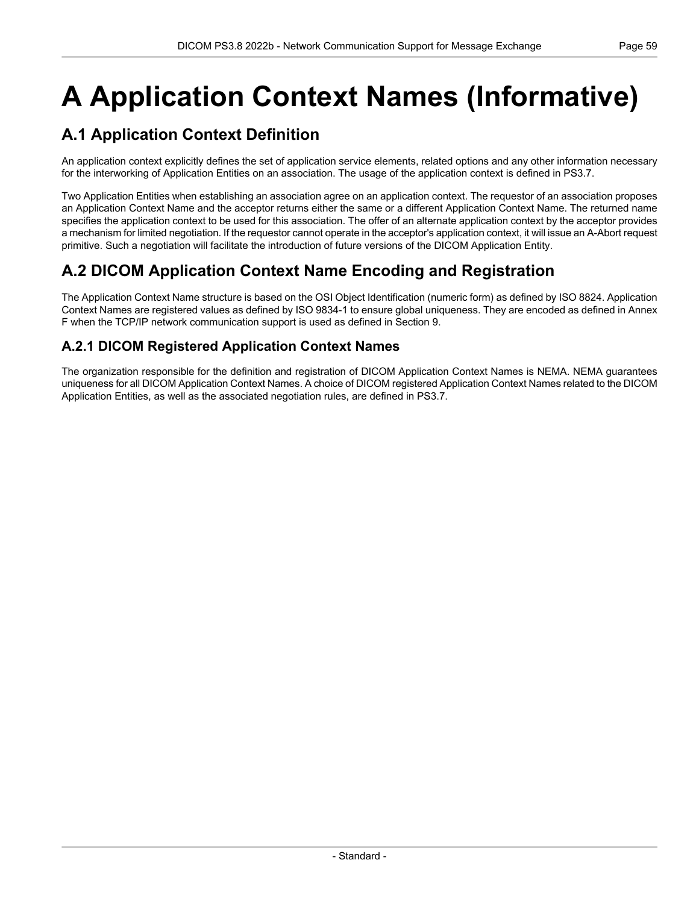# A Application Context Names (Informative)

## A.1 Application Context Definition

An application context explicitly defines the set of application service elements, related options and any other information necessary for the interworking of Application Entities on an association. The usage of the application context is defined in PS3.7.

Two Application Entities when establishing an association agree on an application context. The requestor of an association proposes an Application Context Name and the acceptor returns either the same or a different Application Context Name. The returned name specifies the application context to be used for this association. The offer of an alternate application context by the acceptor provides a mechanism for limited negotiation. If the requestor cannot operate in the acceptor's application context, it will issue an A-Abort request primitive. Such a negotiation will facilitate the introduction of future versions of the DICOM Application Entity.

## A.2 DICOM Application Context Name Encoding and Registration

The Application Context Name structure is based on the OSI Object Identification (numeric form) as defined by ISO 8824. Application Context Names are registered values as defined by ISO 9834-1 to ensure global uniqueness. They are encoded as defined in Annex F when the TCP/IP network communication support is used as defined in Section 9.

### A.2.1 DICOM Registered Application Context Names

The organization responsible for the definition and registration of DICOM Application Context Names is NEMA. NEMA guarantees uniqueness for all DICOM Application Context Names. A choice of DICOM registered Application Context Names related to the DICOM Application Entities, as well as the associated negotiation rules, are defined in PS3.7.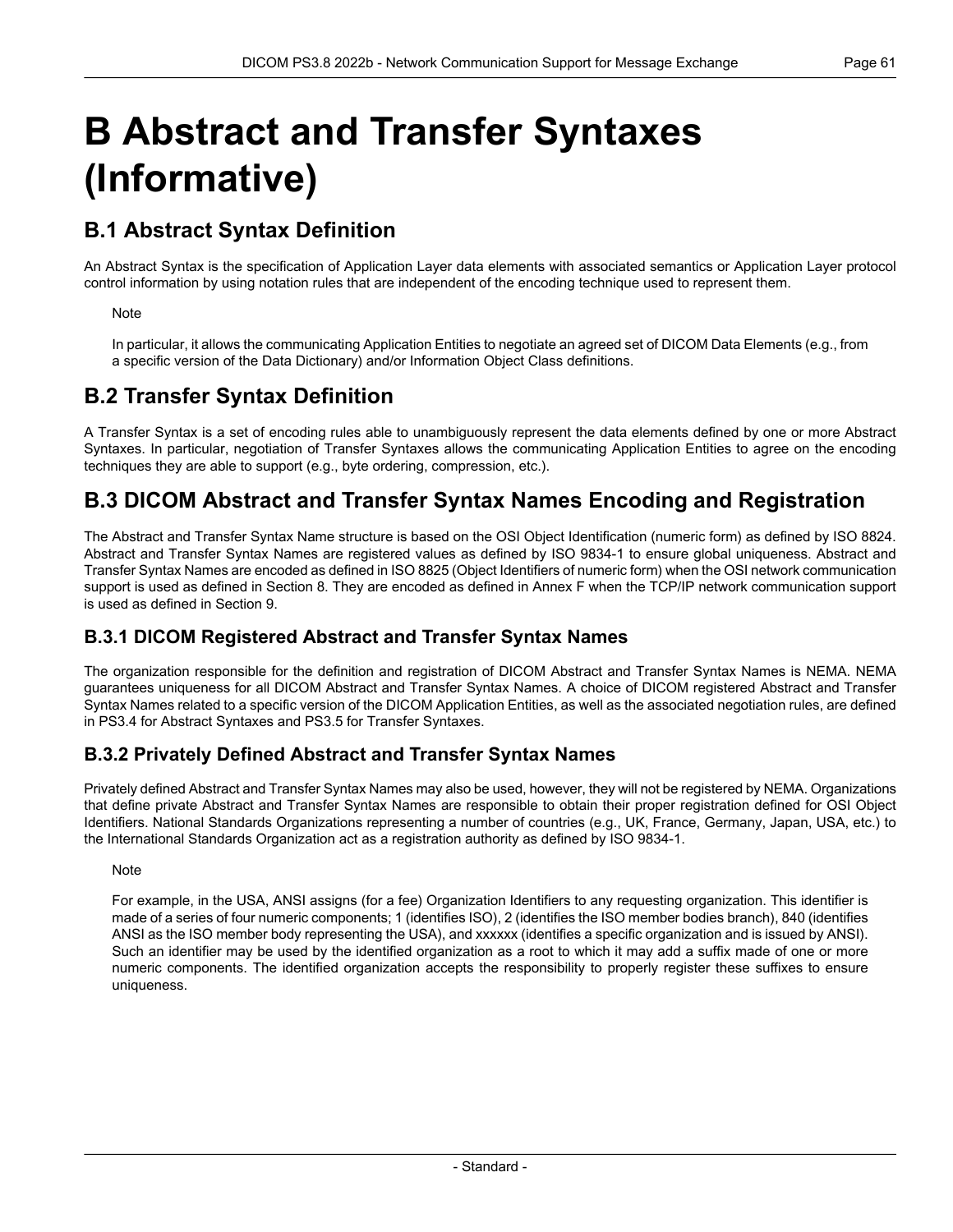# B Abstract and Transfer Syntaxes (Informative)

## B.1 Abstract Syntax Definition

An Abstract Syntax is the specification of Application Layer data elements with associated semantics or Application Layer protocol control information by using notation rules that are independent of the encoding technique used to represent them.

> Note
>
> In particular, it allows the communicating Application Entities to negotiate an agreed set of DICOM Data Elements (e.g., from a specific version of the Data Dictionary) and/or Information Object Class definitions.

## B.2 Transfer Syntax Definition

A Transfer Syntax is a set of encoding rules able to unambiguously represent the data elements defined by one or more Abstract Syntaxes. In particular, negotiation of Transfer Syntaxes allows the communicating Application Entities to agree on the encoding techniques they are able to support (e.g., byte ordering, compression, etc.).

## B.3 DICOM Abstract and Transfer Syntax Names Encoding and Registration

The Abstract and Transfer Syntax Name structure is based on the OSI Object Identification (numeric form) as defined by ISO 8824. Abstract and Transfer Syntax Names are registered values as defined by ISO 9834-1 to ensure global uniqueness. Abstract and Transfer Syntax Names are encoded as defined in ISO 8825 (Object Identifiers of numeric form) when the OSI network communication support is used as defined in Section 8. They are encoded as defined in Annex F when the TCP/IP network communication support is used as defined in Section 9.

### B.3.1 DICOM Registered Abstract and Transfer Syntax Names

The organization responsible for the definition and registration of DICOM Abstract and Transfer Syntax Names is NEMA. NEMA guarantees uniqueness for all DICOM Abstract and Transfer Syntax Names. A choice of DICOM registered Abstract and Transfer Syntax Names related to a specific version of the DICOM Application Entities, as well as the associated negotiation rules, are defined in PS3.4 for Abstract Syntaxes and PS3.5 for Transfer Syntaxes.

### B.3.2 Privately Defined Abstract and Transfer Syntax Names

Privately defined Abstract and Transfer Syntax Names may also be used, however, they will not be registered by NEMA. Organizations that define private Abstract and Transfer Syntax Names are responsible to obtain their proper registration defined for OSI Object Identifiers. National Standards Organizations representing a number of countries (e.g., UK, France, Germany, Japan, USA, etc.) to the International Standards Organization act as a registration authority as defined by ISO 9834-1.

> Note
>
> For example, in the USA, ANSI assigns (for a fee) Organization Identifiers to any requesting organization. This identifier is made of a series of four numeric components; 1 (identifies ISO), 2 (identifies the ISO member bodies branch), 840 (identifies ANSI as the ISO member body representing the USA), and xxxxxx (identifies a specific organization and is issued by ANSI). Such an identifier may be used by the identified organization as a root to which it may add a suffix made of one or more numeric components. The identified organization accepts the responsibility to properly register these suffixes to ensure uniqueness.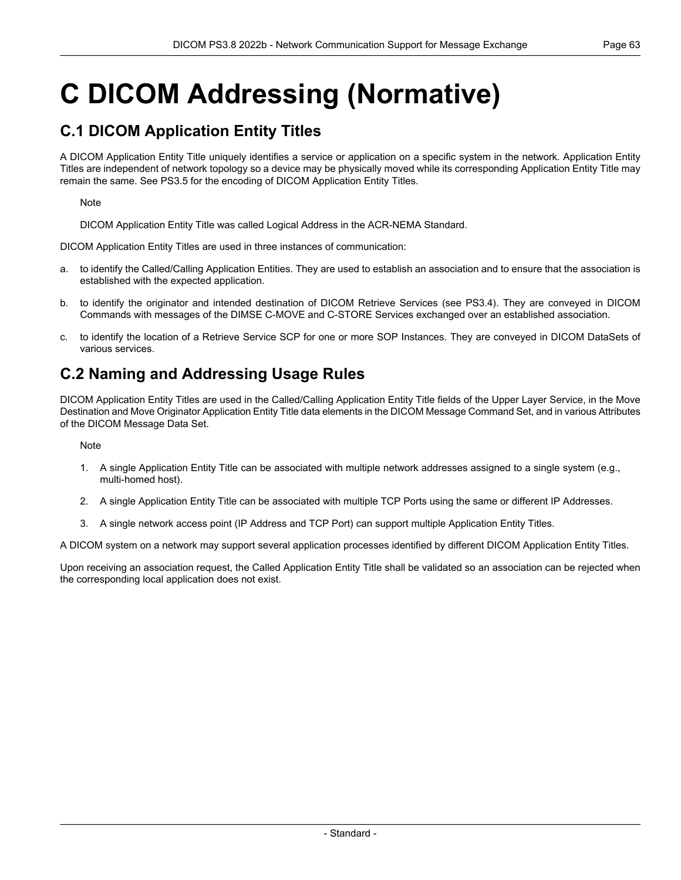# C DICOM Addressing (Normative)

## C.1 DICOM Application Entity Titles

A DICOM Application Entity Title uniquely identifies a service or application on a specific system in the network. Application Entity Titles are independent of network topology so a device may be physically moved while its corresponding Application Entity Title may remain the same. See PS3.5 for the encoding of DICOM Application Entity Titles.

Note

DICOM Application Entity Title was called Logical Address in the ACR-NEMA Standard.

DICOM Application Entity Titles are used in three instances of communication:

a. to identify the Called/Calling Application Entities. They are used to establish an association and to ensure that the association is established with the expected application.

b. to identify the originator and intended destination of DICOM Retrieve Services (see PS3.4). They are conveyed in DICOM Commands with messages of the DIMSE C-MOVE and C-STORE Services exchanged over an established association.

c. to identify the location of a Retrieve Service SCP for one or more SOP Instances. They are conveyed in DICOM DataSets of various services.

## C.2 Naming and Addressing Usage Rules

DICOM Application Entity Titles are used in the Called/Calling Application Entity Title fields of the Upper Layer Service, in the Move Destination and Move Originator Application Entity Title data elements in the DICOM Message Command Set, and in various Attributes of the DICOM Message Data Set.

Note

1. A single Application Entity Title can be associated with multiple network addresses assigned to a single system (e.g., multi-homed host).
2. A single Application Entity Title can be associated with multiple TCP Ports using the same or different IP Addresses.
3. A single network access point (IP Address and TCP Port) can support multiple Application Entity Titles.

A DICOM system on a network may support several application processes identified by different DICOM Application Entity Titles.

Upon receiving an association request, the Called Application Entity Title shall be validated so an association can be rejected when the corresponding local application does not exist.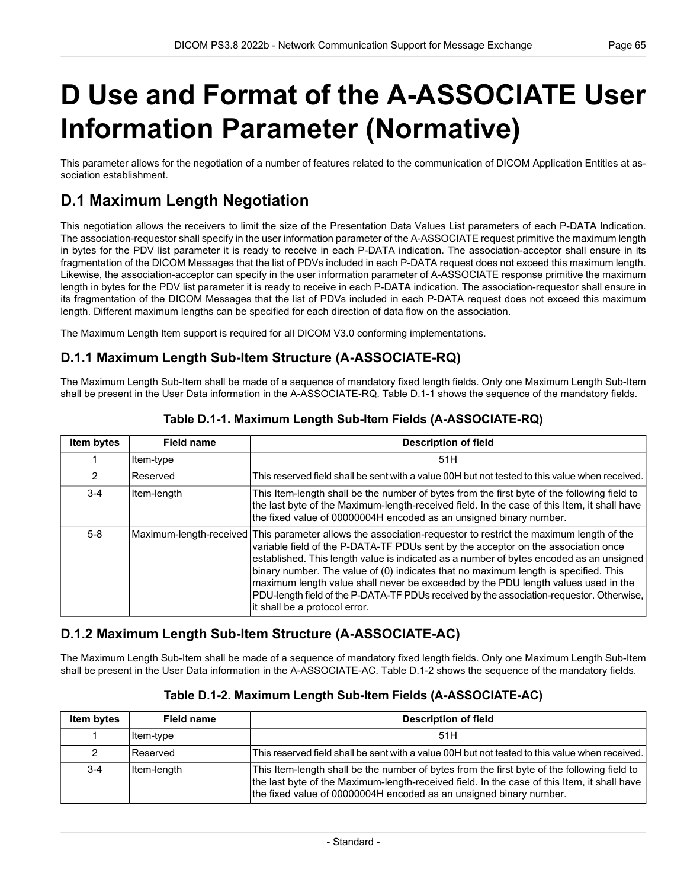# D Use and Format of the A-ASSOCIATE User Information Parameter (Normative)

This parameter allows for the negotiation of a number of features related to the communication of DICOM Application Entities at association establishment.

## D.1 Maximum Length Negotiation

This negotiation allows the receivers to limit the size of the Presentation Data Values List parameters of each P-DATA Indication. The association-requestor shall specify in the user information parameter of the A-ASSOCIATE request primitive the maximum length in bytes for the PDV list parameter it is ready to receive in each P-DATA indication. The association-acceptor shall ensure in its fragmentation of the DICOM Messages that the list of PDVs included in each P-DATA request does not exceed this maximum length. Likewise, the association-acceptor can specify in the user information parameter of A-ASSOCIATE response primitive the maximum length in bytes for the PDV list parameter it is ready to receive in each P-DATA indication. The association-requestor shall ensure in its fragmentation of the DICOM Messages that the list of PDVs included in each P-DATA request does not exceed this maximum length. Different maximum lengths can be specified for each direction of data flow on the association.

The Maximum Length Item support is required for all DICOM V3.0 conforming implementations.

### D.1.1 Maximum Length Sub-Item Structure (A-ASSOCIATE-RQ)

The Maximum Length Sub-Item shall be made of a sequence of mandatory fixed length fields. Only one Maximum Length Sub-Item shall be present in the User Data information in the A-ASSOCIATE-RQ. Table D.1-1 shows the sequence of the mandatory fields.

**Table D.1-1. Maximum Length Sub-Item Fields (A-ASSOCIATE-RQ)**

| Item bytes | Field name | Description of field |
|---|---|---|
| 1 | Item-type | 51H |
| 2 | Reserved | This reserved field shall be sent with a value 00H but not tested to this value when received. |
| 3-4 | Item-length | This Item-length shall be the number of bytes from the first byte of the following field to the last byte of the Maximum-length-received field. In the case of this Item, it shall have the fixed value of 00000004H encoded as an unsigned binary number. |
| 5-8 | Maximum-length-received | This parameter allows the association-requestor to restrict the maximum length of the variable field of the P-DATA-TF PDUs sent by the acceptor on the association once established. This length value is indicated as a number of bytes encoded as an unsigned binary number. The value of (0) indicates that no maximum length is specified. This maximum length value shall never be exceeded by the PDU length values used in the PDU-length field of the P-DATA-TF PDUs received by the association-requestor. Otherwise, it shall be a protocol error. |

### D.1.2 Maximum Length Sub-Item Structure (A-ASSOCIATE-AC)

The Maximum Length Sub-Item shall be made of a sequence of mandatory fixed length fields. Only one Maximum Length Sub-Item shall be present in the User Data information in the A-ASSOCIATE-AC. Table D.1-2 shows the sequence of the mandatory fields.

**Table D.1-2. Maximum Length Sub-Item Fields (A-ASSOCIATE-AC)**

| Item bytes | Field name | Description of field |
|---|---|---|
| 1 | Item-type | 51H |
| 2 | Reserved | This reserved field shall be sent with a value 00H but not tested to this value when received. |
| 3-4 | Item-length | This Item-length shall be the number of bytes from the first byte of the following field to the last byte of the Maximum-length-received field. In the case of this Item, it shall have the fixed value of 00000004H encoded as an unsigned binary number. |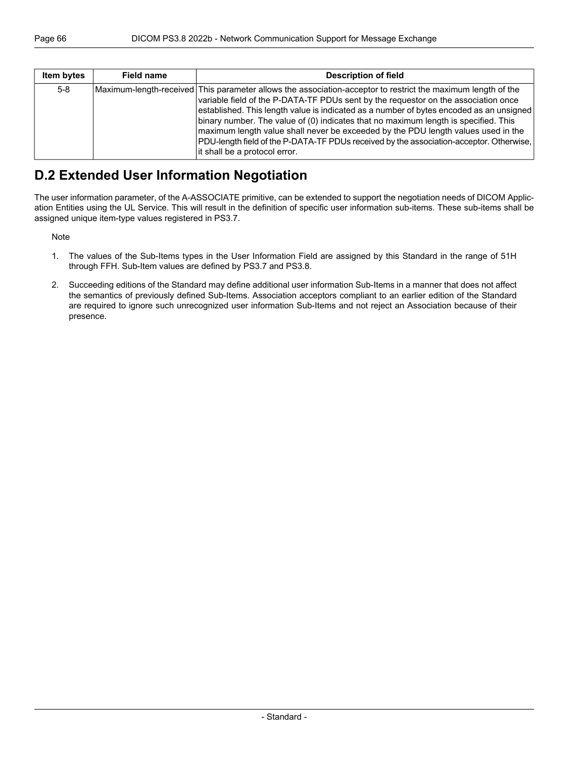| Item bytes | Field name | Description of field |
| --- | --- | --- |
| 5-8 | Maximum-length-received | This parameter allows the association-acceptor to restrict the maximum length of the variable field of the P-DATA-TF PDUs sent by the requestor on the association once established. This length value is indicated as a number of bytes encoded as an unsigned binary number. The value of (0) indicates that no maximum length is specified. This maximum length value shall never be exceeded by the PDU length values used in the PDU-length field of the P-DATA-TF PDUs received by the association-acceptor. Otherwise, it shall be a protocol error. |

## D.2 Extended User Information Negotiation

The user information parameter, of the A-ASSOCIATE primitive, can be extended to support the negotiation needs of DICOM Application Entities using the UL Service. This will result in the definition of specific user information sub-items. These sub-items shall be assigned unique item-type values registered in PS3.7.

Note

1. The values of the Sub-Items types in the User Information Field are assigned by this Standard in the range of 51H through FFH. Sub-Item values are defined by PS3.7 and PS3.8.

2. Succeeding editions of the Standard may define additional user information Sub-Items in a manner that does not affect the semantics of previously defined Sub-Items. Association acceptors compliant to an earlier edition of the Standard are required to ignore such unrecognized user information Sub-Items and not reject an Association because of their presence.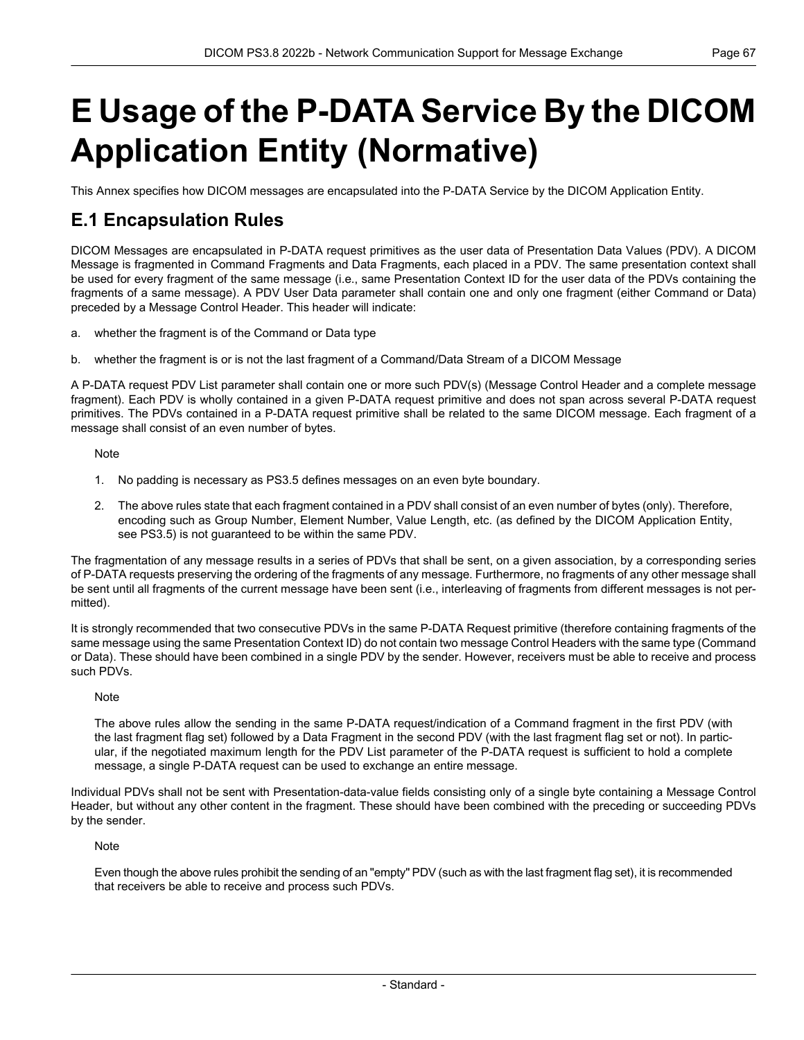# E Usage of the P-DATA Service By the DICOM Application Entity (Normative)

This Annex specifies how DICOM messages are encapsulated into the P-DATA Service by the DICOM Application Entity.

## E.1 Encapsulation Rules

DICOM Messages are encapsulated in P-DATA request primitives as the user data of Presentation Data Values (PDV). A DICOM Message is fragmented in Command Fragments and Data Fragments, each placed in a PDV. The same presentation context shall be used for every fragment of the same message (i.e., same Presentation Context ID for the user data of the PDVs containing the fragments of a same message). A PDV User Data parameter shall contain one and only one fragment (either Command or Data) preceded by a Message Control Header. This header will indicate:

a. whether the fragment is of the Command or Data type

b. whether the fragment is or is not the last fragment of a Command/Data Stream of a DICOM Message

A P-DATA request PDV List parameter shall contain one or more such PDV(s) (Message Control Header and a complete message fragment). Each PDV is wholly contained in a given P-DATA request primitive and does not span across several P-DATA request primitives. The PDVs contained in a P-DATA request primitive shall be related to the same DICOM message. Each fragment of a message shall consist of an even number of bytes.

Note

1. No padding is necessary as PS3.5 defines messages on an even byte boundary.
2. The above rules state that each fragment contained in a PDV shall consist of an even number of bytes (only). Therefore, encoding such as Group Number, Element Number, Value Length, etc. (as defined by the DICOM Application Entity, see PS3.5) is not guaranteed to be within the same PDV.

The fragmentation of any message results in a series of PDVs that shall be sent, on a given association, by a corresponding series of P-DATA requests preserving the ordering of the fragments of any message. Furthermore, no fragments of any other message shall be sent until all fragments of the current message have been sent (i.e., interleaving of fragments from different messages is not permitted).

It is strongly recommended that two consecutive PDVs in the same P-DATA Request primitive (therefore containing fragments of the same message using the same Presentation Context ID) do not contain two message Control Headers with the same type (Command or Data). These should have been combined in a single PDV by the sender. However, receivers must be able to receive and process such PDVs.

Note

The above rules allow the sending in the same P-DATA request/indication of a Command fragment in the first PDV (with the last fragment flag set) followed by a Data Fragment in the second PDV (with the last fragment flag set or not). In particular, if the negotiated maximum length for the PDV List parameter of the P-DATA request is sufficient to hold a complete message, a single P-DATA request can be used to exchange an entire message.

Individual PDVs shall not be sent with Presentation-data-value fields consisting only of a single byte containing a Message Control Header, but without any other content in the fragment. These should have been combined with the preceding or succeeding PDVs by the sender.

Note

Even though the above rules prohibit the sending of an "empty" PDV (such as with the last fragment flag set), it is recommended that receivers be able to receive and process such PDVs.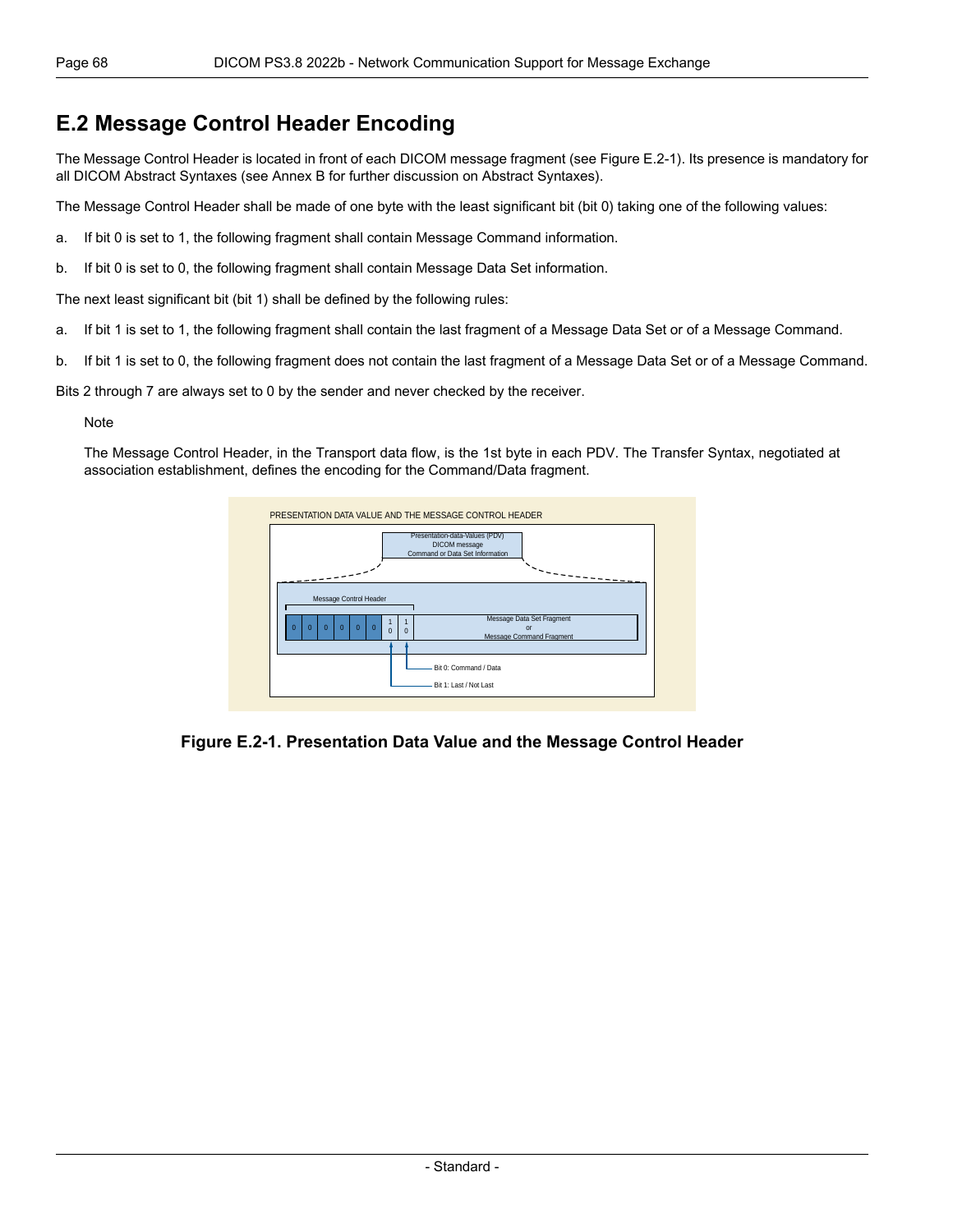## E.2 Message Control Header Encoding

The Message Control Header is located in front of each DICOM message fragment (see Figure E.2-1). Its presence is mandatory for all DICOM Abstract Syntaxes (see Annex B for further discussion on Abstract Syntaxes).

The Message Control Header shall be made of one byte with the least significant bit (bit 0) taking one of the following values:

a. If bit 0 is set to 1, the following fragment shall contain Message Command information.

b. If bit 0 is set to 0, the following fragment shall contain Message Data Set information.

The next least significant bit (bit 1) shall be defined by the following rules:

a. If bit 1 is set to 1, the following fragment shall contain the last fragment of a Message Data Set or of a Message Command.

b. If bit 1 is set to 0, the following fragment does not contain the last fragment of a Message Data Set or of a Message Command.

Bits 2 through 7 are always set to 0 by the sender and never checked by the receiver.

Note

The Message Control Header, in the Transport data flow, is the 1st byte in each PDV. The Transfer Syntax, negotiated at association establishment, defines the encoding for the Command/Data fragment.

**Figure E.2-1. Presentation Data Value and the Message Control Header**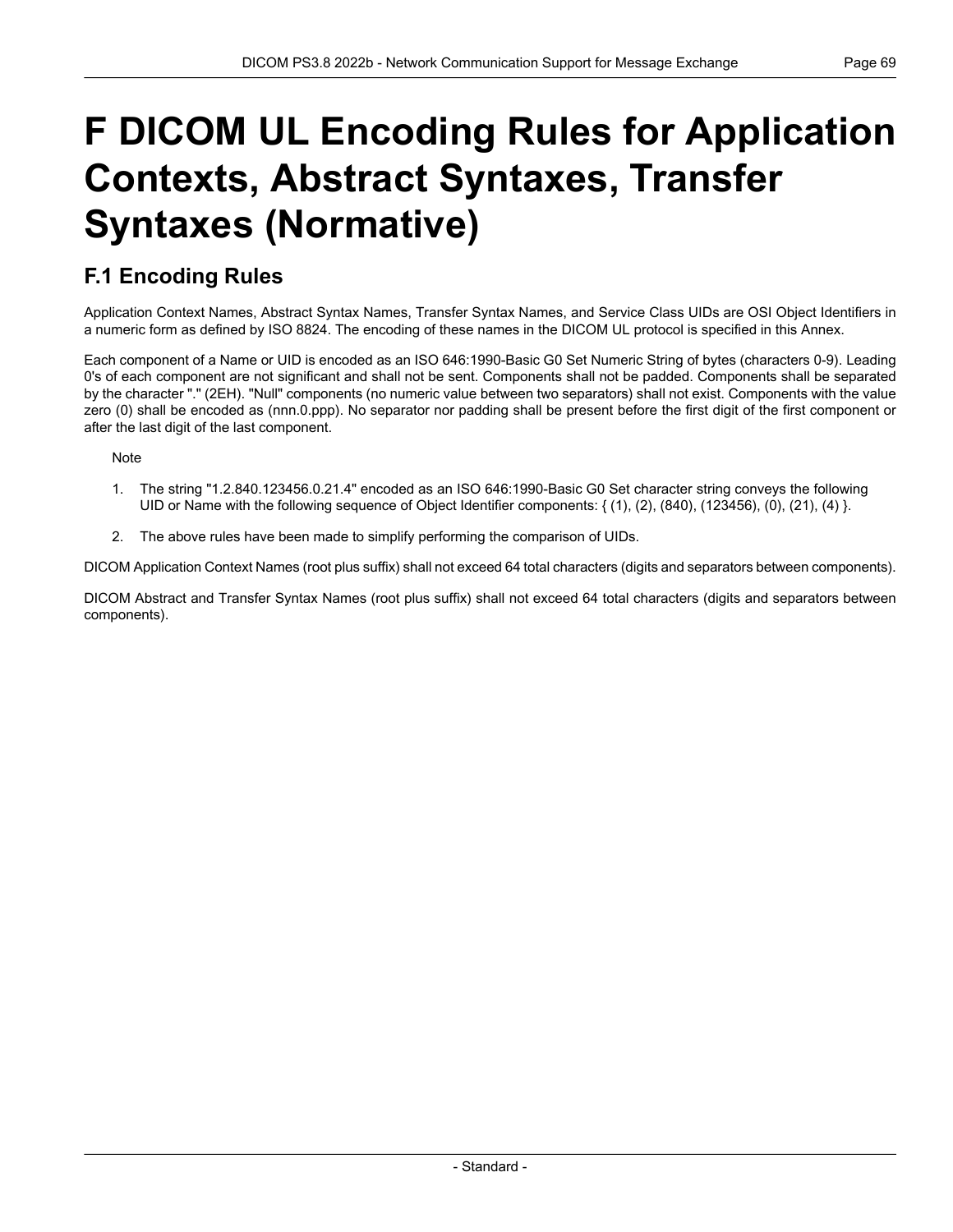# F DICOM UL Encoding Rules for Application Contexts, Abstract Syntaxes, Transfer Syntaxes (Normative)

## F.1 Encoding Rules

Application Context Names, Abstract Syntax Names, Transfer Syntax Names, and Service Class UIDs are OSI Object Identifiers in a numeric form as defined by ISO 8824. The encoding of these names in the DICOM UL protocol is specified in this Annex.

Each component of a Name or UID is encoded as an ISO 646:1990-Basic G0 Set Numeric String of bytes (characters 0-9). Leading 0's of each component are not significant and shall not be sent. Components shall not be padded. Components shall be separated by the character "." (2EH). "Null" components (no numeric value between two separators) shall not exist. Components with the value zero (0) shall be encoded as (nnn.0.ppp). No separator nor padding shall be present before the first digit of the first component or after the last digit of the last component.

Note

1. The string "1.2.840.123456.0.21.4" encoded as an ISO 646:1990-Basic G0 Set character string conveys the following UID or Name with the following sequence of Object Identifier components: { (1), (2), (840), (123456), (0), (21), (4) }.
2. The above rules have been made to simplify performing the comparison of UIDs.

DICOM Application Context Names (root plus suffix) shall not exceed 64 total characters (digits and separators between components).

DICOM Abstract and Transfer Syntax Names (root plus suffix) shall not exceed 64 total characters (digits and separators between components).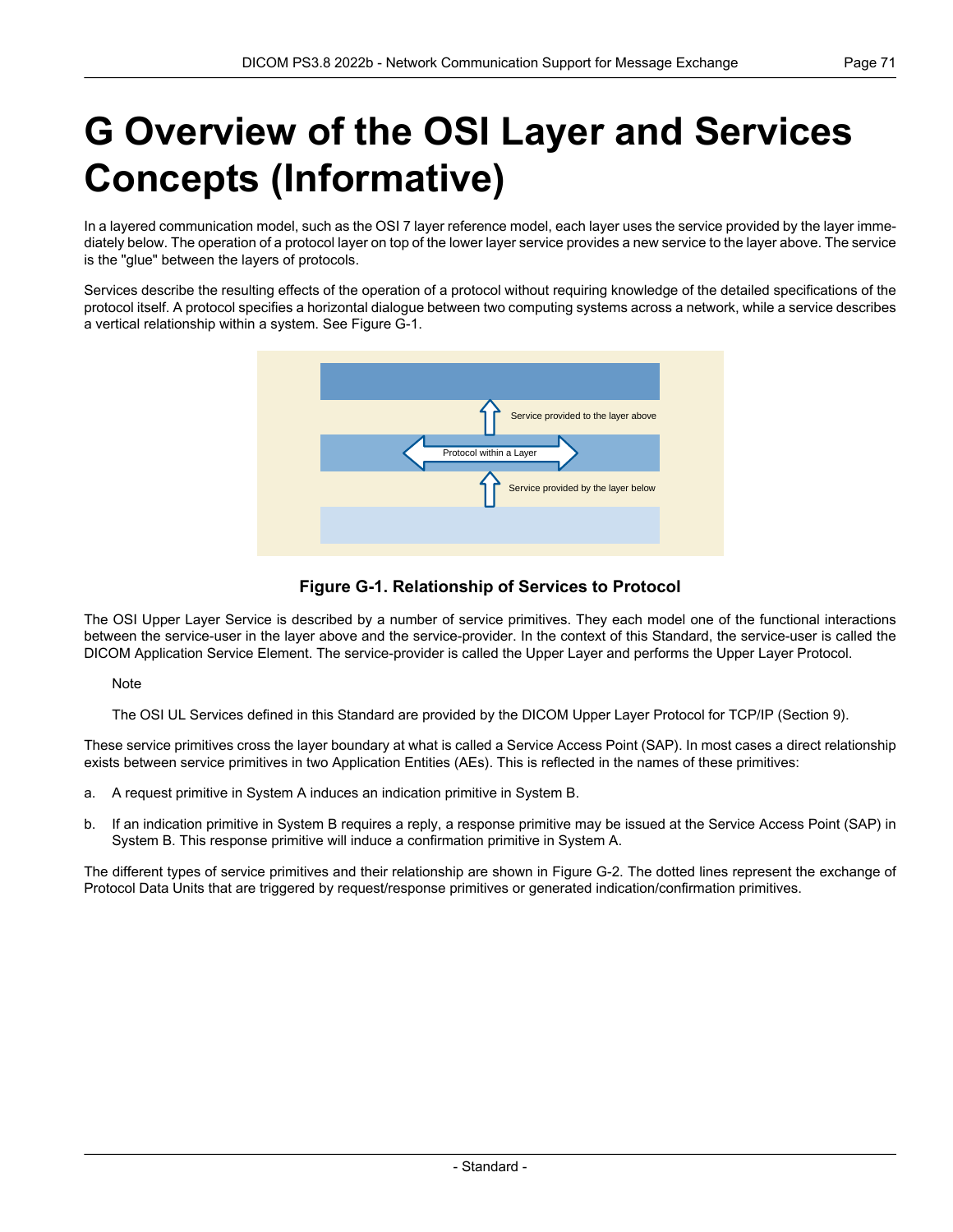# G Overview of the OSI Layer and Services Concepts (Informative)

In a layered communication model, such as the OSI 7 layer reference model, each layer uses the service provided by the layer immediately below. The operation of a protocol layer on top of the lower layer service provides a new service to the layer above. The service is the "glue" between the layers of protocols.

Services describe the resulting effects of the operation of a protocol without requiring knowledge of the detailed specifications of the protocol itself. A protocol specifies a horizontal dialogue between two computing systems across a network, while a service describes a vertical relationship within a system. See Figure G-1.

Service provided to the layer above

Protocol within a Layer

Service provided by the layer below

**Figure G-1. Relationship of Services to Protocol**

The OSI Upper Layer Service is described by a number of service primitives. They each model one of the functional interactions between the service-user in the layer above and the service-provider. In the context of this Standard, the service-user is called the DICOM Application Service Element. The service-provider is called the Upper Layer and performs the Upper Layer Protocol.

> Note
>
> The OSI UL Services defined in this Standard are provided by the DICOM Upper Layer Protocol for TCP/IP (Section 9).

These service primitives cross the layer boundary at what is called a Service Access Point (SAP). In most cases a direct relationship exists between service primitives in two Application Entities (AEs). This is reflected in the names of these primitives:

a. A request primitive in System A induces an indication primitive in System B.

b. If an indication primitive in System B requires a reply, a response primitive may be issued at the Service Access Point (SAP) in System B. This response primitive will induce a confirmation primitive in System A.

The different types of service primitives and their relationship are shown in Figure G-2. The dotted lines represent the exchange of Protocol Data Units that are triggered by request/response primitives or generated indication/confirmation primitives.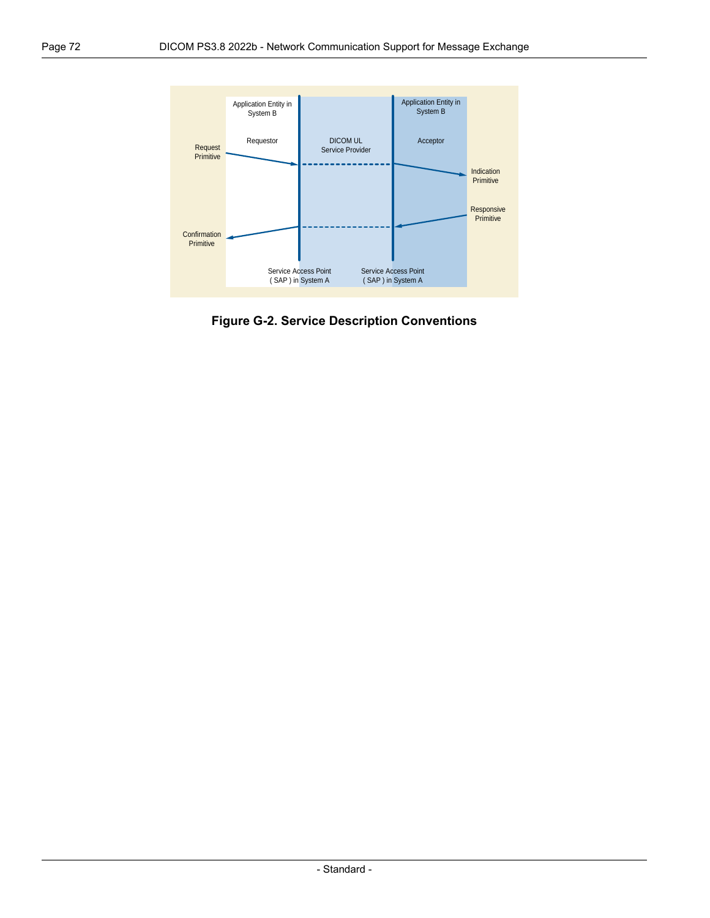**Figure G-2. Service Description Conventions**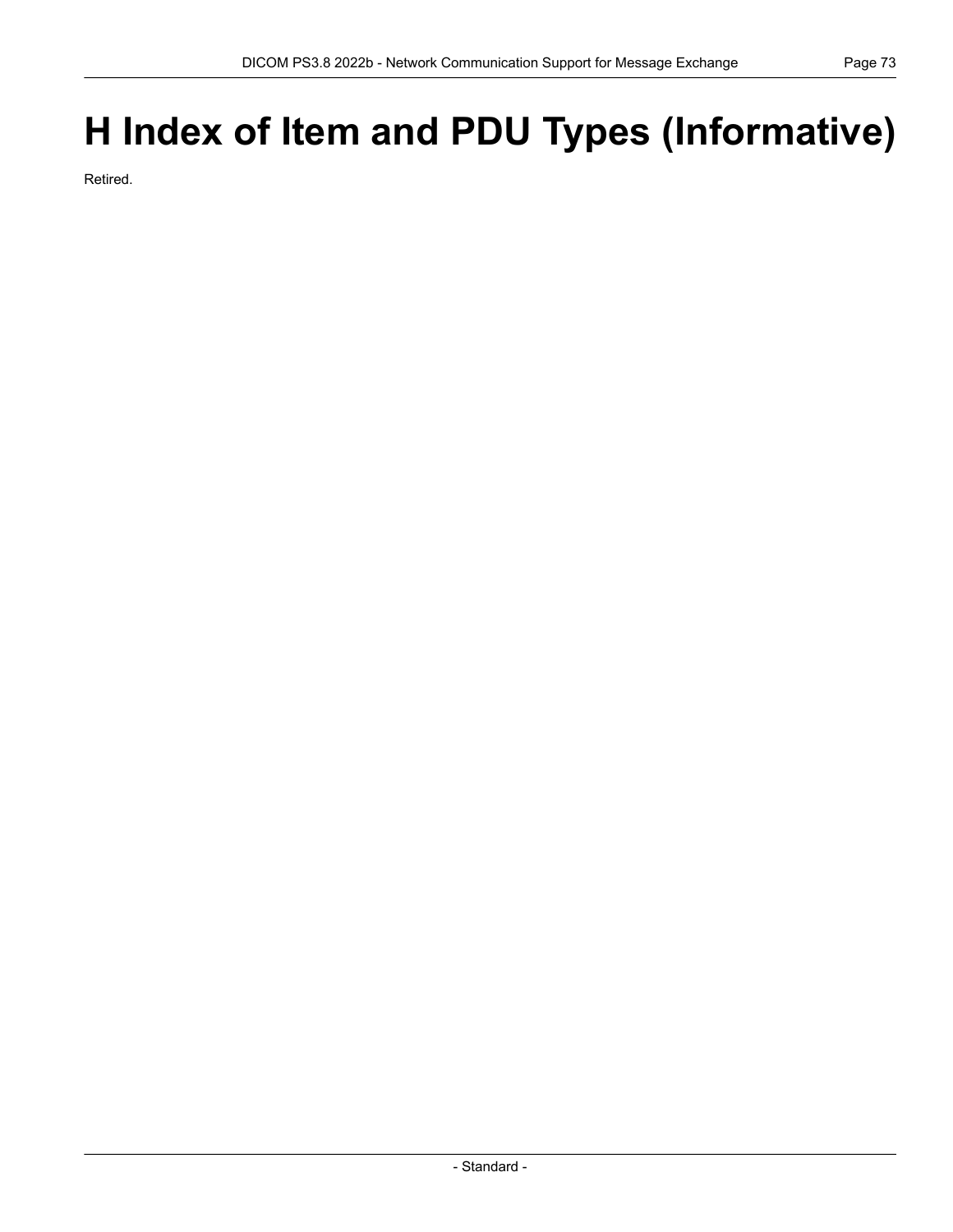# H Index of Item and PDU Types (Informative)

Retired.